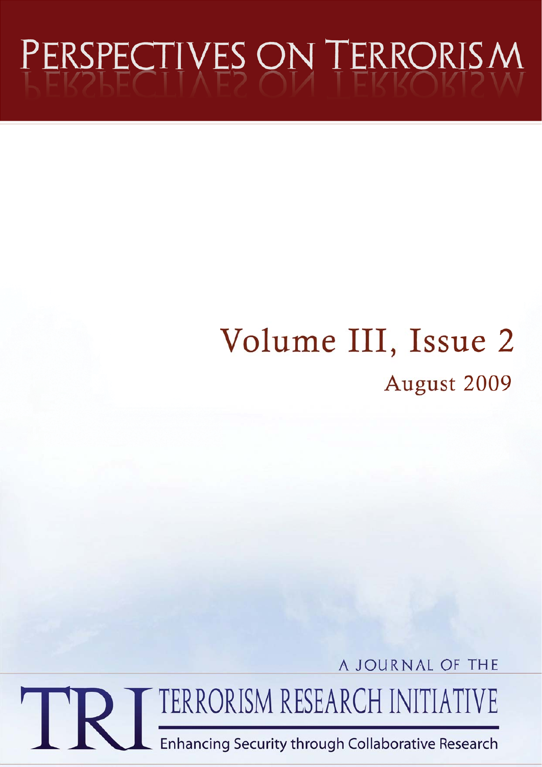# Perspectives on Terrorism

## Volume III, Issue 2

### August 2009

A JOURNAL OF THE

TRI TERRORISM RESEARCH INITIATIVE

Enhancing Security through Collaborative Research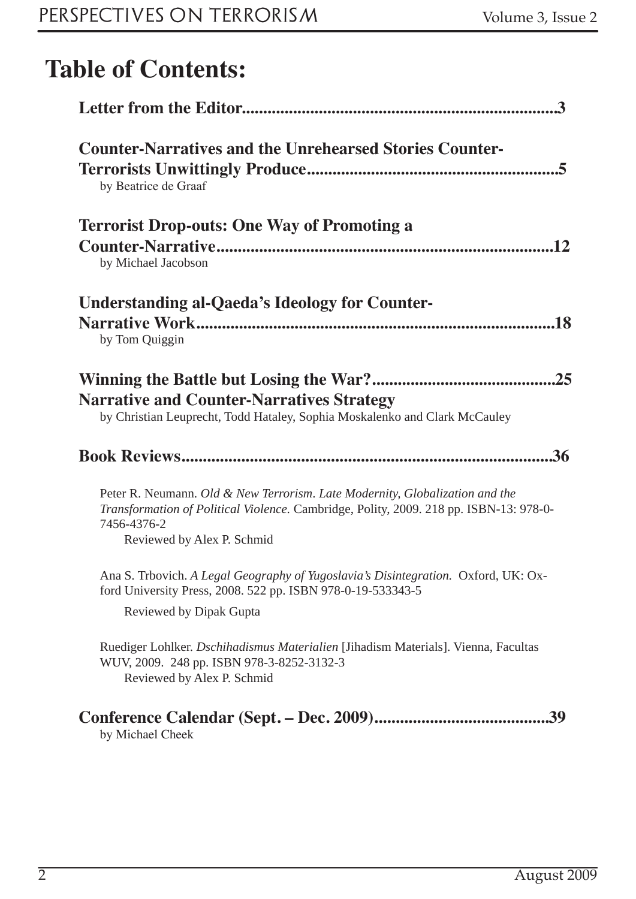# Table of Contents:

**Letter from the Editor........................................................................3**

**Counter-Narratives and the Unrehearsed Stories Counter-Terrorists Unwittingly Produce........................................................5**
by Beatrice de Graaf

**Terrorist Drop-outs: One Way of Promoting a Counter-Narrative..............................................................................12**
by Michael Jacobson

**Understanding al-Qaeda's Ideology for Counter-Narrative Work....................................................................................18**
by Tom Quiggin

**Winning the Battle but Losing the War?..........................................25**
**Narrative and Counter-Narratives Strategy**
by Christian Leuprecht, Todd Hataley, Sophia Moskalenko and Clark McCauley

**Book Reviews......................................................................................36**

Peter R. Neumann. *Old & New Terrorism. Late Modernity, Globalization and the Transformation of Political Violence.* Cambridge, Polity, 2009. 218 pp. ISBN-13: 978-0-7456-4376-2
Reviewed by Alex P. Schmid

Ana S. Trbovich. *A Legal Geography of Yugoslavia's Disintegration.* Oxford, UK: Oxford University Press, 2008. 522 pp. ISBN 978-0-19-533343-5
Reviewed by Dipak Gupta

Ruediger Lohlker. *Dschihadismus Materialien* [Jihadism Materials]. Vienna, Facultas WUV, 2009. 248 pp. ISBN 978-3-8252-3132-3
Reviewed by Alex P. Schmid

**Conference Calendar (Sept. – Dec. 2009)........................................39**
by Michael Cheek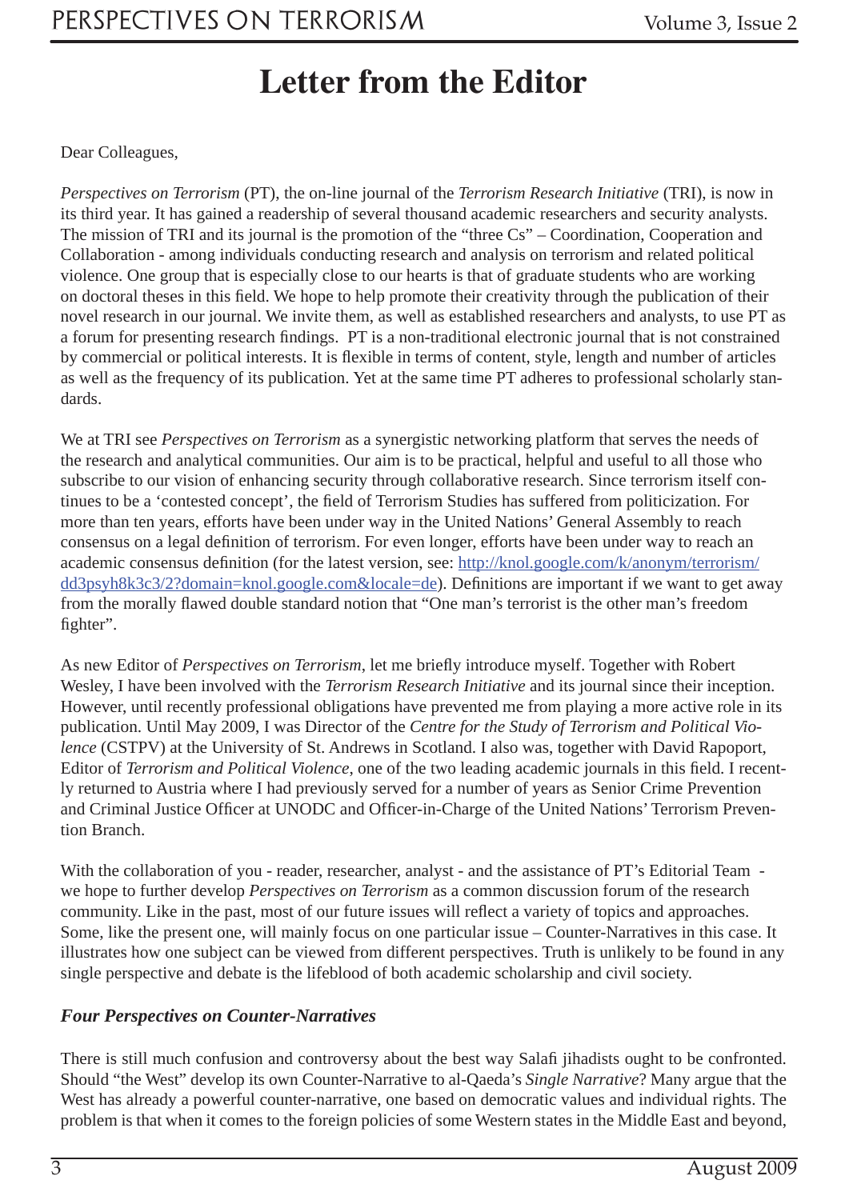// Letter from the Editor

Dear Colleagues,

*Perspectives on Terrorism* (PT), the on-line journal of the *Terrorism Research Initiative* (TRI), is now in its third year. It has gained a readership of several thousand academic researchers and security analysts. The mission of TRI and its journal is the promotion of the "three Cs" – Coordination, Cooperation and Collaboration - among individuals conducting research and analysis on terrorism and related political violence. One group that is especially close to our hearts is that of graduate students who are working on doctoral theses in this field. We hope to help promote their creativity through the publication of their novel research in our journal. We invite them, as well as established researchers and analysts, to use PT as a forum for presenting research findings. PT is a non-traditional electronic journal that is not constrained by commercial or political interests. It is flexible in terms of content, style, length and number of articles as well as the frequency of its publication. Yet at the same time PT adheres to professional scholarly standards.

We at TRI see *Perspectives on Terrorism* as a synergistic networking platform that serves the needs of the research and analytical communities. Our aim is to be practical, helpful and useful to all those who subscribe to our vision of enhancing security through collaborative research. Since terrorism itself continues to be a 'contested concept', the field of Terrorism Studies has suffered from politicization. For more than ten years, efforts have been under way in the United Nations' General Assembly to reach consensus on a legal definition of terrorism. For even longer, efforts have been under way to reach an academic consensus definition (for the latest version, see: http://knol.google.com/k/anonym/terrorism/dd3psyh8k3c3/2?domain=knol.google.com&locale=de). Definitions are important if we want to get away from the morally flawed double standard notion that "One man's terrorist is the other man's freedom fighter".

As new Editor of *Perspectives on Terrorism*, let me briefly introduce myself. Together with Robert Wesley, I have been involved with the *Terrorism Research Initiative* and its journal since their inception. However, until recently professional obligations have prevented me from playing a more active role in its publication. Until May 2009, I was Director of the *Centre for the Study of Terrorism and Political Violence* (CSTPV) at the University of St. Andrews in Scotland. I also was, together with David Rapoport, Editor of *Terrorism and Political Violence*, one of the two leading academic journals in this field. I recently returned to Austria where I had previously served for a number of years as Senior Crime Prevention and Criminal Justice Officer at UNODC and Officer-in-Charge of the United Nations' Terrorism Prevention Branch.

With the collaboration of you - reader, researcher, analyst - and the assistance of PT's Editorial Team - we hope to further develop *Perspectives on Terrorism* as a common discussion forum of the research community. Like in the past, most of our future issues will reflect a variety of topics and approaches. Some, like the present one, will mainly focus on one particular issue – Counter-Narratives in this case. It illustrates how one subject can be viewed from different perspectives. Truth is unlikely to be found in any single perspective and debate is the lifeblood of both academic scholarship and civil society.

### *Four Perspectives on Counter-Narratives*

There is still much confusion and controversy about the best way Salafi jihadists ought to be confronted. Should "the West" develop its own Counter-Narrative to al-Qaeda's *Single Narrative*? Many argue that the West has already a powerful counter-narrative, one based on democratic values and individual rights. The problem is that when it comes to the foreign policies of some Western states in the Middle East and beyond,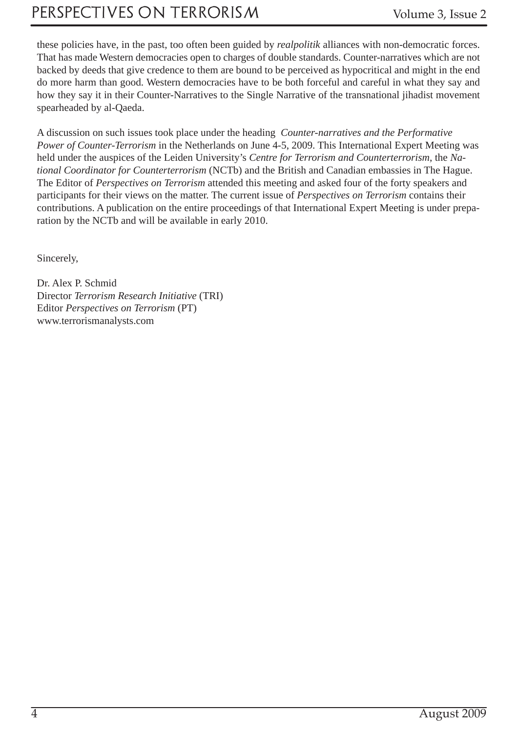these policies have, in the past, too often been guided by *realpolitik* alliances with non-democratic forces. That has made Western democracies open to charges of double standards. Counter-narratives which are not backed by deeds that give credence to them are bound to be perceived as hypocritical and might in the end do more harm than good. Western democracies have to be both forceful and careful in what they say and how they say it in their Counter-Narratives to the Single Narrative of the transnational jihadist movement spearheaded by al-Qaeda.

A discussion on such issues took place under the heading *Counter-narratives and the Performative Power of Counter-Terrorism* in the Netherlands on June 4-5, 2009. This International Expert Meeting was held under the auspices of the Leiden University's *Centre for Terrorism and Counterterrorism*, the *National Coordinator for Counterterrorism* (NCTb) and the British and Canadian embassies in The Hague. The Editor of *Perspectives on Terrorism* attended this meeting and asked four of the forty speakers and participants for their views on the matter. The current issue of *Perspectives on Terrorism* contains their contributions. A publication on the entire proceedings of that International Expert Meeting is under preparation by the NCTb and will be available in early 2010.

Sincerely,

Dr. Alex P. Schmid
Director *Terrorism Research Initiative* (TRI)
Editor *Perspectives on Terrorism* (PT)
www.terrorismanalysts.com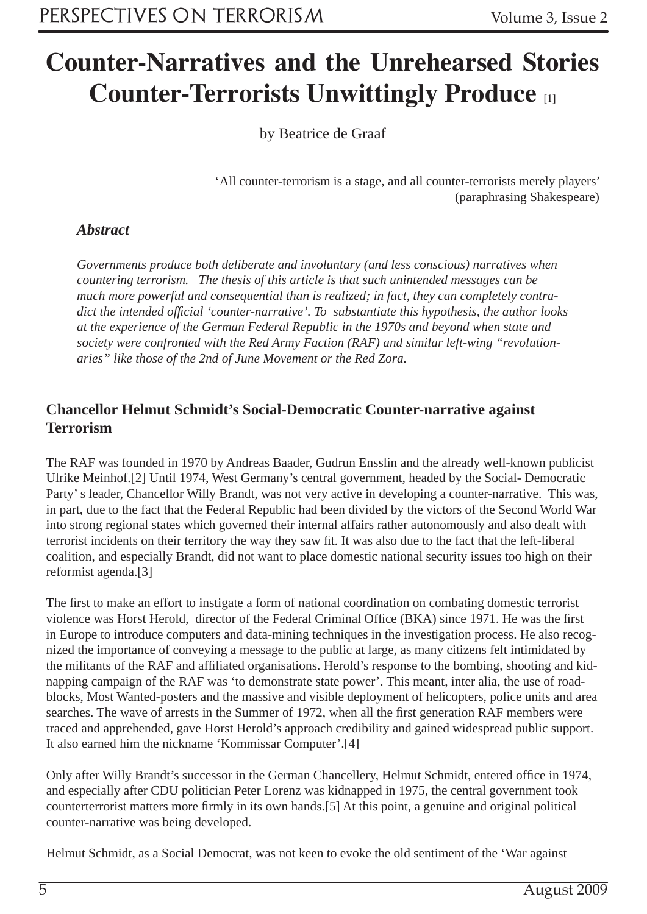# Counter-Narratives and the Unrehearsed Stories Counter-Terrorists Unwittingly Produce [1]

by Beatrice de Graaf

> 'All counter-terrorism is a stage, and all counter-terrorists merely players'
> (paraphrasing Shakespeare)

### *Abstract*

*Governments produce both deliberate and involuntary (and less conscious) narratives when countering terrorism. The thesis of this article is that such unintended messages can be much more powerful and consequential than is realized; in fact, they can completely contradict the intended official 'counter-narrative'. To substantiate this hypothesis, the author looks at the experience of the German Federal Republic in the 1970s and beyond when state and society were confronted with the Red Army Faction (RAF) and similar left-wing "revolutionaries" like those of the 2nd of June Movement or the Red Zora.*

## Chancellor Helmut Schmidt's Social-Democratic Counter-narrative against Terrorism

The RAF was founded in 1970 by Andreas Baader, Gudrun Ensslin and the already well-known publicist Ulrike Meinhof.[2] Until 1974, West Germany's central government, headed by the Social- Democratic Party' s leader, Chancellor Willy Brandt, was not very active in developing a counter-narrative. This was, in part, due to the fact that the Federal Republic had been divided by the victors of the Second World War into strong regional states which governed their internal affairs rather autonomously and also dealt with terrorist incidents on their territory the way they saw fit. It was also due to the fact that the left-liberal coalition, and especially Brandt, did not want to place domestic national security issues too high on their reformist agenda.[3]

The first to make an effort to instigate a form of national coordination on combating domestic terrorist violence was Horst Herold, director of the Federal Criminal Office (BKA) since 1971. He was the first in Europe to introduce computers and data-mining techniques in the investigation process. He also recognized the importance of conveying a message to the public at large, as many citizens felt intimidated by the militants of the RAF and affiliated organisations. Herold's response to the bombing, shooting and kidnapping campaign of the RAF was 'to demonstrate state power'. This meant, inter alia, the use of roadblocks, Most Wanted-posters and the massive and visible deployment of helicopters, police units and area searches. The wave of arrests in the Summer of 1972, when all the first generation RAF members were traced and apprehended, gave Horst Herold's approach credibility and gained widespread public support. It also earned him the nickname 'Kommissar Computer'.[4]

Only after Willy Brandt's successor in the German Chancellery, Helmut Schmidt, entered office in 1974, and especially after CDU politician Peter Lorenz was kidnapped in 1975, the central government took counterterrorist matters more firmly in its own hands.[5] At this point, a genuine and original political counter-narrative was being developed.

Helmut Schmidt, as a Social Democrat, was not keen to evoke the old sentiment of the 'War against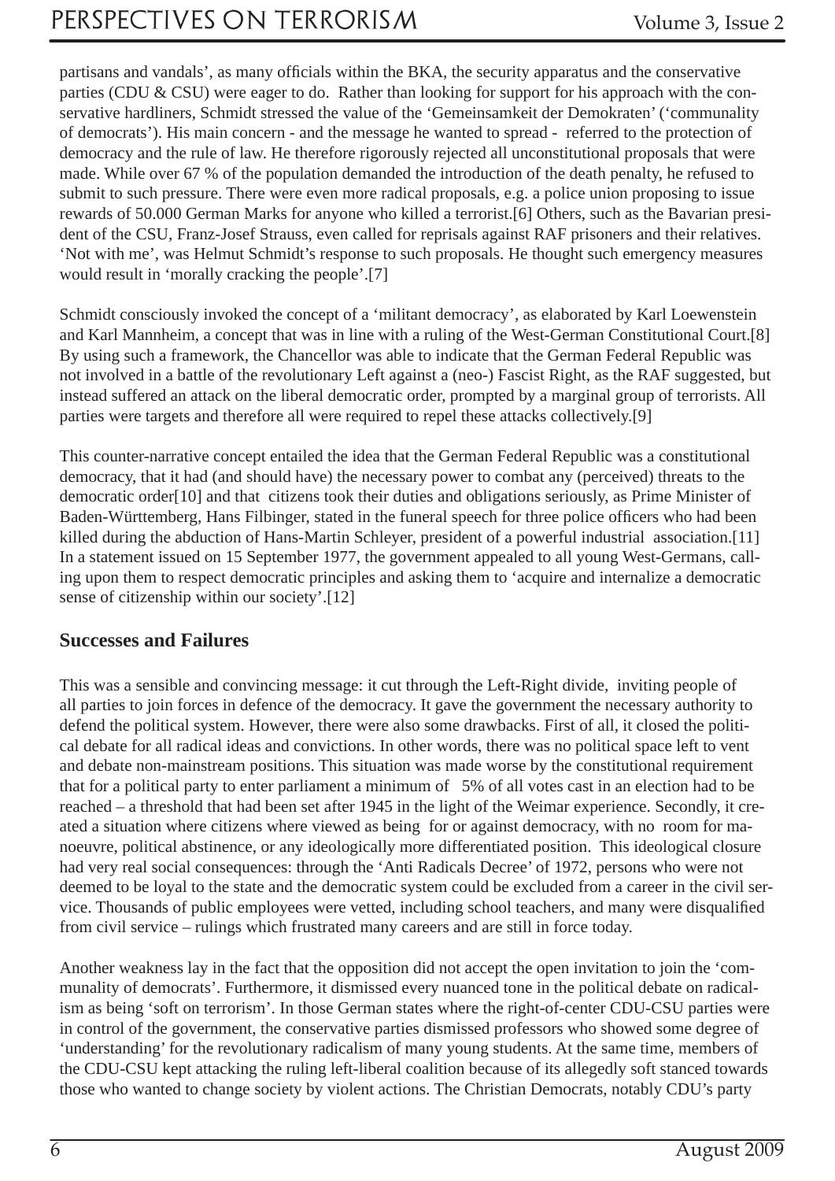partisans and vandals', as many officials within the BKA, the security apparatus and the conservative parties (CDU & CSU) were eager to do. Rather than looking for support for his approach with the conservative hardliners, Schmidt stressed the value of the 'Gemeinsamkeit der Demokraten' ('communality of democrats'). His main concern - and the message he wanted to spread - referred to the protection of democracy and the rule of law. He therefore rigorously rejected all unconstitutional proposals that were made. While over 67 % of the population demanded the introduction of the death penalty, he refused to submit to such pressure. There were even more radical proposals, e.g. a police union proposing to issue rewards of 50.000 German Marks for anyone who killed a terrorist.[6] Others, such as the Bavarian president of the CSU, Franz-Josef Strauss, even called for reprisals against RAF prisoners and their relatives. 'Not with me', was Helmut Schmidt's response to such proposals. He thought such emergency measures would result in 'morally cracking the people'.[7]

Schmidt consciously invoked the concept of a 'militant democracy', as elaborated by Karl Loewenstein and Karl Mannheim, a concept that was in line with a ruling of the West-German Constitutional Court.[8] By using such a framework, the Chancellor was able to indicate that the German Federal Republic was not involved in a battle of the revolutionary Left against a (neo-) Fascist Right, as the RAF suggested, but instead suffered an attack on the liberal democratic order, prompted by a marginal group of terrorists. All parties were targets and therefore all were required to repel these attacks collectively.[9]

This counter-narrative concept entailed the idea that the German Federal Republic was a constitutional democracy, that it had (and should have) the necessary power to combat any (perceived) threats to the democratic order[10] and that citizens took their duties and obligations seriously, as Prime Minister of Baden-Württemberg, Hans Filbinger, stated in the funeral speech for three police officers who had been killed during the abduction of Hans-Martin Schleyer, president of a powerful industrial association.[11] In a statement issued on 15 September 1977, the government appealed to all young West-Germans, calling upon them to respect democratic principles and asking them to 'acquire and internalize a democratic sense of citizenship within our society'.[12]

## Successes and Failures

This was a sensible and convincing message: it cut through the Left-Right divide, inviting people of all parties to join forces in defence of the democracy. It gave the government the necessary authority to defend the political system. However, there were also some drawbacks. First of all, it closed the political debate for all radical ideas and convictions. In other words, there was no political space left to vent and debate non-mainstream positions. This situation was made worse by the constitutional requirement that for a political party to enter parliament a minimum of 5% of all votes cast in an election had to be reached – a threshold that had been set after 1945 in the light of the Weimar experience. Secondly, it created a situation where citizens where viewed as being for or against democracy, with no room for manoeuvre, political abstinence, or any ideologically more differentiated position. This ideological closure had very real social consequences: through the 'Anti Radicals Decree' of 1972, persons who were not deemed to be loyal to the state and the democratic system could be excluded from a career in the civil service. Thousands of public employees were vetted, including school teachers, and many were disqualified from civil service – rulings which frustrated many careers and are still in force today.

Another weakness lay in the fact that the opposition did not accept the open invitation to join the 'communality of democrats'. Furthermore, it dismissed every nuanced tone in the political debate on radicalism as being 'soft on terrorism'. In those German states where the right-of-center CDU-CSU parties were in control of the government, the conservative parties dismissed professors who showed some degree of 'understanding' for the revolutionary radicalism of many young students. At the same time, members of the CDU-CSU kept attacking the ruling left-liberal coalition because of its allegedly soft stanced towards those who wanted to change society by violent actions. The Christian Democrats, notably CDU's party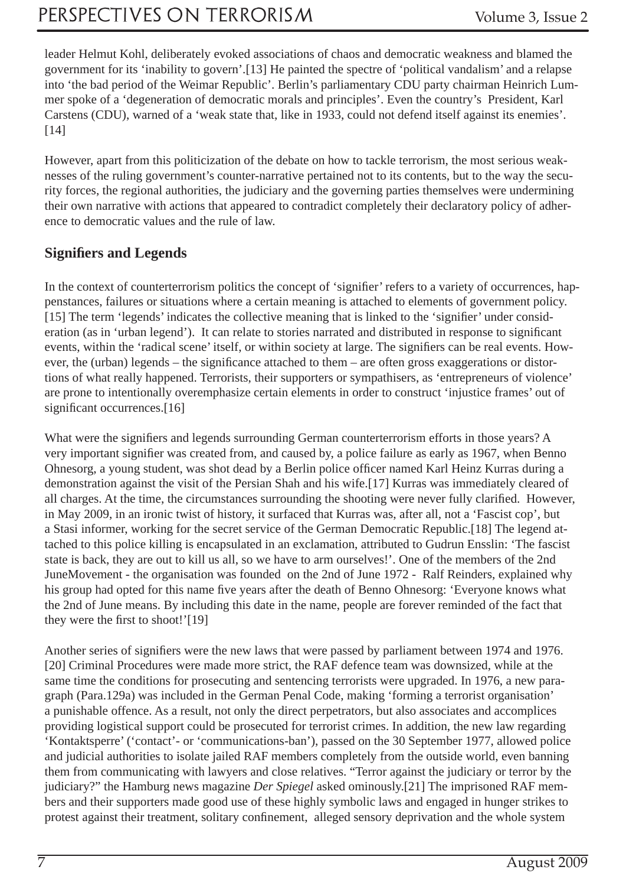leader Helmut Kohl, deliberately evoked associations of chaos and democratic weakness and blamed the government for its 'inability to govern'.[13] He painted the spectre of 'political vandalism' and a relapse into 'the bad period of the Weimar Republic'. Berlin's parliamentary CDU party chairman Heinrich Lummer spoke of a 'degeneration of democratic morals and principles'. Even the country's President, Karl Carstens (CDU), warned of a 'weak state that, like in 1933, could not defend itself against its enemies'.[14]

However, apart from this politicization of the debate on how to tackle terrorism, the most serious weaknesses of the ruling government's counter-narrative pertained not to its contents, but to the way the security forces, the regional authorities, the judiciary and the governing parties themselves were undermining their own narrative with actions that appeared to contradict completely their declaratory policy of adherence to democratic values and the rule of law.

## Signifiers and Legends

In the context of counterterrorism politics the concept of 'signifier' refers to a variety of occurrences, happenstances, failures or situations where a certain meaning is attached to elements of government policy.[15] The term 'legends' indicates the collective meaning that is linked to the 'signifier' under consideration (as in 'urban legend'). It can relate to stories narrated and distributed in response to significant events, within the 'radical scene' itself, or within society at large. The signifiers can be real events. However, the (urban) legends – the significance attached to them – are often gross exaggerations or distortions of what really happened. Terrorists, their supporters or sympathisers, as 'entrepreneurs of violence' are prone to intentionally overemphasize certain elements in order to construct 'injustice frames' out of significant occurrences.[16]

What were the signifiers and legends surrounding German counterterrorism efforts in those years? A very important signifier was created from, and caused by, a police failure as early as 1967, when Benno Ohnesorg, a young student, was shot dead by a Berlin police officer named Karl Heinz Kurras during a demonstration against the visit of the Persian Shah and his wife.[17] Kurras was immediately cleared of all charges. At the time, the circumstances surrounding the shooting were never fully clarified. However, in May 2009, in an ironic twist of history, it surfaced that Kurras was, after all, not a 'Fascist cop', but a Stasi informer, working for the secret service of the German Democratic Republic.[18] The legend attached to this police killing is encapsulated in an exclamation, attributed to Gudrun Ensslin: 'The fascist state is back, they are out to kill us all, so we have to arm ourselves!'. One of the members of the 2nd JuneMovement - the organisation was founded on the 2nd of June 1972 - Ralf Reinders, explained why his group had opted for this name five years after the death of Benno Ohnesorg: 'Everyone knows what the 2nd of June means. By including this date in the name, people are forever reminded of the fact that they were the first to shoot!'[19]

Another series of signifiers were the new laws that were passed by parliament between 1974 and 1976.[20] Criminal Procedures were made more strict, the RAF defence team was downsized, while at the same time the conditions for prosecuting and sentencing terrorists were upgraded. In 1976, a new paragraph (Para.129a) was included in the German Penal Code, making 'forming a terrorist organisation' a punishable offence. As a result, not only the direct perpetrators, but also associates and accomplices providing logistical support could be prosecuted for terrorist crimes. In addition, the new law regarding 'Kontaktsperre' ('contact'- or 'communications-ban'), passed on the 30 September 1977, allowed police and judicial authorities to isolate jailed RAF members completely from the outside world, even banning them from communicating with lawyers and close relatives. "Terror against the judiciary or terror by the judiciary?" the Hamburg news magazine *Der Spiegel* asked ominously.[21] The imprisoned RAF members and their supporters made good use of these highly symbolic laws and engaged in hunger strikes to protest against their treatment, solitary confinement, alleged sensory deprivation and the whole system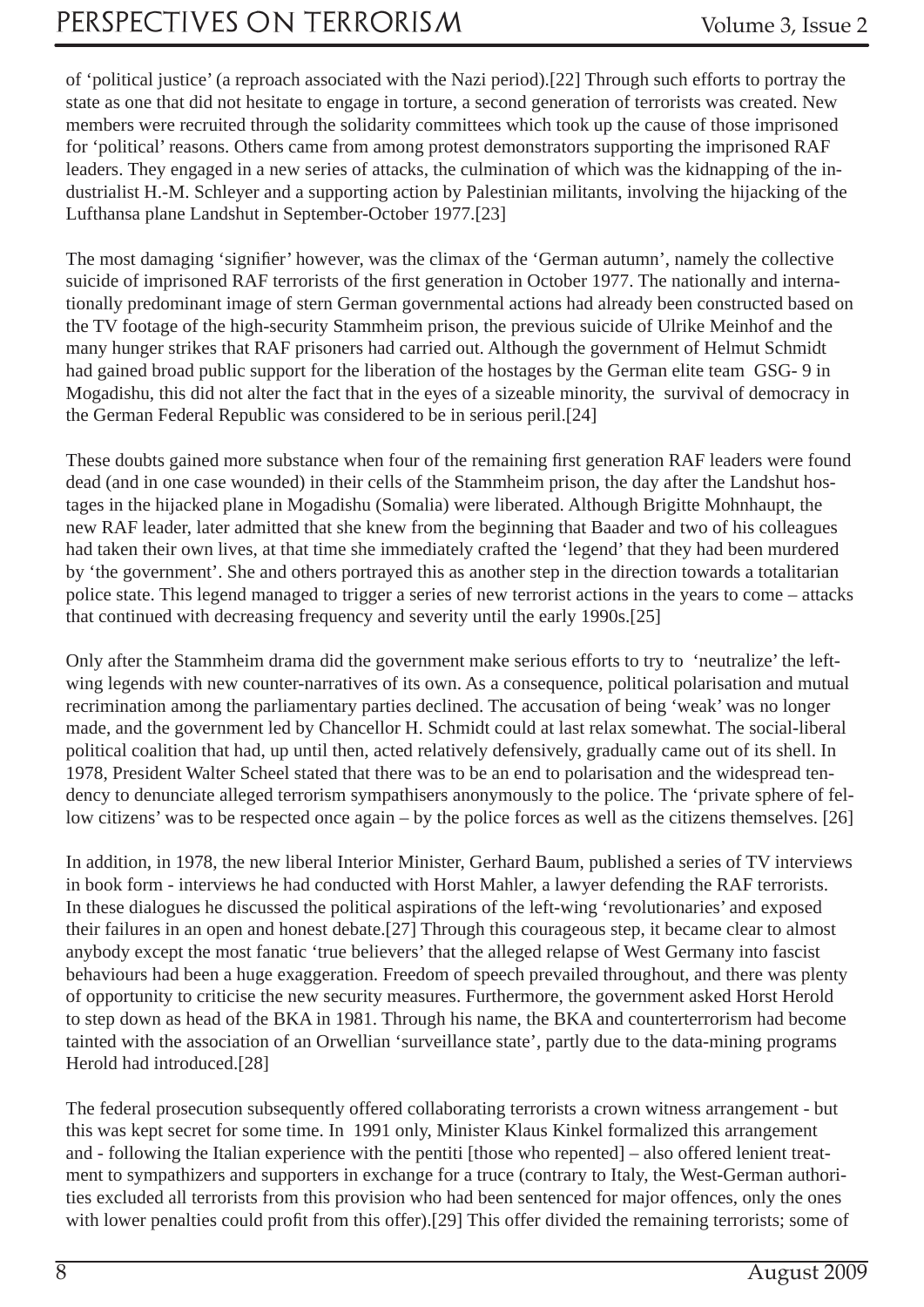of 'political justice' (a reproach associated with the Nazi period).[22] Through such efforts to portray the state as one that did not hesitate to engage in torture, a second generation of terrorists was created. New members were recruited through the solidarity committees which took up the cause of those imprisoned for 'political' reasons. Others came from among protest demonstrators supporting the imprisoned RAF leaders. They engaged in a new series of attacks, the culmination of which was the kidnapping of the industrialist H.-M. Schleyer and a supporting action by Palestinian militants, involving the hijacking of the Lufthansa plane Landshut in September-October 1977.[23]

The most damaging 'signifier' however, was the climax of the 'German autumn', namely the collective suicide of imprisoned RAF terrorists of the first generation in October 1977. The nationally and internationally predominant image of stern German governmental actions had already been constructed based on the TV footage of the high-security Stammheim prison, the previous suicide of Ulrike Meinhof and the many hunger strikes that RAF prisoners had carried out. Although the government of Helmut Schmidt had gained broad public support for the liberation of the hostages by the German elite team GSG- 9 in Mogadishu, this did not alter the fact that in the eyes of a sizeable minority, the survival of democracy in the German Federal Republic was considered to be in serious peril.[24]

These doubts gained more substance when four of the remaining first generation RAF leaders were found dead (and in one case wounded) in their cells of the Stammheim prison, the day after the Landshut hostages in the hijacked plane in Mogadishu (Somalia) were liberated. Although Brigitte Mohnhaupt, the new RAF leader, later admitted that she knew from the beginning that Baader and two of his colleagues had taken their own lives, at that time she immediately crafted the 'legend' that they had been murdered by 'the government'. She and others portrayed this as another step in the direction towards a totalitarian police state. This legend managed to trigger a series of new terrorist actions in the years to come – attacks that continued with decreasing frequency and severity until the early 1990s.[25]

Only after the Stammheim drama did the government make serious efforts to try to 'neutralize' the left-wing legends with new counter-narratives of its own. As a consequence, political polarisation and mutual recrimination among the parliamentary parties declined. The accusation of being 'weak' was no longer made, and the government led by Chancellor H. Schmidt could at last relax somewhat. The social-liberal political coalition that had, up until then, acted relatively defensively, gradually came out of its shell. In 1978, President Walter Scheel stated that there was to be an end to polarisation and the widespread tendency to denunciate alleged terrorism sympathisers anonymously to the police. The 'private sphere of fellow citizens' was to be respected once again – by the police forces as well as the citizens themselves. [26]

In addition, in 1978, the new liberal Interior Minister, Gerhard Baum, published a series of TV interviews in book form - interviews he had conducted with Horst Mahler, a lawyer defending the RAF terrorists. In these dialogues he discussed the political aspirations of the left-wing 'revolutionaries' and exposed their failures in an open and honest debate.[27] Through this courageous step, it became clear to almost anybody except the most fanatic 'true believers' that the alleged relapse of West Germany into fascist behaviours had been a huge exaggeration. Freedom of speech prevailed throughout, and there was plenty of opportunity to criticise the new security measures. Furthermore, the government asked Horst Herold to step down as head of the BKA in 1981. Through his name, the BKA and counterterrorism had become tainted with the association of an Orwellian 'surveillance state', partly due to the data-mining programs Herold had introduced.[28]

The federal prosecution subsequently offered collaborating terrorists a crown witness arrangement - but this was kept secret for some time. In 1991 only, Minister Klaus Kinkel formalized this arrangement and - following the Italian experience with the pentiti [those who repented] – also offered lenient treatment to sympathizers and supporters in exchange for a truce (contrary to Italy, the West-German authorities excluded all terrorists from this provision who had been sentenced for major offences, only the ones with lower penalties could profit from this offer).[29] This offer divided the remaining terrorists; some of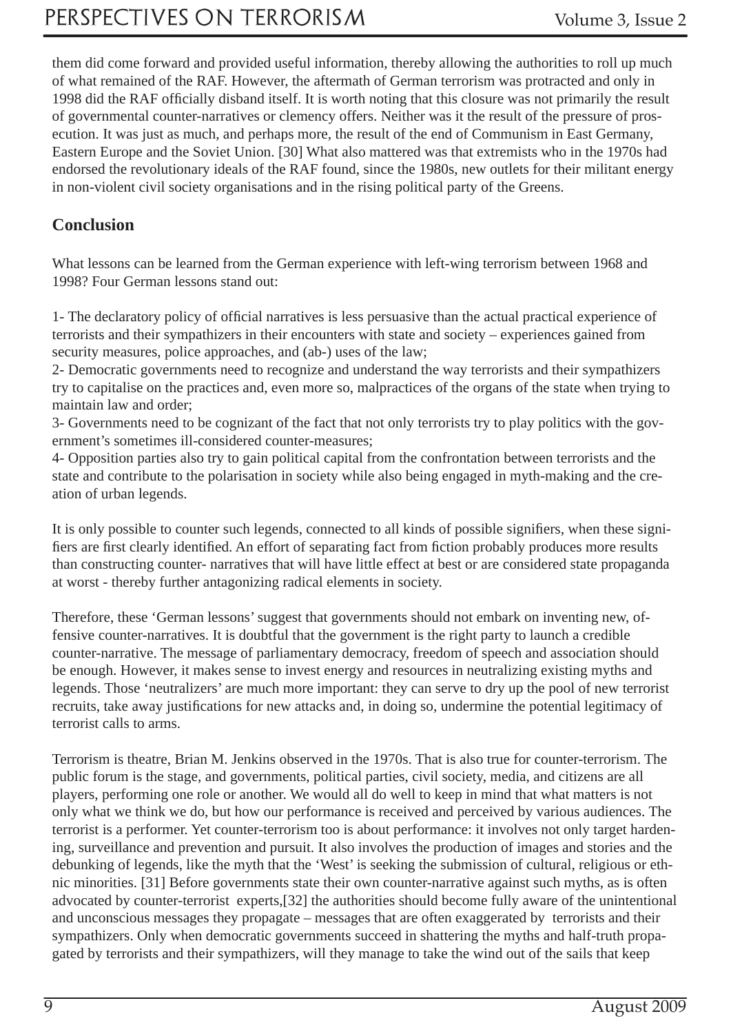them did come forward and provided useful information, thereby allowing the authorities to roll up much of what remained of the RAF. However, the aftermath of German terrorism was protracted and only in 1998 did the RAF officially disband itself. It is worth noting that this closure was not primarily the result of governmental counter-narratives or clemency offers. Neither was it the result of the pressure of prosecution. It was just as much, and perhaps more, the result of the end of Communism in East Germany, Eastern Europe and the Soviet Union. [30] What also mattered was that extremists who in the 1970s had endorsed the revolutionary ideals of the RAF found, since the 1980s, new outlets for their militant energy in non-violent civil society organisations and in the rising political party of the Greens.

## Conclusion

What lessons can be learned from the German experience with left-wing terrorism between 1968 and 1998? Four German lessons stand out:

1- The declaratory policy of official narratives is less persuasive than the actual practical experience of terrorists and their sympathizers in their encounters with state and society – experiences gained from security measures, police approaches, and (ab-) uses of the law;
2- Democratic governments need to recognize and understand the way terrorists and their sympathizers try to capitalise on the practices and, even more so, malpractices of the organs of the state when trying to maintain law and order;
3- Governments need to be cognizant of the fact that not only terrorists try to play politics with the government's sometimes ill-considered counter-measures;
4- Opposition parties also try to gain political capital from the confrontation between terrorists and the state and contribute to the polarisation in society while also being engaged in myth-making and the creation of urban legends.

It is only possible to counter such legends, connected to all kinds of possible signifiers, when these signifiers are first clearly identified. An effort of separating fact from fiction probably produces more results than constructing counter- narratives that will have little effect at best or are considered state propaganda at worst - thereby further antagonizing radical elements in society.

Therefore, these 'German lessons' suggest that governments should not embark on inventing new, offensive counter-narratives. It is doubtful that the government is the right party to launch a credible counter-narrative. The message of parliamentary democracy, freedom of speech and association should be enough. However, it makes sense to invest energy and resources in neutralizing existing myths and legends. Those 'neutralizers' are much more important: they can serve to dry up the pool of new terrorist recruits, take away justifications for new attacks and, in doing so, undermine the potential legitimacy of terrorist calls to arms.

Terrorism is theatre, Brian M. Jenkins observed in the 1970s. That is also true for counter-terrorism. The public forum is the stage, and governments, political parties, civil society, media, and citizens are all players, performing one role or another. We would all do well to keep in mind that what matters is not only what we think we do, but how our performance is received and perceived by various audiences. The terrorist is a performer. Yet counter-terrorism too is about performance: it involves not only target hardening, surveillance and prevention and pursuit. It also involves the production of images and stories and the debunking of legends, like the myth that the 'West' is seeking the submission of cultural, religious or ethnic minorities. [31] Before governments state their own counter-narrative against such myths, as is often advocated by counter-terrorist experts,[32] the authorities should become fully aware of the unintentional and unconscious messages they propagate – messages that are often exaggerated by terrorists and their sympathizers. Only when democratic governments succeed in shattering the myths and half-truth propagated by terrorists and their sympathizers, will they manage to take the wind out of the sails that keep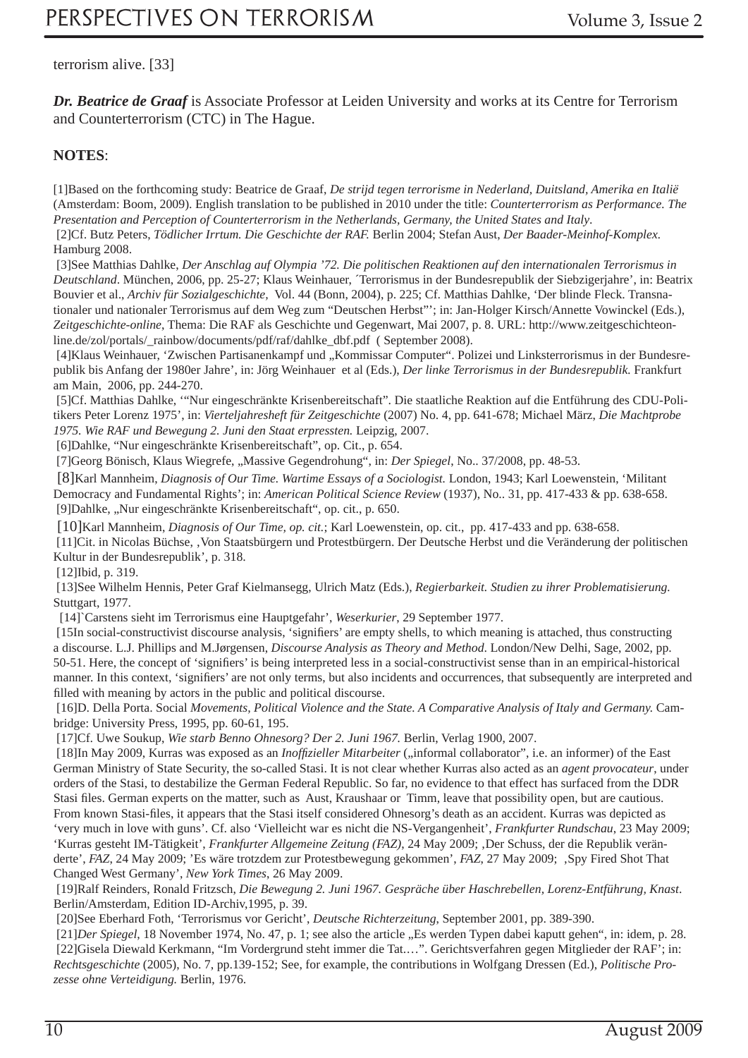terrorism alive. [33]

***Dr. Beatrice de Graaf*** is Associate Professor at Leiden University and works at its Centre for Terrorism and Counterterrorism (CTC) in The Hague.

**NOTES**:

[1]Based on the forthcoming study: Beatrice de Graaf, *De strijd tegen terrorisme in Nederland, Duitsland, Amerika en Italië* (Amsterdam: Boom, 2009). English translation to be published in 2010 under the title: *Counterterrorism as Performance. The Presentation and Perception of Counterterrorism in the Netherlands, Germany, the United States and Italy*.

[2]Cf. Butz Peters, *Tödlicher Irrtum. Die Geschichte der RAF.* Berlin 2004; Stefan Aust, *Der Baader-Meinhof-Komplex.* Hamburg 2008.

[3]See Matthias Dahlke, *Der Anschlag auf Olympia '72. Die politischen Reaktionen auf den internationalen Terrorismus in Deutschland*. München, 2006, pp. 25-27; Klaus Weinhauer, ´Terrorismus in der Bundesrepublik der Siebzigerjahre', in: Beatrix Bouvier et al., *Archiv für Sozialgeschichte,* Vol. 44 (Bonn, 2004), p. 225; Cf. Matthias Dahlke, 'Der blinde Fleck. Transnationaler und nationaler Terrorismus auf dem Weg zum "Deutschen Herbst"'; in: Jan-Holger Kirsch/Annette Vowinckel (Eds.), *Zeitgeschichte-online*, Thema: Die RAF als Geschichte und Gegenwart, Mai 2007, p. 8. URL: http://www.zeitgeschichteonline.de/zol/portals/_rainbow/documents/pdf/raf/dahlke_dbf.pdf ( September 2008).

[4]Klaus Weinhauer, 'Zwischen Partisanenkampf und „Kommissar Computer". Polizei und Linksterrorismus in der Bundesrepublik bis Anfang der 1980er Jahre', in: Jörg Weinhauer et al (Eds.), *Der linke Terrorismus in der Bundesrepublik.* Frankfurt am Main, 2006, pp. 244-270.

[5]Cf. Matthias Dahlke, '"Nur eingeschränkte Krisenbereitschaft". Die staatliche Reaktion auf die Entführung des CDU-Politikers Peter Lorenz 1975', in: *Vierteljahresheft für Zeitgeschichte* (2007) No. 4, pp. 641-678; Michael März, *Die Machtprobe 1975. Wie RAF und Bewegung 2. Juni den Staat erpressten.* Leipzig, 2007.

[6]Dahlke, "Nur eingeschränkte Krisenbereitschaft", op. Cit., p. 654.

[7]Georg Bönisch, Klaus Wiegrefe, „Massive Gegendrohung", in: *Der Spiegel*, No.. 37/2008, pp. 48-53.

[8]Karl Mannheim, *Diagnosis of Our Time. Wartime Essays of a Sociologist.* London, 1943; Karl Loewenstein, 'Militant Democracy and Fundamental Rights'; in: *American Political Science Review* (1937), No.. 31, pp. 417-433 & pp. 638-658.

[9]Dahlke, „Nur eingeschränkte Krisenbereitschaft", op. cit., p. 650.

[10]Karl Mannheim, *Diagnosis of Our Time, op. cit.*; Karl Loewenstein, op. cit., pp. 417-433 and pp. 638-658.

[11]Cit. in Nicolas Büchse, ‚Von Staatsbürgern und Protestbürgern. Der Deutsche Herbst und die Veränderung der politischen Kultur in der Bundesrepublik', p. 318.

[12]Ibid, p. 319.

[13]See Wilhelm Hennis, Peter Graf Kielmansegg, Ulrich Matz (Eds.), *Regierbarkeit. Studien zu ihrer Problematisierung.* Stuttgart, 1977.

[14]`Carstens sieht im Terrorismus eine Hauptgefahr', *Weserkurier*, 29 September 1977.

[15In social-constructivist discourse analysis, 'signifiers' are empty shells, to which meaning is attached, thus constructing a discourse. L.J. Phillips and M.Jørgensen, *Discourse Analysis as Theory and Method.* London/New Delhi, Sage, 2002, pp. 50-51. Here, the concept of 'signifiers' is being interpreted less in a social-constructivist sense than in an empirical-historical manner. In this context, 'signifiers' are not only terms, but also incidents and occurrences, that subsequently are interpreted and filled with meaning by actors in the public and political discourse.

[16]D. Della Porta. Social *Movements, Political Violence and the State. A Comparative Analysis of Italy and Germany.* Cambridge: University Press, 1995, pp. 60-61, 195.

[17]Cf. Uwe Soukup, *Wie starb Benno Ohnesorg? Der 2. Juni 1967.* Berlin, Verlag 1900, 2007.

[18]In May 2009, Kurras was exposed as an *Inoffizieller Mitarbeiter* („informal collaborator", i.e. an informer) of the East German Ministry of State Security, the so-called Stasi. It is not clear whether Kurras also acted as an *agent provocateur*, under orders of the Stasi, to destabilize the German Federal Republic. So far, no evidence to that effect has surfaced from the DDR Stasi files. German experts on the matter, such as Aust, Kraushaar or Timm, leave that possibility open, but are cautious. From known Stasi-files, it appears that the Stasi itself considered Ohnesorg's death as an accident. Kurras was depicted as 'very much in love with guns'. Cf. also 'Vielleicht war es nicht die NS-Vergangenheit', *Frankfurter Rundschau*, 23 May 2009; 'Kurras gesteht IM-Tätigkeit', *Frankfurter Allgemeine Zeitung (FAZ)*, 24 May 2009; ‚Der Schuss, der die Republik veränderte', *FAZ*, 24 May 2009; 'Es wäre trotzdem zur Protestbewegung gekommen', *FAZ*, 27 May 2009; ‚Spy Fired Shot That Changed West Germany', *New York Times*, 26 May 2009.

[19]Ralf Reinders, Ronald Fritzsch, *Die Bewegung 2. Juni 1967. Gespräche über Haschrebellen, Lorenz-Entführung, Knast*. Berlin/Amsterdam, Edition ID-Archiv,1995, p. 39.

[20]See Eberhard Foth, 'Terrorismus vor Gericht', *Deutsche Richterzeitung*, September 2001, pp. 389-390.

[21]*Der Spiegel*, 18 November 1974, No. 47, p. 1; see also the article „Es werden Typen dabei kaputt gehen", in: idem, p. 28.

[22]Gisela Diewald Kerkmann, "Im Vordergrund steht immer die Tat…". Gerichtsverfahren gegen Mitglieder der RAF'; in: *Rechtsgeschichte* (2005), No. 7, pp.139-152; See, for example, the contributions in Wolfgang Dressen (Ed.), *Politische Prozesse ohne Verteidigung.* Berlin, 1976.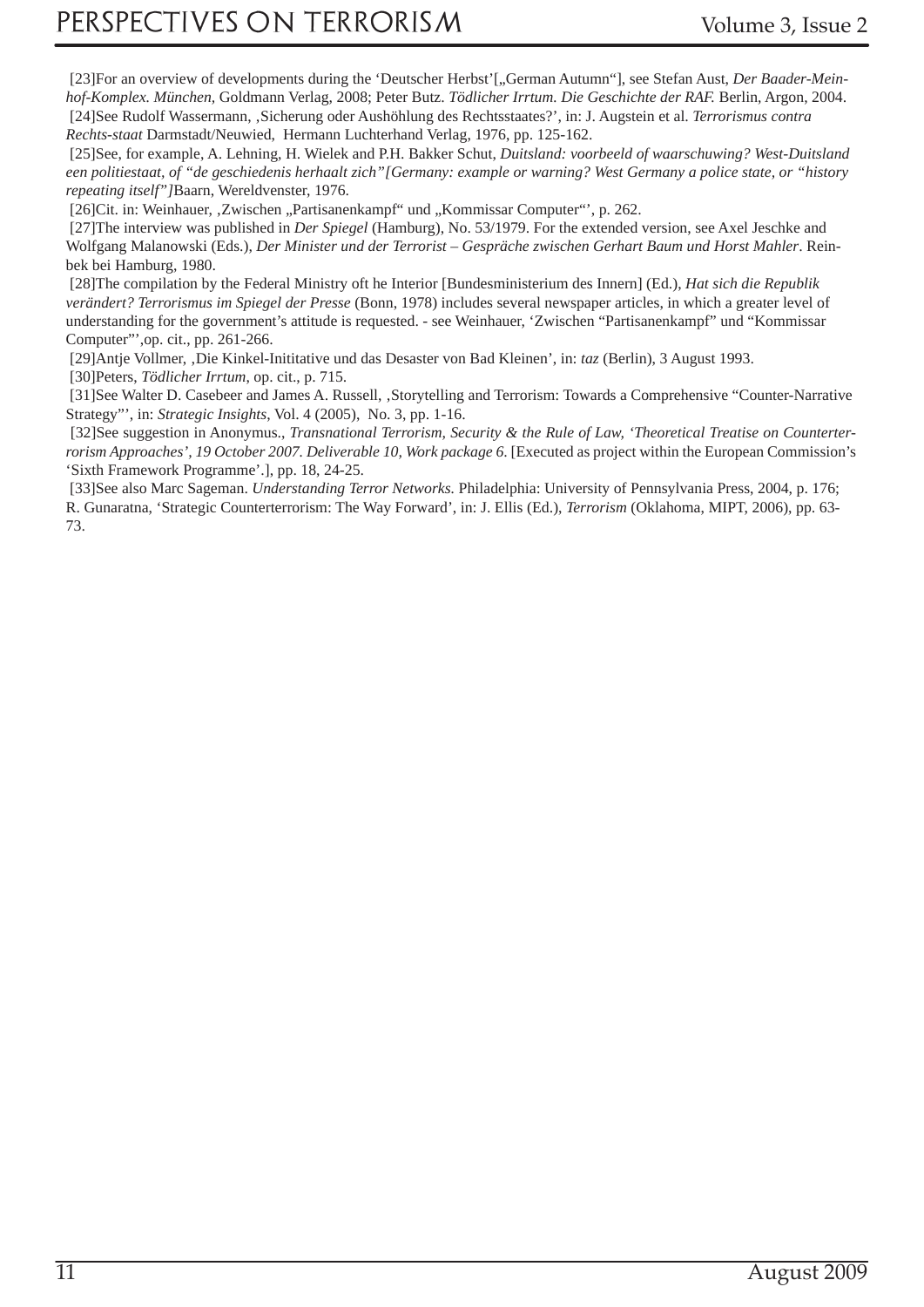[23]For an overview of developments during the 'Deutscher Herbst'[„German Autumn"], see Stefan Aust, *Der Baader-Meinhof-Komplex. München,* Goldmann Verlag, 2008; Peter Butz. *Tödlicher Irrtum. Die Geschichte der RAF.* Berlin, Argon, 2004.

[24]See Rudolf Wassermann, ‚Sicherung oder Aushöhlung des Rechtsstaates?', in: J. Augstein et al. *Terrorismus contra Rechts-staat* Darmstadt/Neuwied, Hermann Luchterhand Verlag, 1976, pp. 125-162.

[25]See, for example, A. Lehning, H. Wielek and P.H. Bakker Schut, *Duitsland: voorbeeld of waarschuwing? West-Duitsland een politiestaat, of "de geschiedenis herhaalt zich"[Germany: example or warning? West Germany a police state, or "history repeating itself"]*Baarn, Wereldvenster, 1976.

[26]Cit. in: Weinhauer, ‚Zwischen „Partisanenkampf" und „Kommissar Computer"', p. 262.

[27]The interview was published in *Der Spiegel* (Hamburg), No. 53/1979. For the extended version, see Axel Jeschke and Wolfgang Malanowski (Eds.), *Der Minister und der Terrorist – Gespräche zwischen Gerhart Baum und Horst Mahler*. Reinbek bei Hamburg, 1980.

[28]The compilation by the Federal Ministry oft he Interior [Bundesministerium des Innern] (Ed.), *Hat sich die Republik verändert? Terrorismus im Spiegel der Presse* (Bonn, 1978) includes several newspaper articles, in which a greater level of understanding for the government's attitude is requested. - see Weinhauer, 'Zwischen "Partisanenkampf" und "Kommissar Computer"',op. cit., pp. 261-266.

[29]Antje Vollmer, ‚Die Kinkel-Inititative und das Desaster von Bad Kleinen', in: *taz* (Berlin), 3 August 1993.

[30]Peters, *Tödlicher Irrtum*, op. cit., p. 715.

[31]See Walter D. Casebeer and James A. Russell, ‚Storytelling and Terrorism: Towards a Comprehensive "Counter-Narrative Strategy"', in: *Strategic Insights*, Vol. 4 (2005), No. 3, pp. 1-16.

[32]See suggestion in Anonymus., *Transnational Terrorism, Security & the Rule of Law, 'Theoretical Treatise on Counterterrorism Approaches', 19 October 2007. Deliverable 10, Work package 6.* [Executed as project within the European Commission's 'Sixth Framework Programme'.], pp. 18, 24-25.

[33]See also Marc Sageman. *Understanding Terror Networks.* Philadelphia: University of Pennsylvania Press, 2004, p. 176; R. Gunaratna, 'Strategic Counterterrorism: The Way Forward', in: J. Ellis (Ed.), *Terrorism* (Oklahoma, MIPT, 2006), pp. 63-73.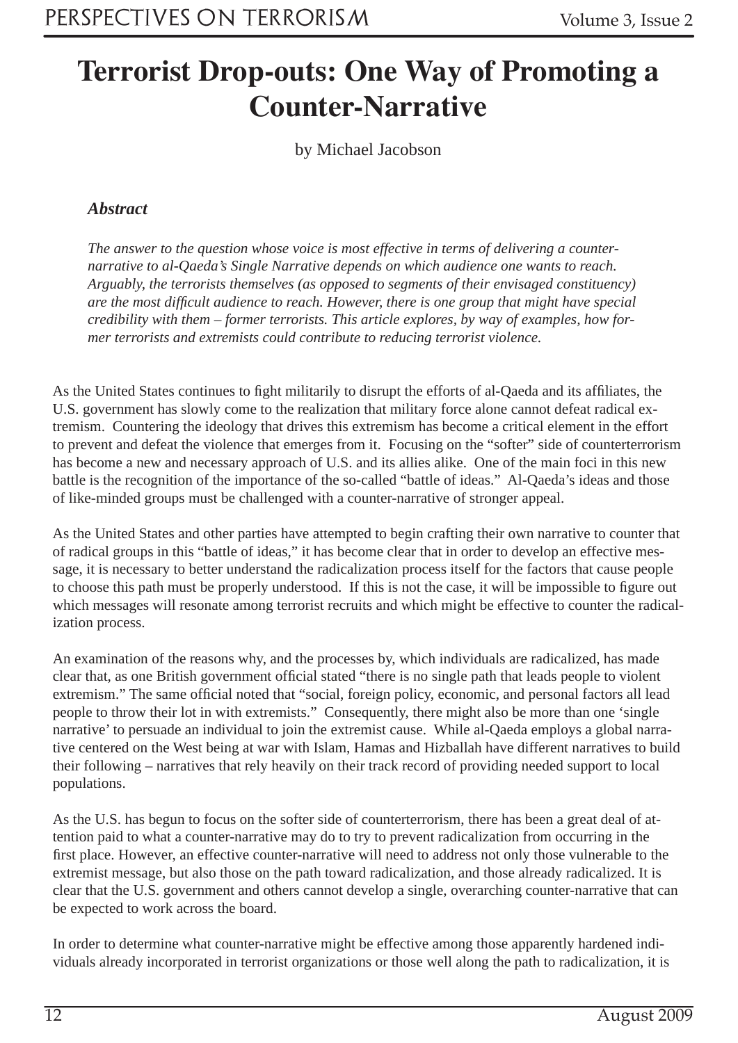# Terrorist Drop-outs: One Way of Promoting a Counter-Narrative

by Michael Jacobson

### *Abstract*

*The answer to the question whose voice is most effective in terms of delivering a counter-narrative to al-Qaeda's Single Narrative depends on which audience one wants to reach. Arguably, the terrorists themselves (as opposed to segments of their envisaged constituency) are the most difficult audience to reach. However, there is one group that might have special credibility with them – former terrorists. This article explores, by way of examples, how former terrorists and extremists could contribute to reducing terrorist violence.*

As the United States continues to fight militarily to disrupt the efforts of al-Qaeda and its affiliates, the U.S. government has slowly come to the realization that military force alone cannot defeat radical extremism. Countering the ideology that drives this extremism has become a critical element in the effort to prevent and defeat the violence that emerges from it. Focusing on the "softer" side of counterterrorism has become a new and necessary approach of U.S. and its allies alike. One of the main foci in this new battle is the recognition of the importance of the so-called "battle of ideas." Al-Qaeda's ideas and those of like-minded groups must be challenged with a counter-narrative of stronger appeal.

As the United States and other parties have attempted to begin crafting their own narrative to counter that of radical groups in this "battle of ideas," it has become clear that in order to develop an effective message, it is necessary to better understand the radicalization process itself for the factors that cause people to choose this path must be properly understood. If this is not the case, it will be impossible to figure out which messages will resonate among terrorist recruits and which might be effective to counter the radicalization process.

An examination of the reasons why, and the processes by, which individuals are radicalized, has made clear that, as one British government official stated "there is no single path that leads people to violent extremism." The same official noted that "social, foreign policy, economic, and personal factors all lead people to throw their lot in with extremists." Consequently, there might also be more than one 'single narrative' to persuade an individual to join the extremist cause. While al-Qaeda employs a global narrative centered on the West being at war with Islam, Hamas and Hizballah have different narratives to build their following – narratives that rely heavily on their track record of providing needed support to local populations.

As the U.S. has begun to focus on the softer side of counterterrorism, there has been a great deal of attention paid to what a counter-narrative may do to try to prevent radicalization from occurring in the first place. However, an effective counter-narrative will need to address not only those vulnerable to the extremist message, but also those on the path toward radicalization, and those already radicalized. It is clear that the U.S. government and others cannot develop a single, overarching counter-narrative that can be expected to work across the board.

In order to determine what counter-narrative might be effective among those apparently hardened individuals already incorporated in terrorist organizations or those well along the path to radicalization, it is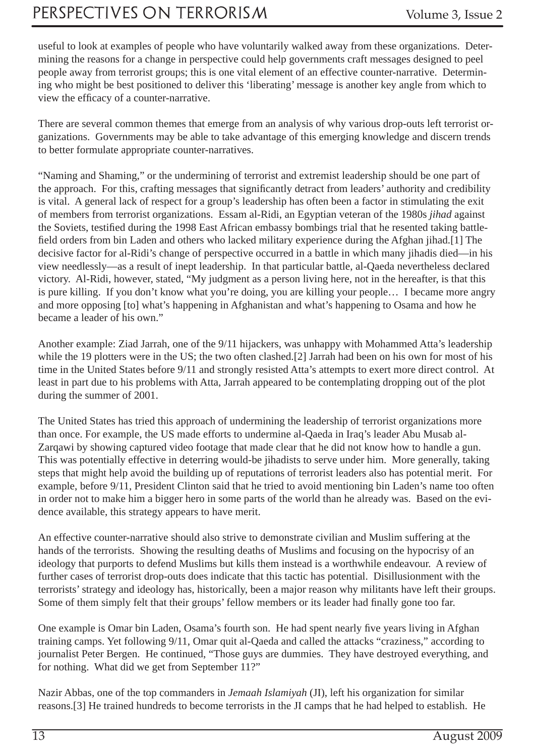useful to look at examples of people who have voluntarily walked away from these organizations. Determining the reasons for a change in perspective could help governments craft messages designed to peel people away from terrorist groups; this is one vital element of an effective counter-narrative. Determining who might be best positioned to deliver this 'liberating' message is another key angle from which to view the efficacy of a counter-narrative.

There are several common themes that emerge from an analysis of why various drop-outs left terrorist organizations. Governments may be able to take advantage of this emerging knowledge and discern trends to better formulate appropriate counter-narratives.

"Naming and Shaming," or the undermining of terrorist and extremist leadership should be one part of the approach. For this, crafting messages that significantly detract from leaders' authority and credibility is vital. A general lack of respect for a group's leadership has often been a factor in stimulating the exit of members from terrorist organizations. Essam al-Ridi, an Egyptian veteran of the 1980s *jihad* against the Soviets, testified during the 1998 East African embassy bombings trial that he resented taking battlefield orders from bin Laden and others who lacked military experience during the Afghan jihad.[1] The decisive factor for al-Ridi's change of perspective occurred in a battle in which many jihadis died—in his view needlessly—as a result of inept leadership. In that particular battle, al-Qaeda nevertheless declared victory. Al-Ridi, however, stated, "My judgment as a person living here, not in the hereafter, is that this is pure killing. If you don't know what you're doing, you are killing your people… I became more angry and more opposing [to] what's happening in Afghanistan and what's happening to Osama and how he became a leader of his own."

Another example: Ziad Jarrah, one of the 9/11 hijackers, was unhappy with Mohammed Atta's leadership while the 19 plotters were in the US; the two often clashed.[2] Jarrah had been on his own for most of his time in the United States before 9/11 and strongly resisted Atta's attempts to exert more direct control. At least in part due to his problems with Atta, Jarrah appeared to be contemplating dropping out of the plot during the summer of 2001.

The United States has tried this approach of undermining the leadership of terrorist organizations more than once. For example, the US made efforts to undermine al-Qaeda in Iraq's leader Abu Musab al-Zarqawi by showing captured video footage that made clear that he did not know how to handle a gun. This was potentially effective in deterring would-be jihadists to serve under him. More generally, taking steps that might help avoid the building up of reputations of terrorist leaders also has potential merit. For example, before 9/11, President Clinton said that he tried to avoid mentioning bin Laden's name too often in order not to make him a bigger hero in some parts of the world than he already was. Based on the evidence available, this strategy appears to have merit.

An effective counter-narrative should also strive to demonstrate civilian and Muslim suffering at the hands of the terrorists. Showing the resulting deaths of Muslims and focusing on the hypocrisy of an ideology that purports to defend Muslims but kills them instead is a worthwhile endeavour. A review of further cases of terrorist drop-outs does indicate that this tactic has potential. Disillusionment with the terrorists' strategy and ideology has, historically, been a major reason why militants have left their groups. Some of them simply felt that their groups' fellow members or its leader had finally gone too far.

One example is Omar bin Laden, Osama's fourth son. He had spent nearly five years living in Afghan training camps. Yet following 9/11, Omar quit al-Qaeda and called the attacks "craziness," according to journalist Peter Bergen. He continued, "Those guys are dummies. They have destroyed everything, and for nothing. What did we get from September 11?"

Nazir Abbas, one of the top commanders in *Jemaah Islamiyah* (JI), left his organization for similar reasons.[3] He trained hundreds to become terrorists in the JI camps that he had helped to establish. He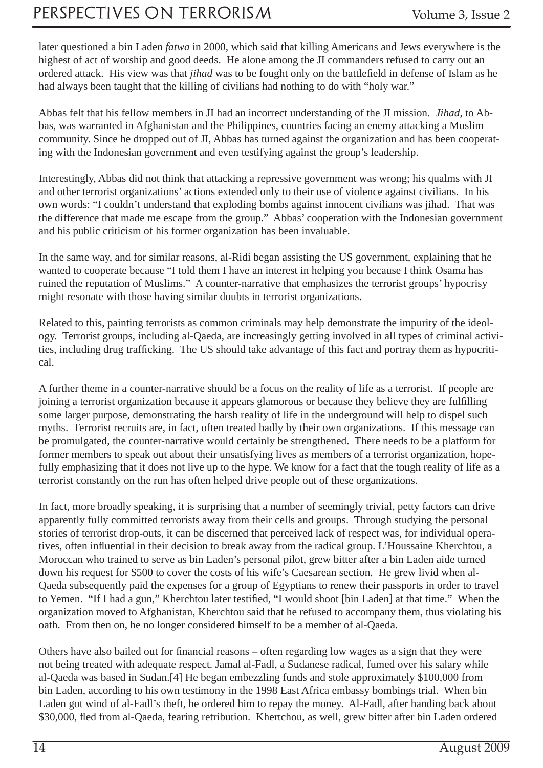later questioned a bin Laden *fatwa* in 2000, which said that killing Americans and Jews everywhere is the highest of act of worship and good deeds. He alone among the JI commanders refused to carry out an ordered attack. His view was that *jihad* was to be fought only on the battlefield in defense of Islam as he had always been taught that the killing of civilians had nothing to do with "holy war."

Abbas felt that his fellow members in JI had an incorrect understanding of the JI mission. *Jihad*, to Abbas, was warranted in Afghanistan and the Philippines, countries facing an enemy attacking a Muslim community. Since he dropped out of JI, Abbas has turned against the organization and has been cooperating with the Indonesian government and even testifying against the group's leadership.

Interestingly, Abbas did not think that attacking a repressive government was wrong; his qualms with JI and other terrorist organizations' actions extended only to their use of violence against civilians. In his own words: "I couldn't understand that exploding bombs against innocent civilians was jihad. That was the difference that made me escape from the group." Abbas' cooperation with the Indonesian government and his public criticism of his former organization has been invaluable.

In the same way, and for similar reasons, al-Ridi began assisting the US government, explaining that he wanted to cooperate because "I told them I have an interest in helping you because I think Osama has ruined the reputation of Muslims." A counter-narrative that emphasizes the terrorist groups' hypocrisy might resonate with those having similar doubts in terrorist organizations.

Related to this, painting terrorists as common criminals may help demonstrate the impurity of the ideology. Terrorist groups, including al-Qaeda, are increasingly getting involved in all types of criminal activities, including drug trafficking. The US should take advantage of this fact and portray them as hypocritical.

A further theme in a counter-narrative should be a focus on the reality of life as a terrorist. If people are joining a terrorist organization because it appears glamorous or because they believe they are fulfilling some larger purpose, demonstrating the harsh reality of life in the underground will help to dispel such myths. Terrorist recruits are, in fact, often treated badly by their own organizations. If this message can be promulgated, the counter-narrative would certainly be strengthened. There needs to be a platform for former members to speak out about their unsatisfying lives as members of a terrorist organization, hopefully emphasizing that it does not live up to the hype. We know for a fact that the tough reality of life as a terrorist constantly on the run has often helped drive people out of these organizations.

In fact, more broadly speaking, it is surprising that a number of seemingly trivial, petty factors can drive apparently fully committed terrorists away from their cells and groups. Through studying the personal stories of terrorist drop-outs, it can be discerned that perceived lack of respect was, for individual operatives, often influential in their decision to break away from the radical group. L'Houssaine Kherchtou, a Moroccan who trained to serve as bin Laden's personal pilot, grew bitter after a bin Laden aide turned down his request for $500 to cover the costs of his wife's Caesarean section. He grew livid when al-Qaeda subsequently paid the expenses for a group of Egyptians to renew their passports in order to travel to Yemen. "If I had a gun," Kherchtou later testified, "I would shoot [bin Laden] at that time." When the organization moved to Afghanistan, Kherchtou said that he refused to accompany them, thus violating his oath. From then on, he no longer considered himself to be a member of al-Qaeda.

Others have also bailed out for financial reasons – often regarding low wages as a sign that they were not being treated with adequate respect. Jamal al-Fadl, a Sudanese radical, fumed over his salary while al-Qaeda was based in Sudan.[4] He began embezzling funds and stole approximately $100,000 from bin Laden, according to his own testimony in the 1998 East Africa embassy bombings trial. When bin Laden got wind of al-Fadl's theft, he ordered him to repay the money. Al-Fadl, after handing back about $30,000, fled from al-Qaeda, fearing retribution. Khertchou, as well, grew bitter after bin Laden ordered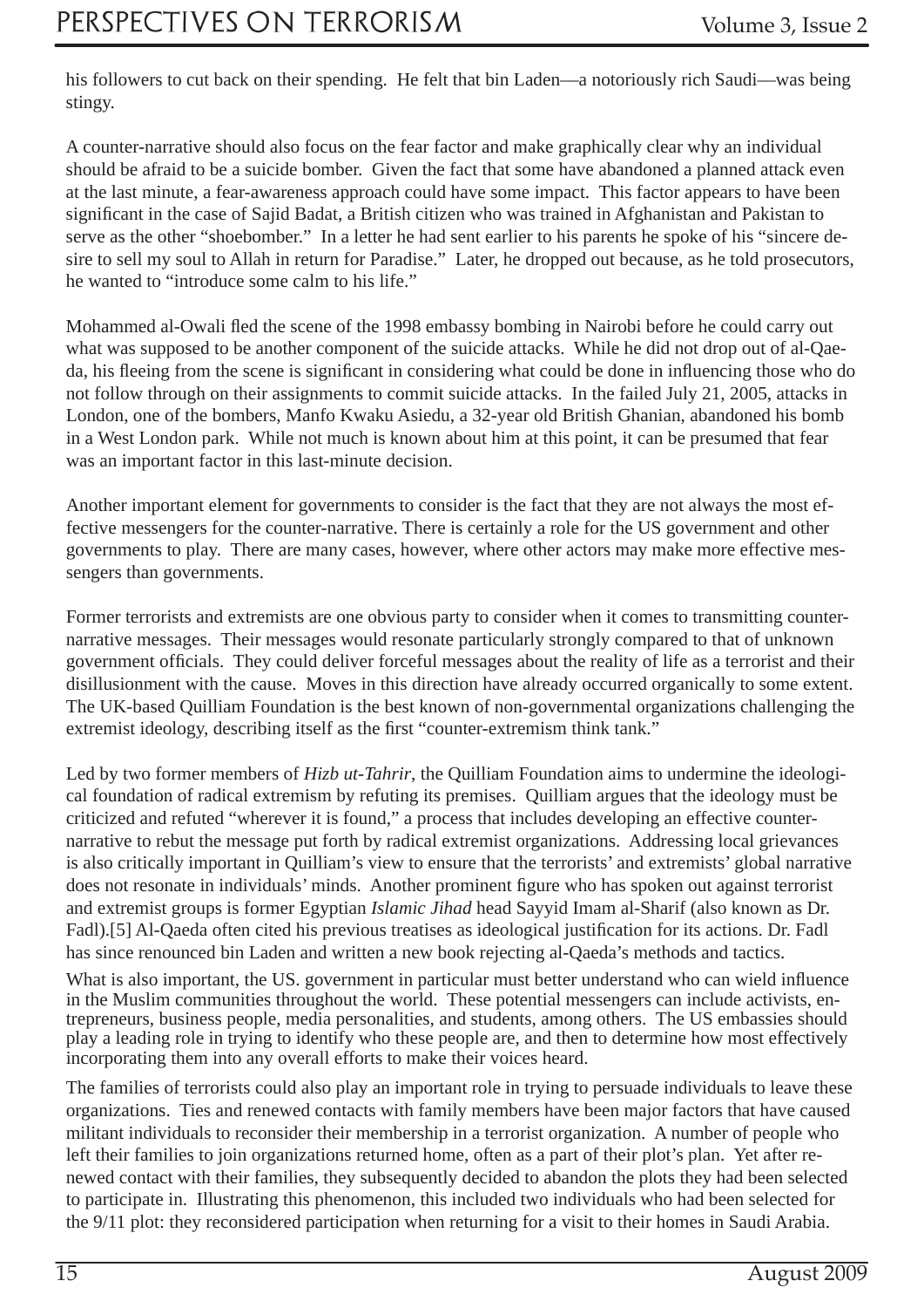his followers to cut back on their spending. He felt that bin Laden—a notoriously rich Saudi—was being stingy.

A counter-narrative should also focus on the fear factor and make graphically clear why an individual should be afraid to be a suicide bomber. Given the fact that some have abandoned a planned attack even at the last minute, a fear-awareness approach could have some impact. This factor appears to have been significant in the case of Sajid Badat, a British citizen who was trained in Afghanistan and Pakistan to serve as the other "shoebomber." In a letter he had sent earlier to his parents he spoke of his "sincere desire to sell my soul to Allah in return for Paradise." Later, he dropped out because, as he told prosecutors, he wanted to "introduce some calm to his life."

Mohammed al-Owali fled the scene of the 1998 embassy bombing in Nairobi before he could carry out what was supposed to be another component of the suicide attacks. While he did not drop out of al-Qaeda, his fleeing from the scene is significant in considering what could be done in influencing those who do not follow through on their assignments to commit suicide attacks. In the failed July 21, 2005, attacks in London, one of the bombers, Manfo Kwaku Asiedu, a 32-year old British Ghanian, abandoned his bomb in a West London park. While not much is known about him at this point, it can be presumed that fear was an important factor in this last-minute decision.

Another important element for governments to consider is the fact that they are not always the most effective messengers for the counter-narrative. There is certainly a role for the US government and other governments to play. There are many cases, however, where other actors may make more effective messengers than governments.

Former terrorists and extremists are one obvious party to consider when it comes to transmitting counter-narrative messages. Their messages would resonate particularly strongly compared to that of unknown government officials. They could deliver forceful messages about the reality of life as a terrorist and their disillusionment with the cause. Moves in this direction have already occurred organically to some extent. The UK-based Quilliam Foundation is the best known of non-governmental organizations challenging the extremist ideology, describing itself as the first "counter-extremism think tank."

Led by two former members of *Hizb ut-Tahrir*, the Quilliam Foundation aims to undermine the ideological foundation of radical extremism by refuting its premises. Quilliam argues that the ideology must be criticized and refuted "wherever it is found," a process that includes developing an effective counter-narrative to rebut the message put forth by radical extremist organizations. Addressing local grievances is also critically important in Quilliam's view to ensure that the terrorists' and extremists' global narrative does not resonate in individuals' minds. Another prominent figure who has spoken out against terrorist and extremist groups is former Egyptian *Islamic Jihad* head Sayyid Imam al-Sharif (also known as Dr. Fadl).[5] Al-Qaeda often cited his previous treatises as ideological justification for its actions. Dr. Fadl has since renounced bin Laden and written a new book rejecting al-Qaeda's methods and tactics.

What is also important, the US. government in particular must better understand who can wield influence in the Muslim communities throughout the world. These potential messengers can include activists, entrepreneurs, business people, media personalities, and students, among others. The US embassies should play a leading role in trying to identify who these people are, and then to determine how most effectively incorporating them into any overall efforts to make their voices heard.

The families of terrorists could also play an important role in trying to persuade individuals to leave these organizations. Ties and renewed contacts with family members have been major factors that have caused militant individuals to reconsider their membership in a terrorist organization. A number of people who left their families to join organizations returned home, often as a part of their plot's plan. Yet after renewed contact with their families, they subsequently decided to abandon the plots they had been selected to participate in. Illustrating this phenomenon, this included two individuals who had been selected for the 9/11 plot: they reconsidered participation when returning for a visit to their homes in Saudi Arabia.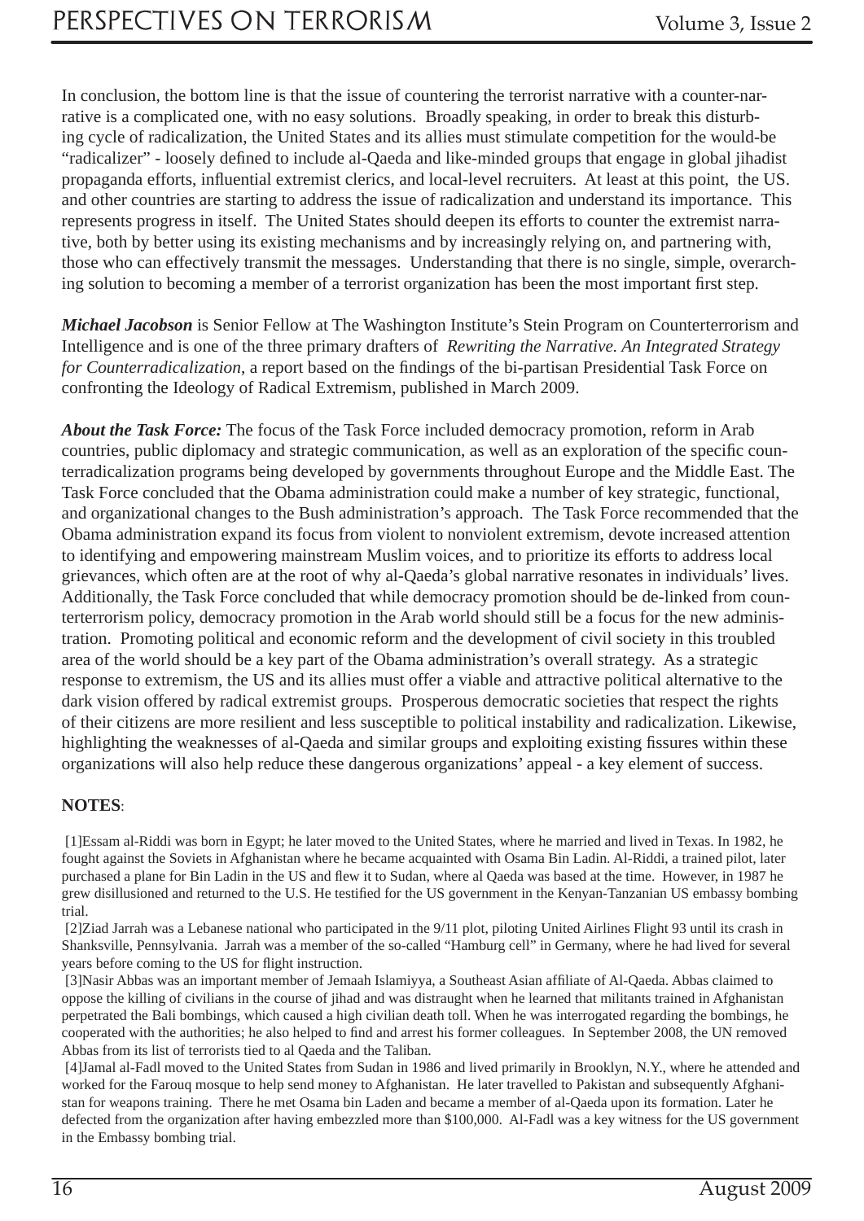In conclusion, the bottom line is that the issue of countering the terrorist narrative with a counter-narrative is a complicated one, with no easy solutions. Broadly speaking, in order to break this disturbing cycle of radicalization, the United States and its allies must stimulate competition for the would-be "radicalizer" - loosely defined to include al-Qaeda and like-minded groups that engage in global jihadist propaganda efforts, influential extremist clerics, and local-level recruiters. At least at this point, the US. and other countries are starting to address the issue of radicalization and understand its importance. This represents progress in itself. The United States should deepen its efforts to counter the extremist narrative, both by better using its existing mechanisms and by increasingly relying on, and partnering with, those who can effectively transmit the messages. Understanding that there is no single, simple, overarching solution to becoming a member of a terrorist organization has been the most important first step.

***Michael Jacobson*** is Senior Fellow at The Washington Institute's Stein Program on Counterterrorism and Intelligence and is one of the three primary drafters of *Rewriting the Narrative. An Integrated Strategy for Counterradicalization*, a report based on the findings of the bi-partisan Presidential Task Force on confronting the Ideology of Radical Extremism, published in March 2009.

***About the Task Force:*** The focus of the Task Force included democracy promotion, reform in Arab countries, public diplomacy and strategic communication, as well as an exploration of the specific counterradicalization programs being developed by governments throughout Europe and the Middle East. The Task Force concluded that the Obama administration could make a number of key strategic, functional, and organizational changes to the Bush administration's approach. The Task Force recommended that the Obama administration expand its focus from violent to nonviolent extremism, devote increased attention to identifying and empowering mainstream Muslim voices, and to prioritize its efforts to address local grievances, which often are at the root of why al-Qaeda's global narrative resonates in individuals' lives. Additionally, the Task Force concluded that while democracy promotion should be de-linked from counterterrorism policy, democracy promotion in the Arab world should still be a focus for the new administration. Promoting political and economic reform and the development of civil society in this troubled area of the world should be a key part of the Obama administration's overall strategy. As a strategic response to extremism, the US and its allies must offer a viable and attractive political alternative to the dark vision offered by radical extremist groups. Prosperous democratic societies that respect the rights of their citizens are more resilient and less susceptible to political instability and radicalization. Likewise, highlighting the weaknesses of al-Qaeda and similar groups and exploiting existing fissures within these organizations will also help reduce these dangerous organizations' appeal - a key element of success.

**NOTES**:

[1]Essam al-Riddi was born in Egypt; he later moved to the United States, where he married and lived in Texas. In 1982, he fought against the Soviets in Afghanistan where he became acquainted with Osama Bin Ladin. Al-Riddi, a trained pilot, later purchased a plane for Bin Ladin in the US and flew it to Sudan, where al Qaeda was based at the time. However, in 1987 he grew disillusioned and returned to the U.S. He testified for the US government in the Kenyan-Tanzanian US embassy bombing trial.

[2]Ziad Jarrah was a Lebanese national who participated in the 9/11 plot, piloting United Airlines Flight 93 until its crash in Shanksville, Pennsylvania. Jarrah was a member of the so-called "Hamburg cell" in Germany, where he had lived for several years before coming to the US for flight instruction.

[3]Nasir Abbas was an important member of Jemaah Islamiyya, a Southeast Asian affiliate of Al-Qaeda. Abbas claimed to oppose the killing of civilians in the course of jihad and was distraught when he learned that militants trained in Afghanistan perpetrated the Bali bombings, which caused a high civilian death toll. When he was interrogated regarding the bombings, he cooperated with the authorities; he also helped to find and arrest his former colleagues. In September 2008, the UN removed Abbas from its list of terrorists tied to al Qaeda and the Taliban.

[4]Jamal al-Fadl moved to the United States from Sudan in 1986 and lived primarily in Brooklyn, N.Y., where he attended and worked for the Farouq mosque to help send money to Afghanistan. He later travelled to Pakistan and subsequently Afghanistan for weapons training. There he met Osama bin Laden and became a member of al-Qaeda upon its formation. Later he defected from the organization after having embezzled more than $100,000. Al-Fadl was a key witness for the US government in the Embassy bombing trial.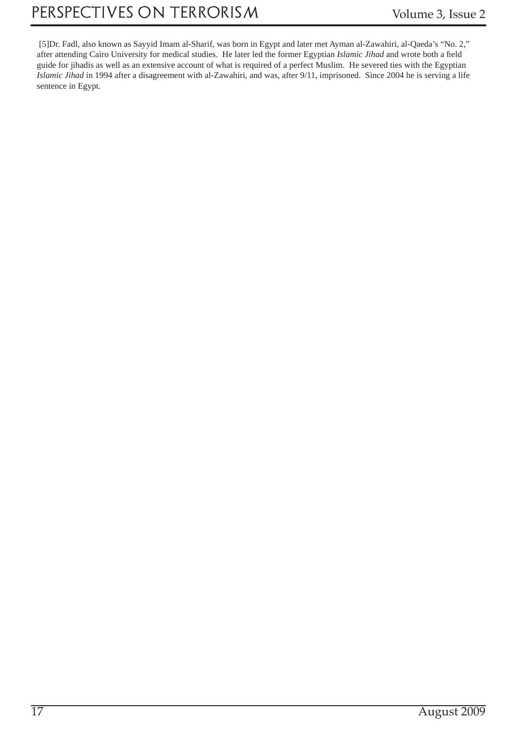[5]Dr. Fadl, also known as Sayyid Imam al-Sharif, was born in Egypt and later met Ayman al-Zawahiri, al-Qaeda's "No. 2," after attending Cairo University for medical studies. He later led the former Egyptian *Islamic Jihad* and wrote both a field guide for jihadis as well as an extensive account of what is required of a perfect Muslim. He severed ties with the Egyptian *Islamic Jihad* in 1994 after a disagreement with al-Zawahiri, and was, after 9/11, imprisoned. Since 2004 he is serving a life sentence in Egypt.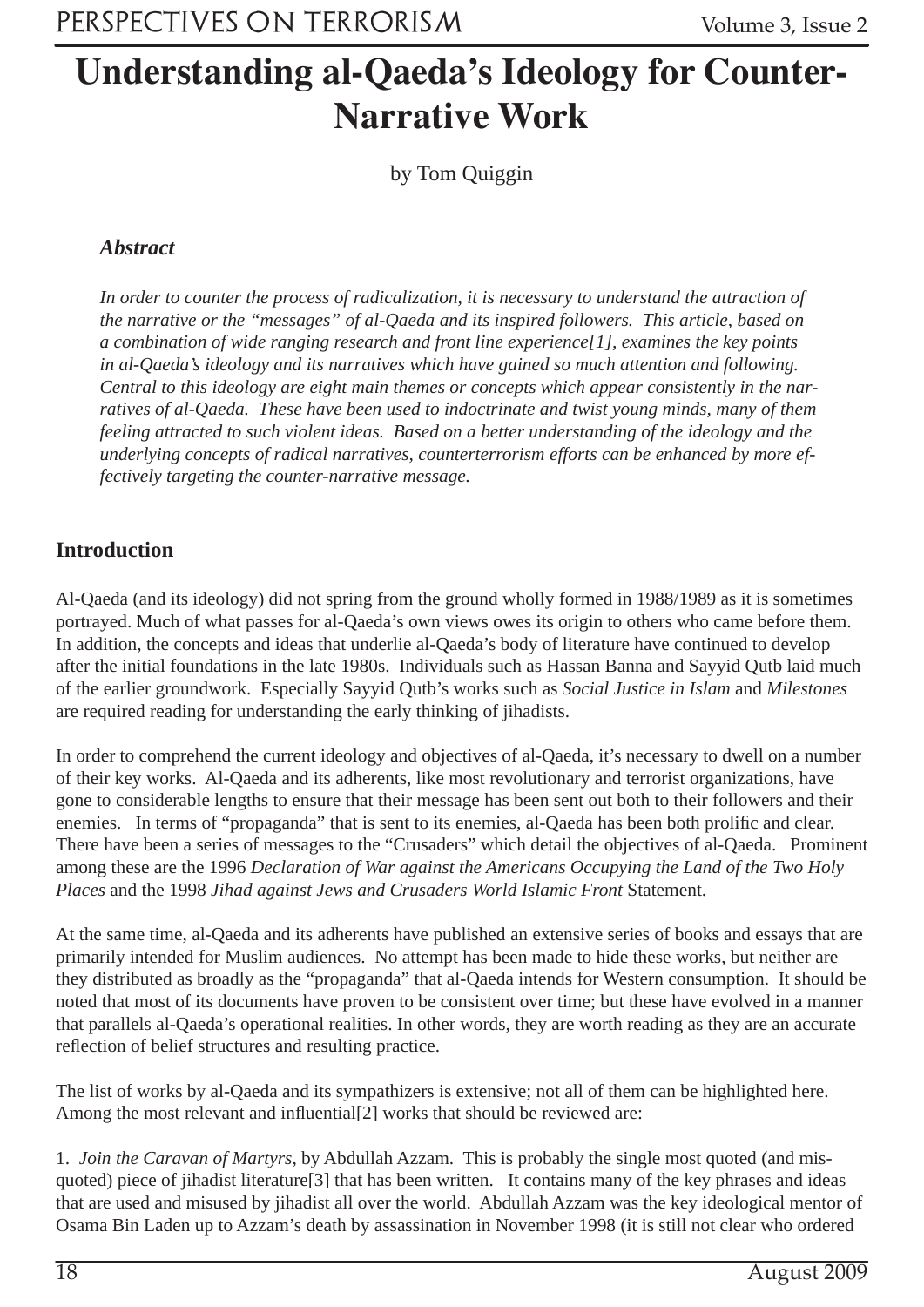# Understanding al-Qaeda's Ideology for Counter-Narrative Work

by Tom Quiggin

### *Abstract*

*In order to counter the process of radicalization, it is necessary to understand the attraction of the narrative or the "messages" of al-Qaeda and its inspired followers. This article, based on a combination of wide ranging research and front line experience[1], examines the key points in al-Qaeda's ideology and its narratives which have gained so much attention and following. Central to this ideology are eight main themes or concepts which appear consistently in the narratives of al-Qaeda. These have been used to indoctrinate and twist young minds, many of them feeling attracted to such violent ideas. Based on a better understanding of the ideology and the underlying concepts of radical narratives, counterterrorism efforts can be enhanced by more effectively targeting the counter-narrative message.*

## Introduction

Al-Qaeda (and its ideology) did not spring from the ground wholly formed in 1988/1989 as it is sometimes portrayed. Much of what passes for al-Qaeda's own views owes its origin to others who came before them. In addition, the concepts and ideas that underlie al-Qaeda's body of literature have continued to develop after the initial foundations in the late 1980s. Individuals such as Hassan Banna and Sayyid Qutb laid much of the earlier groundwork. Especially Sayyid Qutb's works such as *Social Justice in Islam* and *Milestones* are required reading for understanding the early thinking of jihadists.

In order to comprehend the current ideology and objectives of al-Qaeda, it's necessary to dwell on a number of their key works. Al-Qaeda and its adherents, like most revolutionary and terrorist organizations, have gone to considerable lengths to ensure that their message has been sent out both to their followers and their enemies. In terms of "propaganda" that is sent to its enemies, al-Qaeda has been both prolific and clear. There have been a series of messages to the "Crusaders" which detail the objectives of al-Qaeda. Prominent among these are the 1996 *Declaration of War against the Americans Occupying the Land of the Two Holy Places* and the 1998 *Jihad against Jews and Crusaders World Islamic Front* Statement.

At the same time, al-Qaeda and its adherents have published an extensive series of books and essays that are primarily intended for Muslim audiences. No attempt has been made to hide these works, but neither are they distributed as broadly as the "propaganda" that al-Qaeda intends for Western consumption. It should be noted that most of its documents have proven to be consistent over time; but these have evolved in a manner that parallels al-Qaeda's operational realities. In other words, they are worth reading as they are an accurate reflection of belief structures and resulting practice.

The list of works by al-Qaeda and its sympathizers is extensive; not all of them can be highlighted here. Among the most relevant and influential[2] works that should be reviewed are:

1. *Join the Caravan of Martyrs,* by Abdullah Azzam. This is probably the single most quoted (and misquoted) piece of jihadist literature[3] that has been written. It contains many of the key phrases and ideas that are used and misused by jihadist all over the world. Abdullah Azzam was the key ideological mentor of Osama Bin Laden up to Azzam's death by assassination in November 1998 (it is still not clear who ordered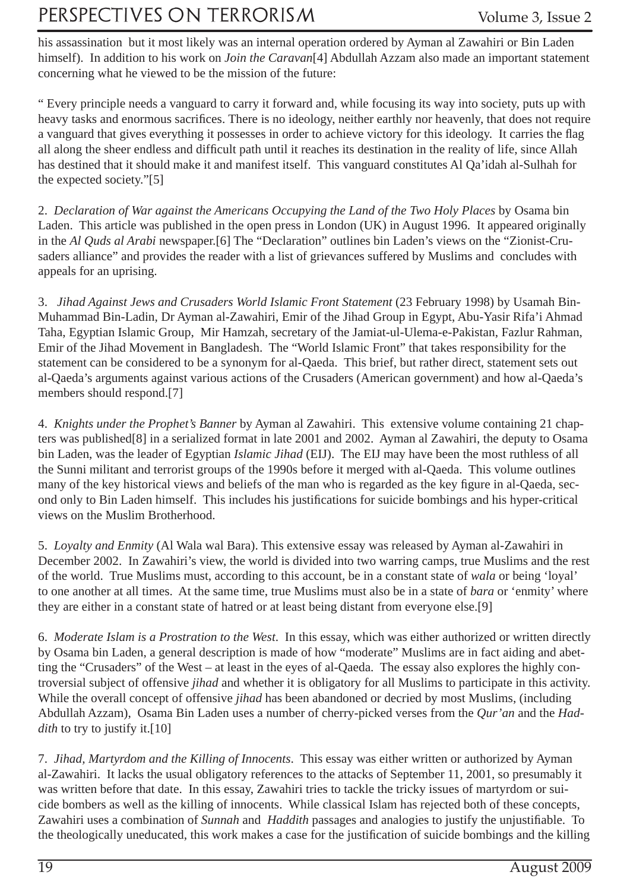his assassination but it most likely was an internal operation ordered by Ayman al Zawahiri or Bin Laden himself). In addition to his work on *Join the Caravan*[4] Abdullah Azzam also made an important statement concerning what he viewed to be the mission of the future:

" Every principle needs a vanguard to carry it forward and, while focusing its way into society, puts up with heavy tasks and enormous sacrifices. There is no ideology, neither earthly nor heavenly, that does not require a vanguard that gives everything it possesses in order to achieve victory for this ideology. It carries the flag all along the sheer endless and difficult path until it reaches its destination in the reality of life, since Allah has destined that it should make it and manifest itself. This vanguard constitutes Al Qa'idah al-Sulhah for the expected society."[5]

2. *Declaration of War against the Americans Occupying the Land of the Two Holy Places* by Osama bin Laden. This article was published in the open press in London (UK) in August 1996. It appeared originally in the *Al Quds al Arabi* newspaper.[6] The "Declaration" outlines bin Laden's views on the "Zionist-Crusaders alliance" and provides the reader with a list of grievances suffered by Muslims and concludes with appeals for an uprising.

3. *Jihad Against Jews and Crusaders World Islamic Front Statement* (23 February 1998) by Usamah Bin-Muhammad Bin-Ladin, Dr Ayman al-Zawahiri, Emir of the Jihad Group in Egypt, Abu-Yasir Rifa'i Ahmad Taha, Egyptian Islamic Group, Mir Hamzah, secretary of the Jamiat-ul-Ulema-e-Pakistan, Fazlur Rahman, Emir of the Jihad Movement in Bangladesh. The "World Islamic Front" that takes responsibility for the statement can be considered to be a synonym for al-Qaeda. This brief, but rather direct, statement sets out al-Qaeda's arguments against various actions of the Crusaders (American government) and how al-Qaeda's members should respond.[7]

4. *Knights under the Prophet's Banner* by Ayman al Zawahiri. This extensive volume containing 21 chapters was published[8] in a serialized format in late 2001 and 2002. Ayman al Zawahiri, the deputy to Osama bin Laden, was the leader of Egyptian *Islamic Jihad* (EIJ). The EIJ may have been the most ruthless of all the Sunni militant and terrorist groups of the 1990s before it merged with al-Qaeda. This volume outlines many of the key historical views and beliefs of the man who is regarded as the key figure in al-Qaeda, second only to Bin Laden himself. This includes his justifications for suicide bombings and his hyper-critical views on the Muslim Brotherhood.

5. *Loyalty and Enmity* (Al Wala wal Bara). This extensive essay was released by Ayman al-Zawahiri in December 2002. In Zawahiri's view, the world is divided into two warring camps, true Muslims and the rest of the world. True Muslims must, according to this account, be in a constant state of *wala* or being 'loyal' to one another at all times. At the same time, true Muslims must also be in a state of *bara* or 'enmity' where they are either in a constant state of hatred or at least being distant from everyone else.[9]

6. *Moderate Islam is a Prostration to the West*. In this essay, which was either authorized or written directly by Osama bin Laden, a general description is made of how "moderate" Muslims are in fact aiding and abetting the "Crusaders" of the West – at least in the eyes of al-Qaeda. The essay also explores the highly controversial subject of offensive *jihad* and whether it is obligatory for all Muslims to participate in this activity. While the overall concept of offensive *jihad* has been abandoned or decried by most Muslims, (including Abdullah Azzam), Osama Bin Laden uses a number of cherry-picked verses from the *Qur'an* and the *Haddith* to try to justify it.[10]

7. *Jihad, Martyrdom and the Killing of Innocents*. This essay was either written or authorized by Ayman al-Zawahiri. It lacks the usual obligatory references to the attacks of September 11, 2001, so presumably it was written before that date. In this essay, Zawahiri tries to tackle the tricky issues of martyrdom or suicide bombers as well as the killing of innocents. While classical Islam has rejected both of these concepts, Zawahiri uses a combination of *Sunnah* and *Haddith* passages and analogies to justify the unjustifiable. To the theologically uneducated, this work makes a case for the justification of suicide bombings and the killing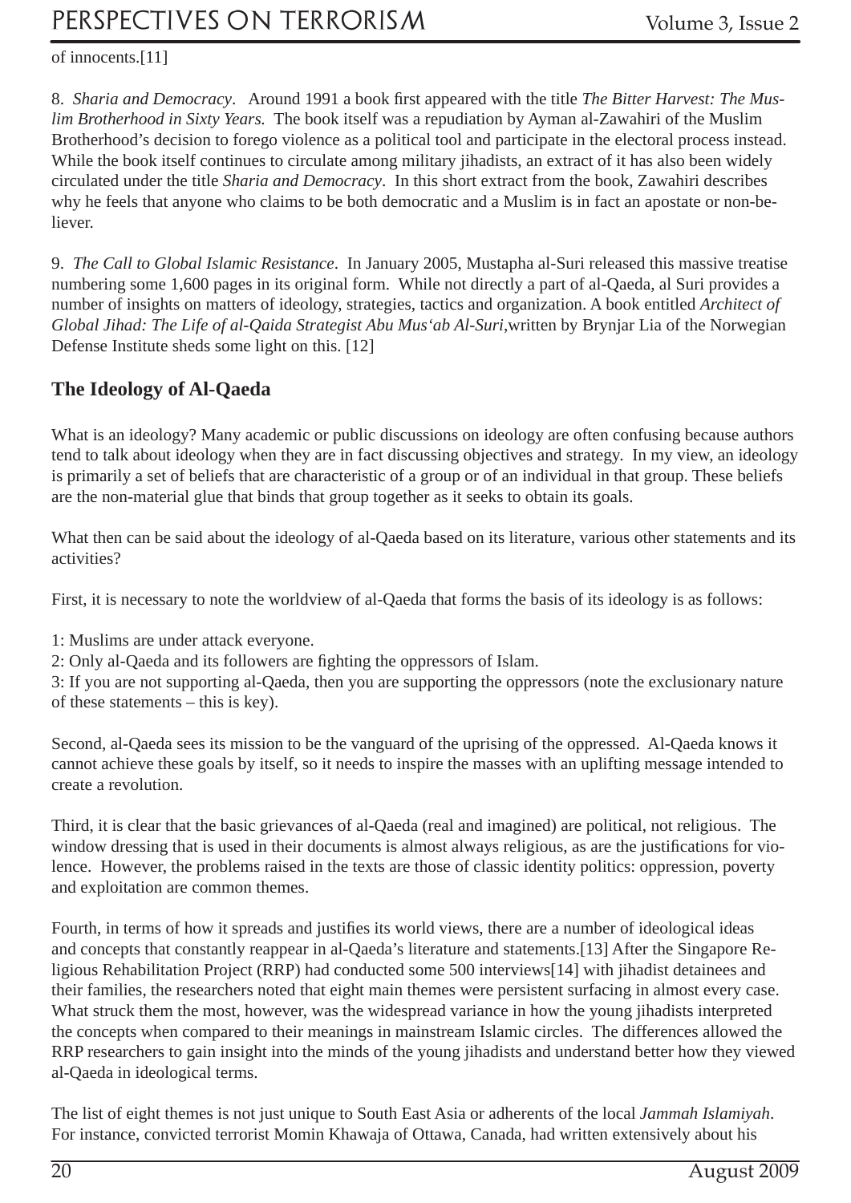of innocents.[11]

8. *Sharia and Democracy*. Around 1991 a book first appeared with the title *The Bitter Harvest: The Muslim Brotherhood in Sixty Years.* The book itself was a repudiation by Ayman al-Zawahiri of the Muslim Brotherhood's decision to forego violence as a political tool and participate in the electoral process instead. While the book itself continues to circulate among military jihadists, an extract of it has also been widely circulated under the title *Sharia and Democracy*. In this short extract from the book, Zawahiri describes why he feels that anyone who claims to be both democratic and a Muslim is in fact an apostate or non-believer.

9. *The Call to Global Islamic Resistance*. In January 2005, Mustapha al-Suri released this massive treatise numbering some 1,600 pages in its original form. While not directly a part of al-Qaeda, al Suri provides a number of insights on matters of ideology, strategies, tactics and organization. A book entitled *Architect of Global Jihad: The Life of al-Qaida Strategist Abu Mus'ab Al-Suri*,written by Brynjar Lia of the Norwegian Defense Institute sheds some light on this. [12]

## The Ideology of Al-Qaeda

What is an ideology? Many academic or public discussions on ideology are often confusing because authors tend to talk about ideology when they are in fact discussing objectives and strategy. In my view, an ideology is primarily a set of beliefs that are characteristic of a group or of an individual in that group. These beliefs are the non-material glue that binds that group together as it seeks to obtain its goals.

What then can be said about the ideology of al-Qaeda based on its literature, various other statements and its activities?

First, it is necessary to note the worldview of al-Qaeda that forms the basis of its ideology is as follows:

1: Muslims are under attack everyone.
2: Only al-Qaeda and its followers are fighting the oppressors of Islam.
3: If you are not supporting al-Qaeda, then you are supporting the oppressors (note the exclusionary nature of these statements – this is key).

Second, al-Qaeda sees its mission to be the vanguard of the uprising of the oppressed. Al-Qaeda knows it cannot achieve these goals by itself, so it needs to inspire the masses with an uplifting message intended to create a revolution.

Third, it is clear that the basic grievances of al-Qaeda (real and imagined) are political, not religious. The window dressing that is used in their documents is almost always religious, as are the justifications for violence. However, the problems raised in the texts are those of classic identity politics: oppression, poverty and exploitation are common themes.

Fourth, in terms of how it spreads and justifies its world views, there are a number of ideological ideas and concepts that constantly reappear in al-Qaeda's literature and statements.[13] After the Singapore Religious Rehabilitation Project (RRP) had conducted some 500 interviews[14] with jihadist detainees and their families, the researchers noted that eight main themes were persistent surfacing in almost every case. What struck them the most, however, was the widespread variance in how the young jihadists interpreted the concepts when compared to their meanings in mainstream Islamic circles. The differences allowed the RRP researchers to gain insight into the minds of the young jihadists and understand better how they viewed al-Qaeda in ideological terms.

The list of eight themes is not just unique to South East Asia or adherents of the local *Jammah Islamiyah*. For instance, convicted terrorist Momin Khawaja of Ottawa, Canada, had written extensively about his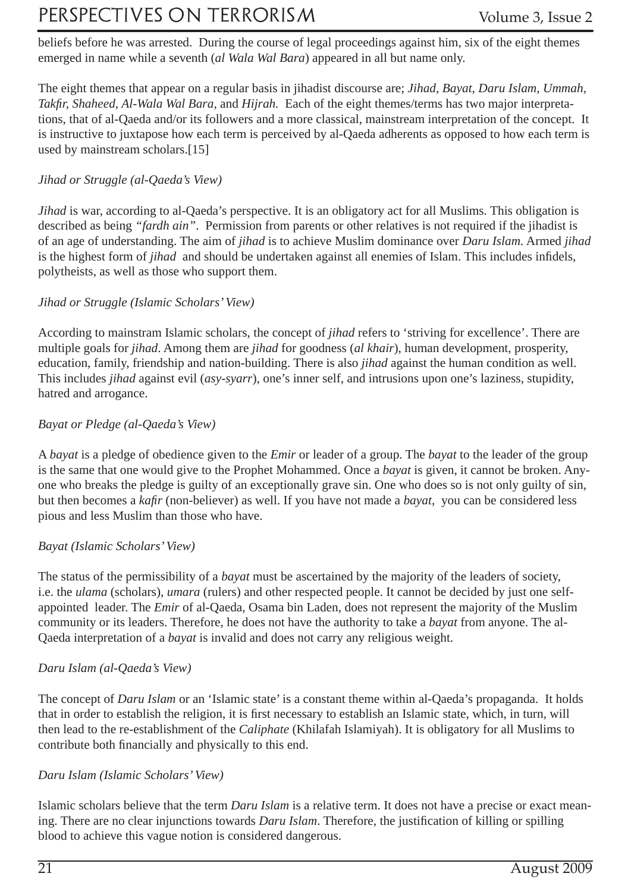beliefs before he was arrested. During the course of legal proceedings against him, six of the eight themes emerged in name while a seventh (*al Wala Wal Bara*) appeared in all but name only.

The eight themes that appear on a regular basis in jihadist discourse are; *Jihad*, *Bayat*, *Daru Islam*, *Ummah*, *Takfir*, *Shaheed*, *Al-Wala Wal Bara*, and *Hijrah*. Each of the eight themes/terms has two major interpretations, that of al-Qaeda and/or its followers and a more classical, mainstream interpretation of the concept. It is instructive to juxtapose how each term is perceived by al-Qaeda adherents as opposed to how each term is used by mainstream scholars.[15]

*Jihad or Struggle (al-Qaeda's View)*

*Jihad* is war, according to al-Qaeda's perspective. It is an obligatory act for all Muslims. This obligation is described as being *"fardh ain"*. Permission from parents or other relatives is not required if the jihadist is of an age of understanding. The aim of *jihad* is to achieve Muslim dominance over *Daru Islam*. Armed *jihad* is the highest form of *jihad* and should be undertaken against all enemies of Islam. This includes infidels, polytheists, as well as those who support them.

*Jihad or Struggle (Islamic Scholars' View)*

According to mainstram Islamic scholars, the concept of *jihad* refers to 'striving for excellence'. There are multiple goals for *jihad*. Among them are *jihad* for goodness (*al khair*), human development, prosperity, education, family, friendship and nation-building. There is also *jihad* against the human condition as well. This includes *jihad* against evil (*asy-syarr*), one's inner self, and intrusions upon one's laziness, stupidity, hatred and arrogance.

*Bayat or Pledge (al-Qaeda's View)*

A *bayat* is a pledge of obedience given to the *Emir* or leader of a group. The *bayat* to the leader of the group is the same that one would give to the Prophet Mohammed. Once a *bayat* is given, it cannot be broken. Anyone who breaks the pledge is guilty of an exceptionally grave sin. One who does so is not only guilty of sin, but then becomes a *kafir* (non-believer) as well. If you have not made a *bayat*, you can be considered less pious and less Muslim than those who have.

*Bayat (Islamic Scholars' View)*

The status of the permissibility of a *bayat* must be ascertained by the majority of the leaders of society, i.e. the *ulama* (scholars), *umara* (rulers) and other respected people. It cannot be decided by just one self-appointed leader. The *Emir* of al-Qaeda, Osama bin Laden, does not represent the majority of the Muslim community or its leaders. Therefore, he does not have the authority to take a *bayat* from anyone. The al-Qaeda interpretation of a *bayat* is invalid and does not carry any religious weight.

*Daru Islam (al-Qaeda's View)*

The concept of *Daru Islam* or an 'Islamic state' is a constant theme within al-Qaeda's propaganda. It holds that in order to establish the religion, it is first necessary to establish an Islamic state, which, in turn, will then lead to the re-establishment of the *Caliphate* (Khilafah Islamiyah). It is obligatory for all Muslims to contribute both financially and physically to this end.

*Daru Islam (Islamic Scholars' View)*

Islamic scholars believe that the term *Daru Islam* is a relative term. It does not have a precise or exact meaning. There are no clear injunctions towards *Daru Islam*. Therefore, the justification of killing or spilling blood to achieve this vague notion is considered dangerous.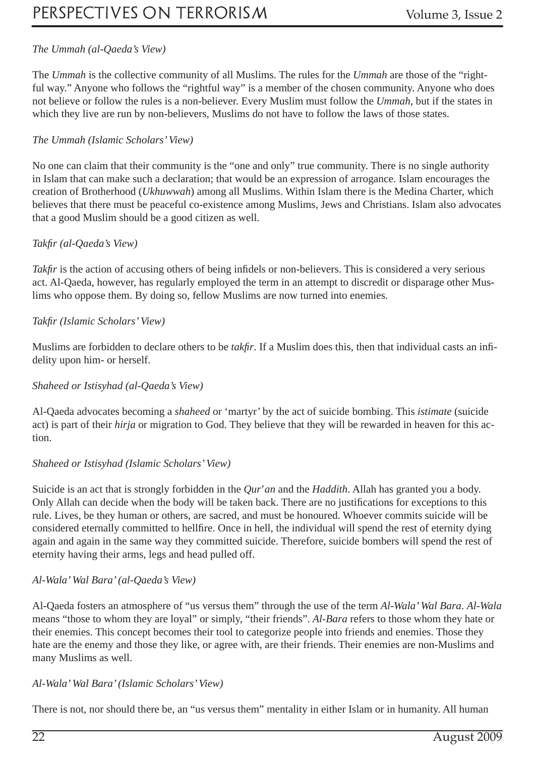*The Ummah (al-Qaeda's View)*

The *Ummah* is the collective community of all Muslims. The rules for the *Ummah* are those of the "rightful way." Anyone who follows the "rightful way" is a member of the chosen community. Anyone who does not believe or follow the rules is a non-believer. Every Muslim must follow the *Ummah*, but if the states in which they live are run by non-believers, Muslims do not have to follow the laws of those states.

*The Ummah (Islamic Scholars' View)*

No one can claim that their community is the "one and only" true community. There is no single authority in Islam that can make such a declaration; that would be an expression of arrogance. Islam encourages the creation of Brotherhood (*Ukhuwwah*) among all Muslims. Within Islam there is the Medina Charter, which believes that there must be peaceful co-existence among Muslims, Jews and Christians. Islam also advocates that a good Muslim should be a good citizen as well.

*Takfir (al-Qaeda's View)*

*Takfir* is the action of accusing others of being infidels or non-believers. This is considered a very serious act. Al-Qaeda, however, has regularly employed the term in an attempt to discredit or disparage other Muslims who oppose them. By doing so, fellow Muslims are now turned into enemies.

*Takfir (Islamic Scholars' View)*

Muslims are forbidden to declare others to be *takfir*. If a Muslim does this, then that individual casts an infidelity upon him- or herself.

*Shaheed or Istisyhad (al-Qaeda's View)*

Al-Qaeda advocates becoming a *shaheed* or 'martyr' by the act of suicide bombing. This *istimate* (suicide act) is part of their *hirja* or migration to God. They believe that they will be rewarded in heaven for this action.

*Shaheed or Istisyhad (Islamic Scholars' View)*

Suicide is an act that is strongly forbidden in the *Qur'an* and the *Haddith*. Allah has granted you a body. Only Allah can decide when the body will be taken back. There are no justifications for exceptions to this rule. Lives, be they human or others, are sacred, and must be honoured. Whoever commits suicide will be considered eternally committed to hellfire. Once in hell, the individual will spend the rest of eternity dying again and again in the same way they committed suicide. Therefore, suicide bombers will spend the rest of eternity having their arms, legs and head pulled off.

*Al-Wala' Wal Bara' (al-Qaeda's View)*

Al-Qaeda fosters an atmosphere of "us versus them" through the use of the term *Al-Wala' Wal Bara*. *Al-Wala* means "those to whom they are loyal" or simply, "their friends". *Al-Bara* refers to those whom they hate or their enemies. This concept becomes their tool to categorize people into friends and enemies. Those they hate are the enemy and those they like, or agree with, are their friends. Their enemies are non-Muslims and many Muslims as well.

*Al-Wala' Wal Bara' (Islamic Scholars' View)*

There is not, nor should there be, an "us versus them" mentality in either Islam or in humanity. All human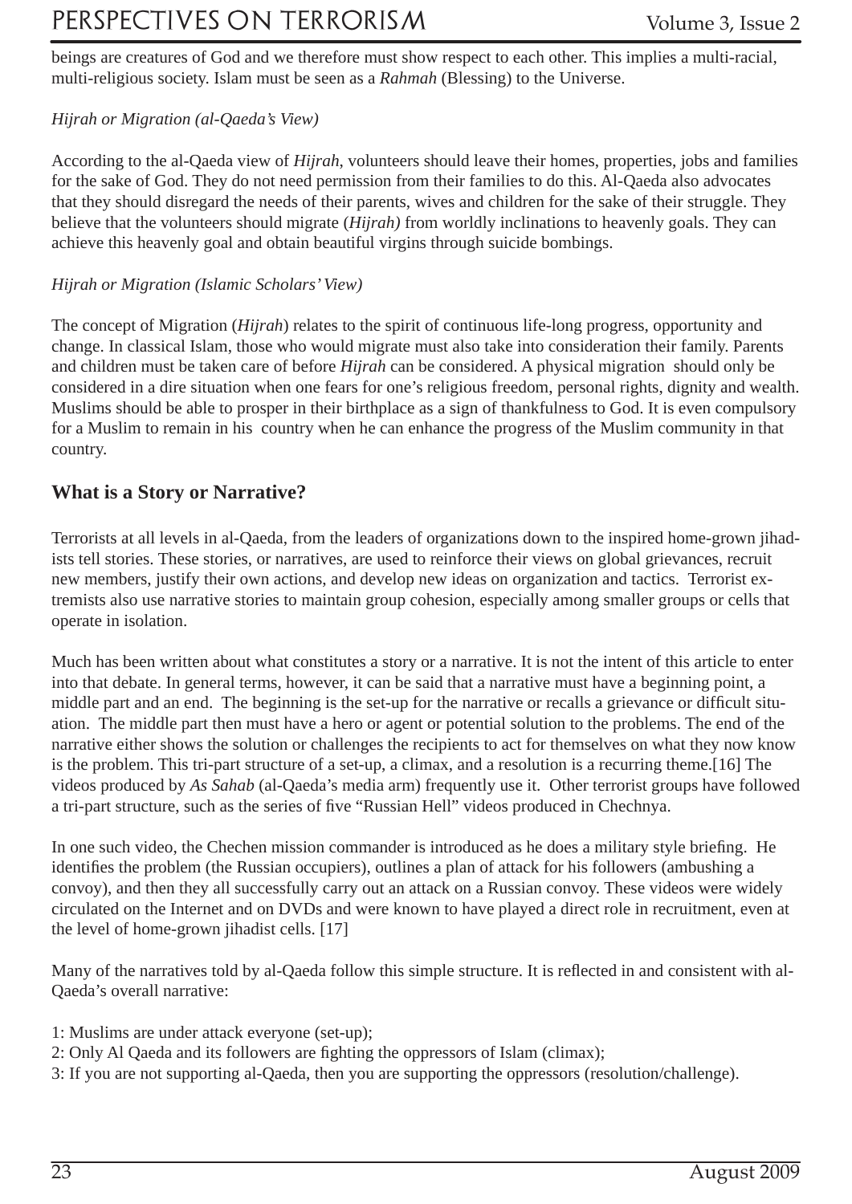beings are creatures of God and we therefore must show respect to each other. This implies a multi-racial, multi-religious society. Islam must be seen as a *Rahmah* (Blessing) to the Universe.

*Hijrah or Migration (al-Qaeda's View)*

According to the al-Qaeda view of *Hijrah*, volunteers should leave their homes, properties, jobs and families for the sake of God. They do not need permission from their families to do this. Al-Qaeda also advocates that they should disregard the needs of their parents, wives and children for the sake of their struggle. They believe that the volunteers should migrate (*Hijrah)* from worldly inclinations to heavenly goals. They can achieve this heavenly goal and obtain beautiful virgins through suicide bombings.

*Hijrah or Migration (Islamic Scholars' View)*

The concept of Migration (*Hijrah*) relates to the spirit of continuous life-long progress, opportunity and change. In classical Islam, those who would migrate must also take into consideration their family. Parents and children must be taken care of before *Hijrah* can be considered. A physical migration should only be considered in a dire situation when one fears for one's religious freedom, personal rights, dignity and wealth. Muslims should be able to prosper in their birthplace as a sign of thankfulness to God. It is even compulsory for a Muslim to remain in his country when he can enhance the progress of the Muslim community in that country.

## What is a Story or Narrative?

Terrorists at all levels in al-Qaeda, from the leaders of organizations down to the inspired home-grown jihadists tell stories. These stories, or narratives, are used to reinforce their views on global grievances, recruit new members, justify their own actions, and develop new ideas on organization and tactics. Terrorist extremists also use narrative stories to maintain group cohesion, especially among smaller groups or cells that operate in isolation.

Much has been written about what constitutes a story or a narrative. It is not the intent of this article to enter into that debate. In general terms, however, it can be said that a narrative must have a beginning point, a middle part and an end. The beginning is the set-up for the narrative or recalls a grievance or difficult situation. The middle part then must have a hero or agent or potential solution to the problems. The end of the narrative either shows the solution or challenges the recipients to act for themselves on what they now know is the problem. This tri-part structure of a set-up, a climax, and a resolution is a recurring theme.[16] The videos produced by *As Sahab* (al-Qaeda's media arm) frequently use it. Other terrorist groups have followed a tri-part structure, such as the series of five "Russian Hell" videos produced in Chechnya.

In one such video, the Chechen mission commander is introduced as he does a military style briefing. He identifies the problem (the Russian occupiers), outlines a plan of attack for his followers (ambushing a convoy), and then they all successfully carry out an attack on a Russian convoy. These videos were widely circulated on the Internet and on DVDs and were known to have played a direct role in recruitment, even at the level of home-grown jihadist cells. [17]

Many of the narratives told by al-Qaeda follow this simple structure. It is reflected in and consistent with al-Qaeda's overall narrative:

1: Muslims are under attack everyone (set-up);
2: Only Al Qaeda and its followers are fighting the oppressors of Islam (climax);
3: If you are not supporting al-Qaeda, then you are supporting the oppressors (resolution/challenge).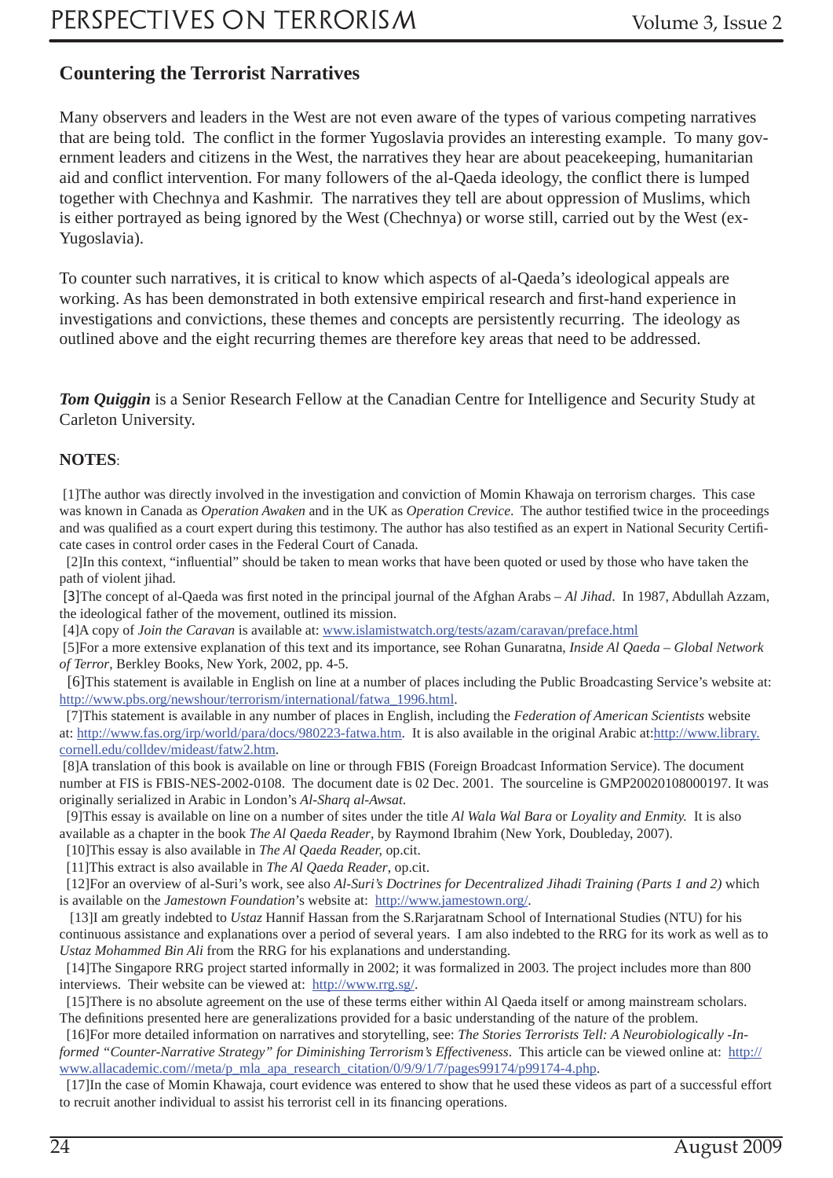### Countering the Terrorist Narratives

Many observers and leaders in the West are not even aware of the types of various competing narratives that are being told. The conflict in the former Yugoslavia provides an interesting example. To many government leaders and citizens in the West, the narratives they hear are about peacekeeping, humanitarian aid and conflict intervention. For many followers of the al-Qaeda ideology, the conflict there is lumped together with Chechnya and Kashmir. The narratives they tell are about oppression of Muslims, which is either portrayed as being ignored by the West (Chechnya) or worse still, carried out by the West (ex-Yugoslavia).

To counter such narratives, it is critical to know which aspects of al-Qaeda's ideological appeals are working. As has been demonstrated in both extensive empirical research and first-hand experience in investigations and convictions, these themes and concepts are persistently recurring. The ideology as outlined above and the eight recurring themes are therefore key areas that need to be addressed.

***Tom Quiggin*** is a Senior Research Fellow at the Canadian Centre for Intelligence and Security Study at Carleton University.

**NOTES**:

[1]The author was directly involved in the investigation and conviction of Momin Khawaja on terrorism charges. This case was known in Canada as *Operation Awaken* and in the UK as *Operation Crevice*. The author testified twice in the proceedings and was qualified as a court expert during this testimony. The author has also testified as an expert in National Security Certificate cases in control order cases in the Federal Court of Canada.

[2]In this context, "influential" should be taken to mean works that have been quoted or used by those who have taken the path of violent jihad.

[3]The concept of al-Qaeda was first noted in the principal journal of the Afghan Arabs – *Al Jihad*. In 1987, Abdullah Azzam, the ideological father of the movement, outlined its mission.

[4]A copy of *Join the Caravan* is available at: www.islamistwatch.org/tests/azam/caravan/preface.html

[5]For a more extensive explanation of this text and its importance, see Rohan Gunaratna, *Inside Al Qaeda – Global Network of Terror*, Berkley Books, New York, 2002, pp. 4-5.

[6]This statement is available in English on line at a number of places including the Public Broadcasting Service's website at: http://www.pbs.org/newshour/terrorism/international/fatwa_1996.html.

[7]This statement is available in any number of places in English, including the *Federation of American Scientists* website at: http://www.fas.org/irp/world/para/docs/980223-fatwa.htm. It is also available in the original Arabic at:http://www.library.cornell.edu/colldev/mideast/fatw2.htm.

[8]A translation of this book is available on line or through FBIS (Foreign Broadcast Information Service). The document number at FIS is FBIS-NES-2002-0108. The document date is 02 Dec. 2001. The sourceline is GMP20020108000197. It was originally serialized in Arabic in London's *Al-Sharq al-Awsat*.

[9]This essay is available on line on a number of sites under the title *Al Wala Wal Bara* or *Loyality and Enmity.* It is also available as a chapter in the book *The Al Qaeda Reader*, by Raymond Ibrahim (New York, Doubleday, 2007).

[10]This essay is also available in *The Al Qaeda Reader,* op.cit.

[11]This extract is also available in *The Al Qaeda Reader*, op.cit.

[12]For an overview of al-Suri's work, see also *Al-Suri's Doctrines for Decentralized Jihadi Training (Parts 1 and 2)* which is available on the *Jamestown Foundation*'s website at: http://www.jamestown.org/.

[13]I am greatly indebted to *Ustaz* Hannif Hassan from the S.Rarjaratnam School of International Studies (NTU) for his continuous assistance and explanations over a period of several years. I am also indebted to the RRG for its work as well as to *Ustaz Mohammed Bin Ali* from the RRG for his explanations and understanding.

[14]The Singapore RRG project started informally in 2002; it was formalized in 2003. The project includes more than 800 interviews. Their website can be viewed at: http://www.rrg.sg/.

[15]There is no absolute agreement on the use of these terms either within Al Qaeda itself or among mainstream scholars. The definitions presented here are generalizations provided for a basic understanding of the nature of the problem.

[16]For more detailed information on narratives and storytelling, see: *The Stories Terrorists Tell: A Neurobiologically -Informed "Counter-Narrative Strategy" for Diminishing Terrorism's Effectiveness*. This article can be viewed online at: http://www.allacademic.com//meta/p_mla_apa_research_citation/0/9/9/1/7/pages99174/p99174-4.php.

[17]In the case of Momin Khawaja, court evidence was entered to show that he used these videos as part of a successful effort to recruit another individual to assist his terrorist cell in its financing operations.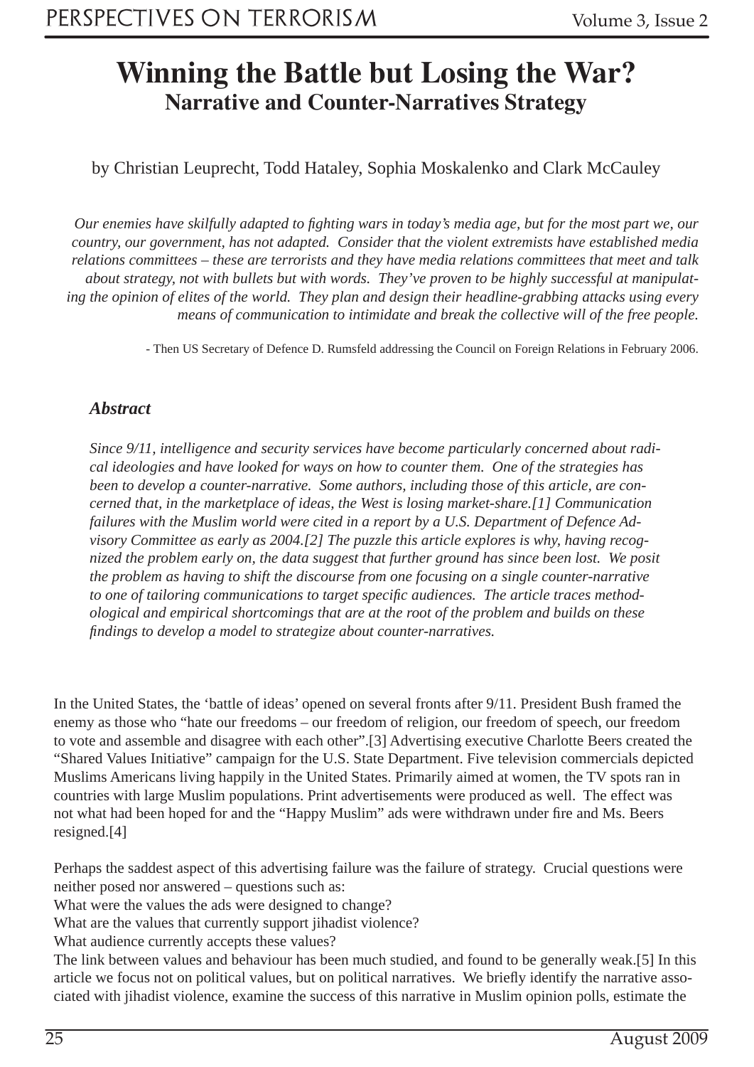# Winning the Battle but Losing the War?
## Narrative and Counter-Narratives Strategy

by Christian Leuprecht, Todd Hataley, Sophia Moskalenko and Clark McCauley

*Our enemies have skilfully adapted to fighting wars in today's media age, but for the most part we, our country, our government, has not adapted. Consider that the violent extremists have established media relations committees – these are terrorists and they have media relations committees that meet and talk about strategy, not with bullets but with words. They've proven to be highly successful at manipulating the opinion of elites of the world. They plan and design their headline-grabbing attacks using every means of communication to intimidate and break the collective will of the free people.*

- Then US Secretary of Defence D. Rumsfeld addressing the Council on Foreign Relations in February 2006.

### *Abstract*

*Since 9/11, intelligence and security services have become particularly concerned about radical ideologies and have looked for ways on how to counter them. One of the strategies has been to develop a counter-narrative. Some authors, including those of this article, are concerned that, in the marketplace of ideas, the West is losing market-share.[1] Communication failures with the Muslim world were cited in a report by a U.S. Department of Defence Advisory Committee as early as 2004.[2] The puzzle this article explores is why, having recognized the problem early on, the data suggest that further ground has since been lost. We posit the problem as having to shift the discourse from one focusing on a single counter-narrative to one of tailoring communications to target specific audiences. The article traces methodological and empirical shortcomings that are at the root of the problem and builds on these findings to develop a model to strategize about counter-narratives.*

In the United States, the 'battle of ideas' opened on several fronts after 9/11. President Bush framed the enemy as those who "hate our freedoms – our freedom of religion, our freedom of speech, our freedom to vote and assemble and disagree with each other".[3] Advertising executive Charlotte Beers created the "Shared Values Initiative" campaign for the U.S. State Department. Five television commercials depicted Muslims Americans living happily in the United States. Primarily aimed at women, the TV spots ran in countries with large Muslim populations. Print advertisements were produced as well. The effect was not what had been hoped for and the "Happy Muslim" ads were withdrawn under fire and Ms. Beers resigned.[4]

Perhaps the saddest aspect of this advertising failure was the failure of strategy. Crucial questions were neither posed nor answered – questions such as:
What were the values the ads were designed to change?
What are the values that currently support jihadist violence?
What audience currently accepts these values?
The link between values and behaviour has been much studied, and found to be generally weak.[5] In this article we focus not on political values, but on political narratives. We briefly identify the narrative associated with jihadist violence, examine the success of this narrative in Muslim opinion polls, estimate the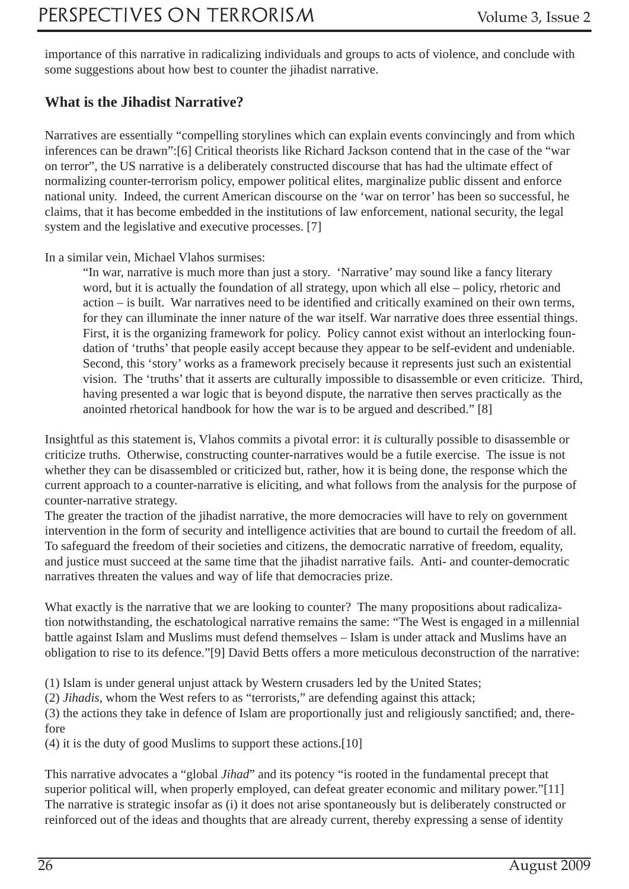importance of this narrative in radicalizing individuals and groups to acts of violence, and conclude with some suggestions about how best to counter the jihadist narrative.

## What is the Jihadist Narrative?

Narratives are essentially "compelling storylines which can explain events convincingly and from which inferences can be drawn":[6] Critical theorists like Richard Jackson contend that in the case of the "war on terror", the US narrative is a deliberately constructed discourse that has had the ultimate effect of normalizing counter-terrorism policy, empower political elites, marginalize public dissent and enforce national unity. Indeed, the current American discourse on the 'war on terror' has been so successful, he claims, that it has become embedded in the institutions of law enforcement, national security, the legal system and the legislative and executive processes. [7]

In a similar vein, Michael Vlahos surmises:

> "In war, narrative is much more than just a story. 'Narrative' may sound like a fancy literary word, but it is actually the foundation of all strategy, upon which all else – policy, rhetoric and action – is built. War narratives need to be identified and critically examined on their own terms, for they can illuminate the inner nature of the war itself. War narrative does three essential things. First, it is the organizing framework for policy. Policy cannot exist without an interlocking foundation of 'truths' that people easily accept because they appear to be self-evident and undeniable. Second, this 'story' works as a framework precisely because it represents just such an existential vision. The 'truths' that it asserts are culturally impossible to disassemble or even criticize. Third, having presented a war logic that is beyond dispute, the narrative then serves practically as the anointed rhetorical handbook for how the war is to be argued and described." [8]

Insightful as this statement is, Vlahos commits a pivotal error: it *is* culturally possible to disassemble or criticize truths. Otherwise, constructing counter-narratives would be a futile exercise. The issue is not whether they can be disassembled or criticized but, rather, how it is being done, the response which the current approach to a counter-narrative is eliciting, and what follows from the analysis for the purpose of counter-narrative strategy.

The greater the traction of the jihadist narrative, the more democracies will have to rely on government intervention in the form of security and intelligence activities that are bound to curtail the freedom of all. To safeguard the freedom of their societies and citizens, the democratic narrative of freedom, equality, and justice must succeed at the same time that the jihadist narrative fails. Anti- and counter-democratic narratives threaten the values and way of life that democracies prize.

What exactly is the narrative that we are looking to counter? The many propositions about radicalization notwithstanding, the eschatological narrative remains the same: "The West is engaged in a millennial battle against Islam and Muslims must defend themselves – Islam is under attack and Muslims have an obligation to rise to its defence."[9] David Betts offers a more meticulous deconstruction of the narrative:

(1) Islam is under general unjust attack by Western crusaders led by the United States;
(2) *Jihadis*, whom the West refers to as "terrorists," are defending against this attack;
(3) the actions they take in defence of Islam are proportionally just and religiously sanctified; and, therefore
(4) it is the duty of good Muslims to support these actions.[10]

This narrative advocates a "global *Jihad*" and its potency "is rooted in the fundamental precept that superior political will, when properly employed, can defeat greater economic and military power."[11] The narrative is strategic insofar as (i) it does not arise spontaneously but is deliberately constructed or reinforced out of the ideas and thoughts that are already current, thereby expressing a sense of identity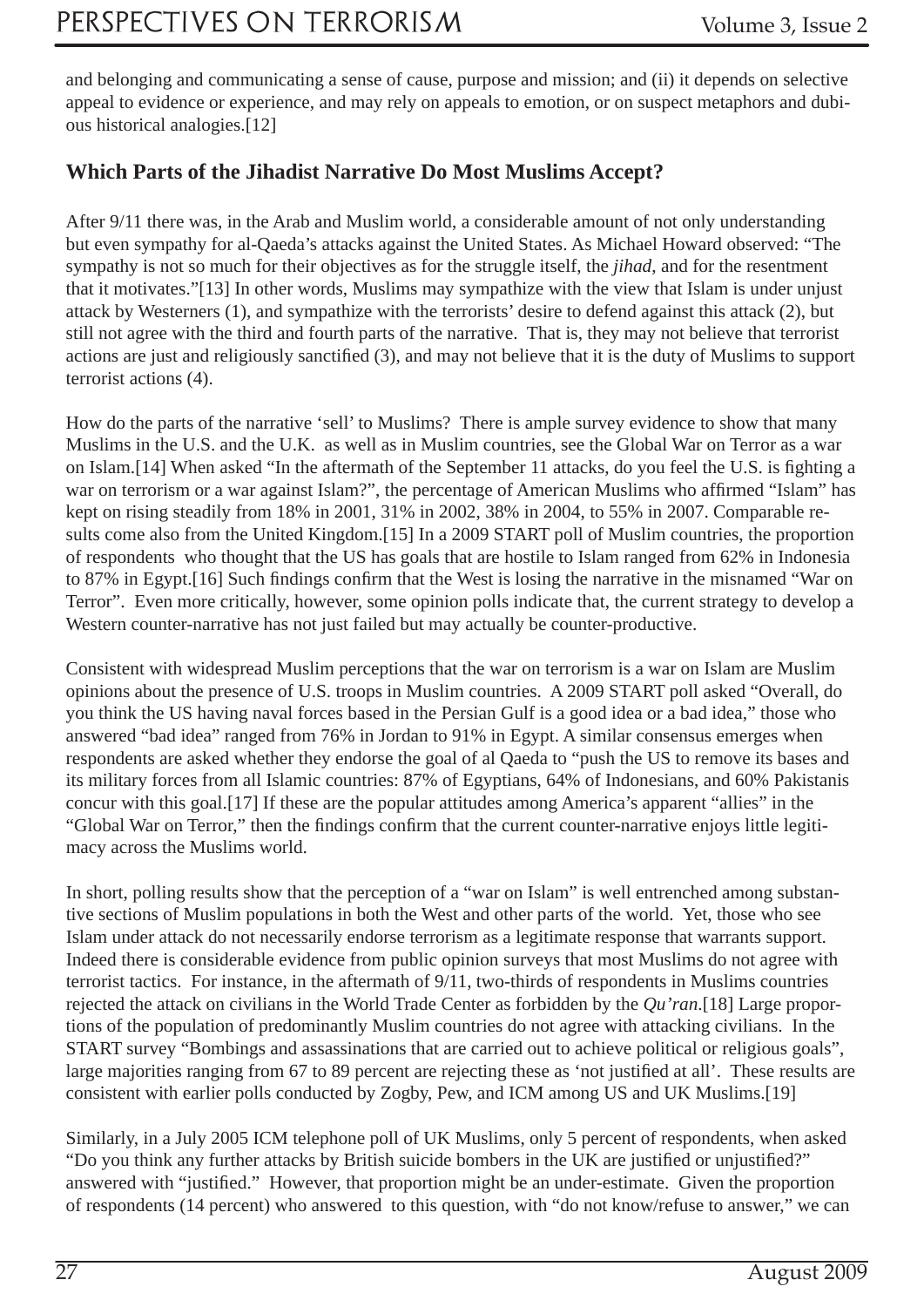and belonging and communicating a sense of cause, purpose and mission; and (ii) it depends on selective appeal to evidence or experience, and may rely on appeals to emotion, or on suspect metaphors and dubious historical analogies.[12]

### Which Parts of the Jihadist Narrative Do Most Muslims Accept?

After 9/11 there was, in the Arab and Muslim world, a considerable amount of not only understanding but even sympathy for al-Qaeda's attacks against the United States. As Michael Howard observed: "The sympathy is not so much for their objectives as for the struggle itself, the *jihad*, and for the resentment that it motivates."[13] In other words, Muslims may sympathize with the view that Islam is under unjust attack by Westerners (1), and sympathize with the terrorists' desire to defend against this attack (2), but still not agree with the third and fourth parts of the narrative. That is, they may not believe that terrorist actions are just and religiously sanctified (3), and may not believe that it is the duty of Muslims to support terrorist actions (4).

How do the parts of the narrative 'sell' to Muslims? There is ample survey evidence to show that many Muslims in the U.S. and the U.K. as well as in Muslim countries, see the Global War on Terror as a war on Islam.[14] When asked "In the aftermath of the September 11 attacks, do you feel the U.S. is fighting a war on terrorism or a war against Islam?", the percentage of American Muslims who affirmed "Islam" has kept on rising steadily from 18% in 2001, 31% in 2002, 38% in 2004, to 55% in 2007. Comparable results come also from the United Kingdom.[15] In a 2009 START poll of Muslim countries, the proportion of respondents who thought that the US has goals that are hostile to Islam ranged from 62% in Indonesia to 87% in Egypt.[16] Such findings confirm that the West is losing the narrative in the misnamed "War on Terror". Even more critically, however, some opinion polls indicate that, the current strategy to develop a Western counter-narrative has not just failed but may actually be counter-productive.

Consistent with widespread Muslim perceptions that the war on terrorism is a war on Islam are Muslim opinions about the presence of U.S. troops in Muslim countries. A 2009 START poll asked "Overall, do you think the US having naval forces based in the Persian Gulf is a good idea or a bad idea," those who answered "bad idea" ranged from 76% in Jordan to 91% in Egypt. A similar consensus emerges when respondents are asked whether they endorse the goal of al Qaeda to "push the US to remove its bases and its military forces from all Islamic countries: 87% of Egyptians, 64% of Indonesians, and 60% Pakistanis concur with this goal.[17] If these are the popular attitudes among America's apparent "allies" in the "Global War on Terror," then the findings confirm that the current counter-narrative enjoys little legitimacy across the Muslims world.

In short, polling results show that the perception of a "war on Islam" is well entrenched among substantive sections of Muslim populations in both the West and other parts of the world. Yet, those who see Islam under attack do not necessarily endorse terrorism as a legitimate response that warrants support. Indeed there is considerable evidence from public opinion surveys that most Muslims do not agree with terrorist tactics. For instance, in the aftermath of 9/11, two-thirds of respondents in Muslims countries rejected the attack on civilians in the World Trade Center as forbidden by the *Qu'ran*.[18] Large proportions of the population of predominantly Muslim countries do not agree with attacking civilians. In the START survey "Bombings and assassinations that are carried out to achieve political or religious goals", large majorities ranging from 67 to 89 percent are rejecting these as 'not justified at all'. These results are consistent with earlier polls conducted by Zogby, Pew, and ICM among US and UK Muslims.[19]

Similarly, in a July 2005 ICM telephone poll of UK Muslims, only 5 percent of respondents, when asked "Do you think any further attacks by British suicide bombers in the UK are justified or unjustified?" answered with "justified." However, that proportion might be an under-estimate. Given the proportion of respondents (14 percent) who answered to this question, with "do not know/refuse to answer," we can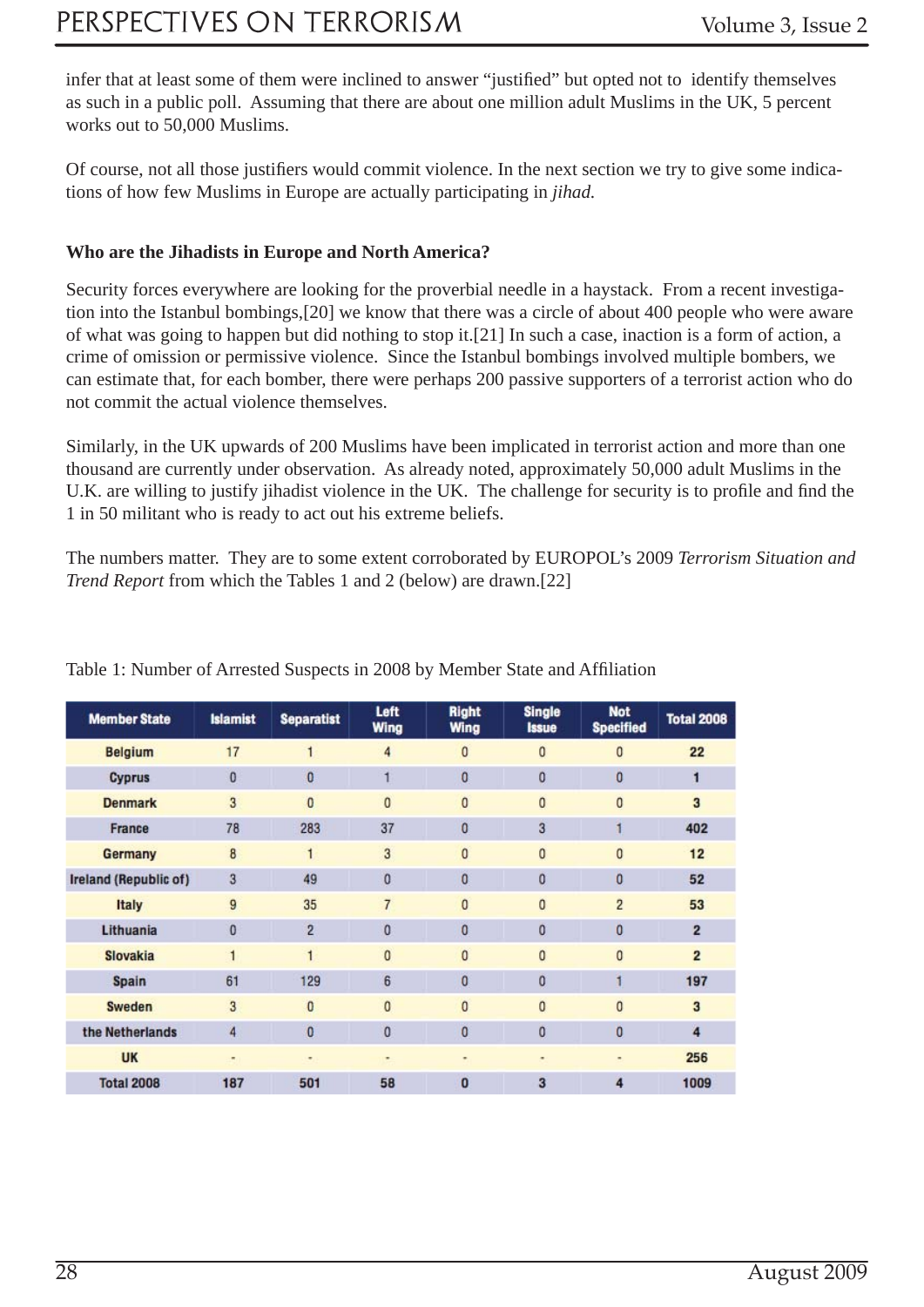infer that at least some of them were inclined to answer "justified" but opted not to identify themselves as such in a public poll. Assuming that there are about one million adult Muslims in the UK, 5 percent works out to 50,000 Muslims.

Of course, not all those justifiers would commit violence. In the next section we try to give some indications of how few Muslims in Europe are actually participating in *jihad.*

**Who are the Jihadists in Europe and North America?**

Security forces everywhere are looking for the proverbial needle in a haystack. From a recent investigation into the Istanbul bombings,[20] we know that there was a circle of about 400 people who were aware of what was going to happen but did nothing to stop it.[21] In such a case, inaction is a form of action, a crime of omission or permissive violence. Since the Istanbul bombings involved multiple bombers, we can estimate that, for each bomber, there were perhaps 200 passive supporters of a terrorist action who do not commit the actual violence themselves.

Similarly, in the UK upwards of 200 Muslims have been implicated in terrorist action and more than one thousand are currently under observation. As already noted, approximately 50,000 adult Muslims in the U.K. are willing to justify jihadist violence in the UK. The challenge for security is to profile and find the 1 in 50 militant who is ready to act out his extreme beliefs.

The numbers matter. They are to some extent corroborated by EUROPOL's 2009 *Terrorism Situation and Trend Report* from which the Tables 1 and 2 (below) are drawn.[22]

Table 1: Number of Arrested Suspects in 2008 by Member State and Affiliation

| Member State | Islamist | Separatist | Left Wing | Right Wing | Single Issue | Not Specified | Total 2008 |
|---|---|---|---|---|---|---|---|
| Belgium | 17 | 1 | 4 | 0 | 0 | 0 | 22 |
| Cyprus | 0 | 0 | 1 | 0 | 0 | 0 | 1 |
| Denmark | 3 | 0 | 0 | 0 | 0 | 0 | 3 |
| France | 78 | 283 | 37 | 0 | 3 | 1 | 402 |
| Germany | 8 | 1 | 3 | 0 | 0 | 0 | 12 |
| Ireland (Republic of) | 3 | 49 | 0 | 0 | 0 | 0 | 52 |
| Italy | 9 | 35 | 7 | 0 | 0 | 2 | 53 |
| Lithuania | 0 | 2 | 0 | 0 | 0 | 0 | 2 |
| Slovakia | 1 | 1 | 0 | 0 | 0 | 0 | 2 |
| Spain | 61 | 129 | 6 | 0 | 0 | 1 | 197 |
| Sweden | 3 | 0 | 0 | 0 | 0 | 0 | 3 |
| the Netherlands | 4 | 0 | 0 | 0 | 0 | 0 | 4 |
| UK | - | - | - | - | - | - | 256 |
| Total 2008 | 187 | 501 | 58 | 0 | 3 | 4 | 1009 |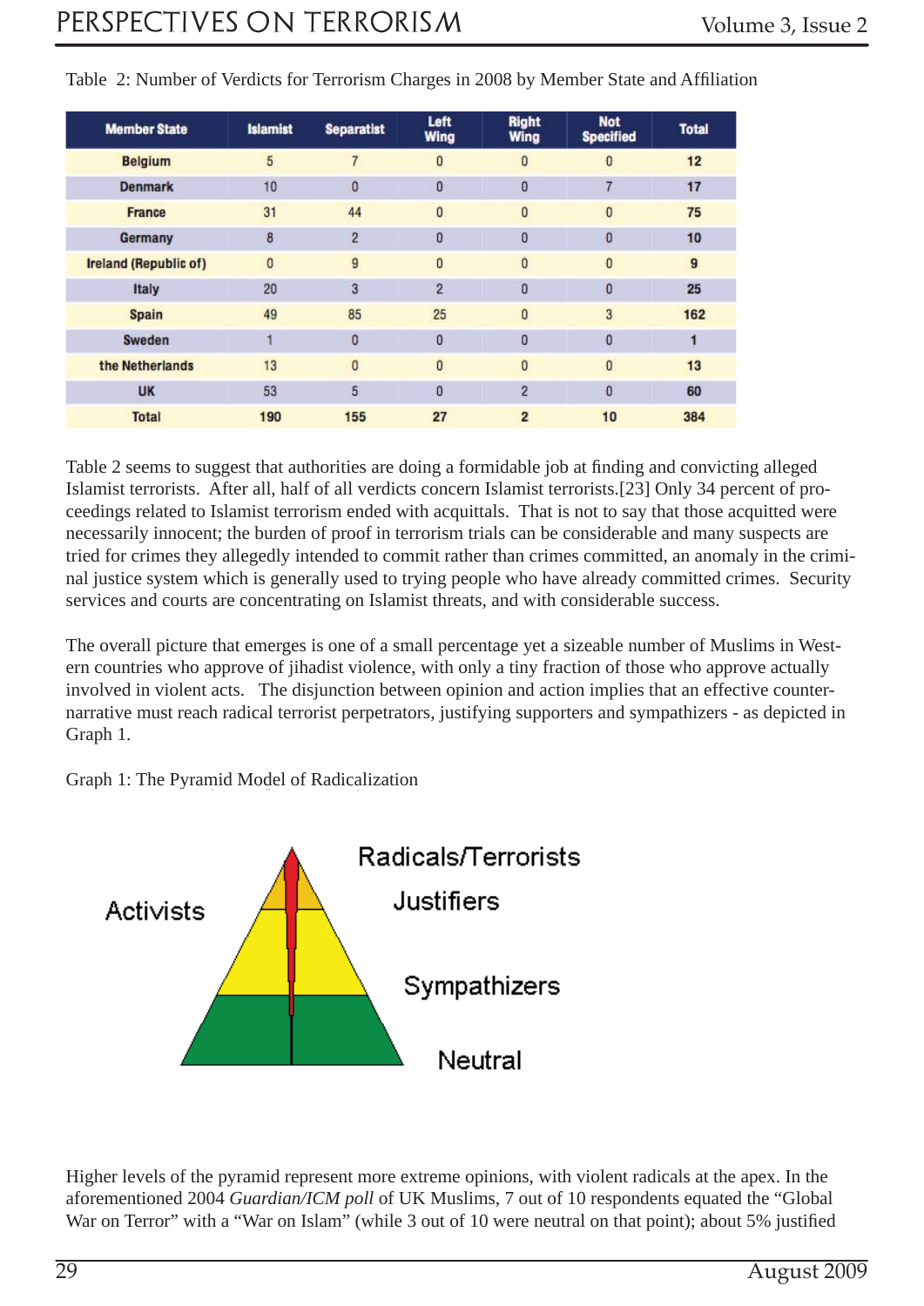Table 2: Number of Verdicts for Terrorism Charges in 2008 by Member State and Affiliation

| Member State | Islamist | Separatist | Left Wing | Right Wing | Not Specified | Total |
|---|---|---|---|---|---|---|
| Belgium | 5 | 7 | 0 | 0 | 0 | 12 |
| Denmark | 10 | 0 | 0 | 0 | 7 | 17 |
| France | 31 | 44 | 0 | 0 | 0 | 75 |
| Germany | 8 | 2 | 0 | 0 | 0 | 10 |
| Ireland (Republic of) | 0 | 9 | 0 | 0 | 0 | 9 |
| Italy | 20 | 3 | 2 | 0 | 0 | 25 |
| Spain | 49 | 85 | 25 | 0 | 3 | 162 |
| Sweden | 1 | 0 | 0 | 0 | 0 | 1 |
| the Netherlands | 13 | 0 | 0 | 0 | 0 | 13 |
| UK | 53 | 5 | 0 | 2 | 0 | 60 |
| Total | 190 | 155 | 27 | 2 | 10 | 384 |

Table 2 seems to suggest that authorities are doing a formidable job at finding and convicting alleged Islamist terrorists. After all, half of all verdicts concern Islamist terrorists.[23] Only 34 percent of proceedings related to Islamist terrorism ended with acquittals. That is not to say that those acquitted were necessarily innocent; the burden of proof in terrorism trials can be considerable and many suspects are tried for crimes they allegedly intended to commit rather than crimes committed, an anomaly in the criminal justice system which is generally used to trying people who have already committed crimes. Security services and courts are concentrating on Islamist threats, and with considerable success.

The overall picture that emerges is one of a small percentage yet a sizeable number of Muslims in Western countries who approve of jihadist violence, with only a tiny fraction of those who approve actually involved in violent acts. The disjunction between opinion and action implies that an effective counter-narrative must reach radical terrorist perpetrators, justifying supporters and sympathizers - as depicted in Graph 1.

Graph 1: The Pyramid Model of Radicalization

Activists

Radicals/Terrorists

Justifiers

Sympathizers

Neutral

Higher levels of the pyramid represent more extreme opinions, with violent radicals at the apex. In the aforementioned 2004 *Guardian/ICM poll* of UK Muslims, 7 out of 10 respondents equated the "Global War on Terror" with a "War on Islam" (while 3 out of 10 were neutral on that point); about 5% justified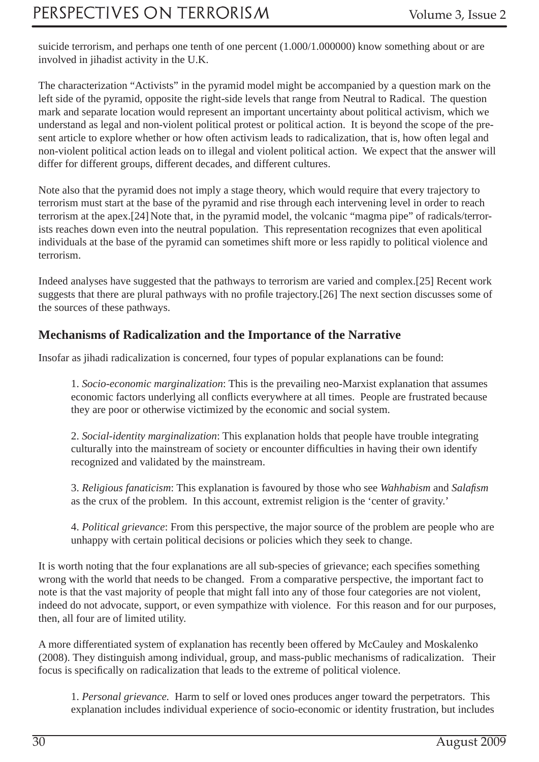suicide terrorism, and perhaps one tenth of one percent (1.000/1.000000) know something about or are involved in jihadist activity in the U.K.

The characterization "Activists" in the pyramid model might be accompanied by a question mark on the left side of the pyramid, opposite the right-side levels that range from Neutral to Radical. The question mark and separate location would represent an important uncertainty about political activism, which we understand as legal and non-violent political protest or political action. It is beyond the scope of the present article to explore whether or how often activism leads to radicalization, that is, how often legal and non-violent political action leads on to illegal and violent political action. We expect that the answer will differ for different groups, different decades, and different cultures.

Note also that the pyramid does not imply a stage theory, which would require that every trajectory to terrorism must start at the base of the pyramid and rise through each intervening level in order to reach terrorism at the apex.[24] Note that, in the pyramid model, the volcanic "magma pipe" of radicals/terrorists reaches down even into the neutral population. This representation recognizes that even apolitical individuals at the base of the pyramid can sometimes shift more or less rapidly to political violence and terrorism.

Indeed analyses have suggested that the pathways to terrorism are varied and complex.[25] Recent work suggests that there are plural pathways with no profile trajectory.[26] The next section discusses some of the sources of these pathways.

## Mechanisms of Radicalization and the Importance of the Narrative

Insofar as jihadi radicalization is concerned, four types of popular explanations can be found:

1. *Socio-economic marginalization*: This is the prevailing neo-Marxist explanation that assumes economic factors underlying all conflicts everywhere at all times. People are frustrated because they are poor or otherwise victimized by the economic and social system.

2. *Social-identity marginalization*: This explanation holds that people have trouble integrating culturally into the mainstream of society or encounter difficulties in having their own identify recognized and validated by the mainstream.

3. *Religious fanaticism*: This explanation is favoured by those who see *Wahhabism* and *Salafism* as the crux of the problem. In this account, extremist religion is the 'center of gravity.'

4. *Political grievance*: From this perspective, the major source of the problem are people who are unhappy with certain political decisions or policies which they seek to change.

It is worth noting that the four explanations are all sub-species of grievance; each specifies something wrong with the world that needs to be changed. From a comparative perspective, the important fact to note is that the vast majority of people that might fall into any of those four categories are not violent, indeed do not advocate, support, or even sympathize with violence. For this reason and for our purposes, then, all four are of limited utility.

A more differentiated system of explanation has recently been offered by McCauley and Moskalenko (2008). They distinguish among individual, group, and mass-public mechanisms of radicalization. Their focus is specifically on radicalization that leads to the extreme of political violence.

1. *Personal grievance.* Harm to self or loved ones produces anger toward the perpetrators. This explanation includes individual experience of socio-economic or identity frustration, but includes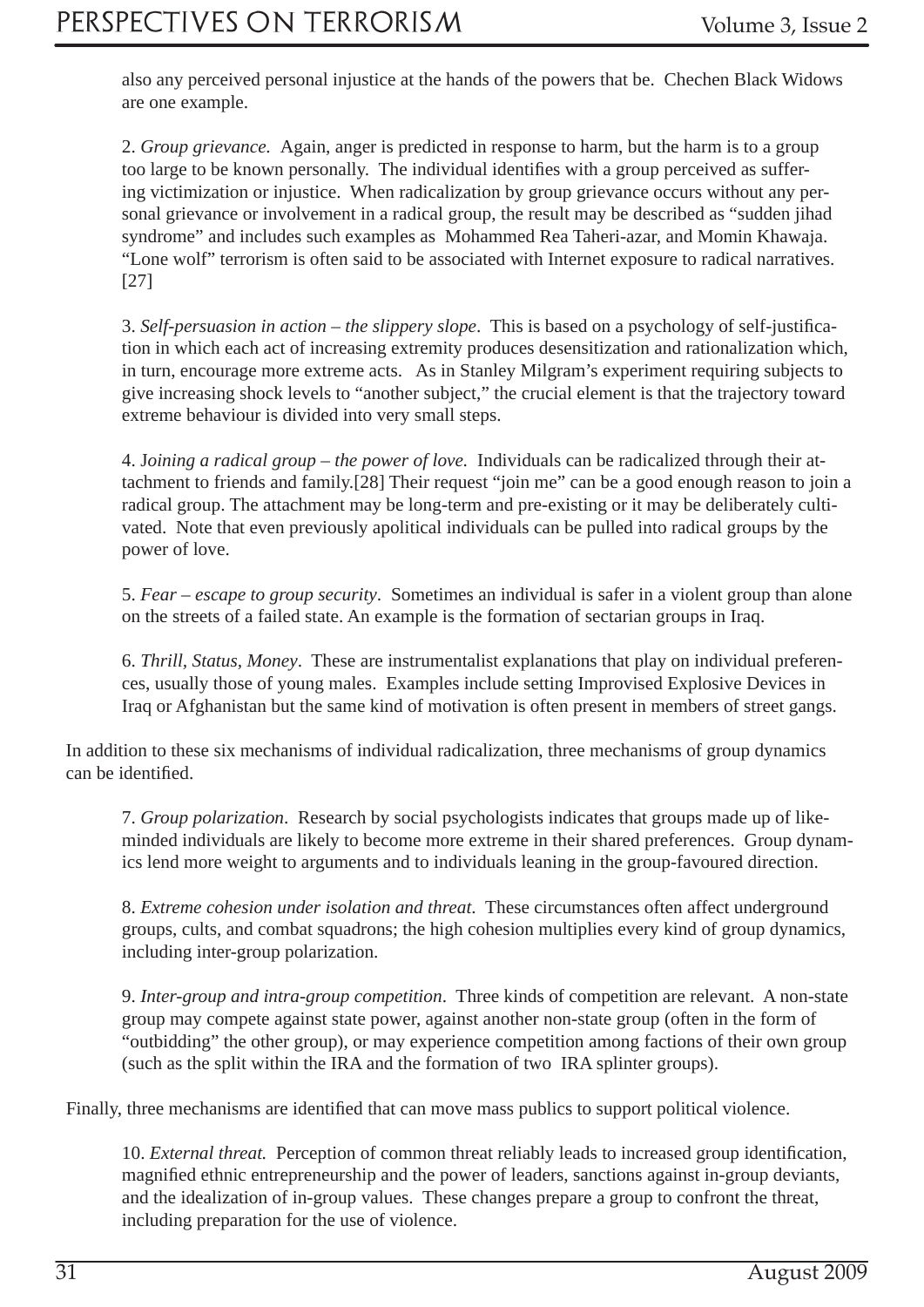also any perceived personal injustice at the hands of the powers that be. Chechen Black Widows are one example.

2. *Group grievance.* Again, anger is predicted in response to harm, but the harm is to a group too large to be known personally. The individual identifies with a group perceived as suffering victimization or injustice. When radicalization by group grievance occurs without any personal grievance or involvement in a radical group, the result may be described as "sudden jihad syndrome" and includes such examples as Mohammed Rea Taheri-azar, and Momin Khawaja. "Lone wolf" terrorism is often said to be associated with Internet exposure to radical narratives.[27]

3. *Self-persuasion in action – the slippery slope*. This is based on a psychology of self-justification in which each act of increasing extremity produces desensitization and rationalization which, in turn, encourage more extreme acts. As in Stanley Milgram's experiment requiring subjects to give increasing shock levels to "another subject," the crucial element is that the trajectory toward extreme behaviour is divided into very small steps.

4. *Joining a radical group – the power of love.* Individuals can be radicalized through their attachment to friends and family.[28] Their request "join me" can be a good enough reason to join a radical group. The attachment may be long-term and pre-existing or it may be deliberately cultivated. Note that even previously apolitical individuals can be pulled into radical groups by the power of love.

5. *Fear – escape to group security*. Sometimes an individual is safer in a violent group than alone on the streets of a failed state. An example is the formation of sectarian groups in Iraq.

6. *Thrill, Status, Money*. These are instrumentalist explanations that play on individual preferences, usually those of young males. Examples include setting Improvised Explosive Devices in Iraq or Afghanistan but the same kind of motivation is often present in members of street gangs.

In addition to these six mechanisms of individual radicalization, three mechanisms of group dynamics can be identified.

7. *Group polarization*. Research by social psychologists indicates that groups made up of like-minded individuals are likely to become more extreme in their shared preferences. Group dynamics lend more weight to arguments and to individuals leaning in the group-favoured direction.

8. *Extreme cohesion under isolation and threat.* These circumstances often affect underground groups, cults, and combat squadrons; the high cohesion multiplies every kind of group dynamics, including inter-group polarization.

9. *Inter-group and intra-group competition*. Three kinds of competition are relevant. A non-state group may compete against state power, against another non-state group (often in the form of "outbidding" the other group), or may experience competition among factions of their own group (such as the split within the IRA and the formation of two IRA splinter groups).

Finally, three mechanisms are identified that can move mass publics to support political violence.

10. *External threat.* Perception of common threat reliably leads to increased group identification, magnified ethnic entrepreneurship and the power of leaders, sanctions against in-group deviants, and the idealization of in-group values. These changes prepare a group to confront the threat, including preparation for the use of violence.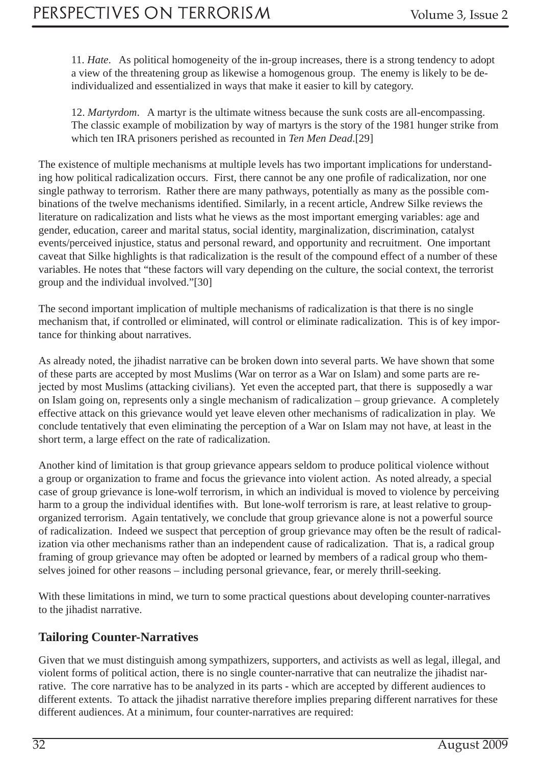11. *Hate*. As political homogeneity of the in-group increases, there is a strong tendency to adopt a view of the threatening group as likewise a homogenous group. The enemy is likely to be de-individualized and essentialized in ways that make it easier to kill by category.

12. *Martyrdom*. A martyr is the ultimate witness because the sunk costs are all-encompassing. The classic example of mobilization by way of martyrs is the story of the 1981 hunger strike from which ten IRA prisoners perished as recounted in *Ten Men Dead*.[29]

The existence of multiple mechanisms at multiple levels has two important implications for understanding how political radicalization occurs. First, there cannot be any one profile of radicalization, nor one single pathway to terrorism. Rather there are many pathways, potentially as many as the possible combinations of the twelve mechanisms identified. Similarly, in a recent article, Andrew Silke reviews the literature on radicalization and lists what he views as the most important emerging variables: age and gender, education, career and marital status, social identity, marginalization, discrimination, catalyst events/perceived injustice, status and personal reward, and opportunity and recruitment. One important caveat that Silke highlights is that radicalization is the result of the compound effect of a number of these variables. He notes that "these factors will vary depending on the culture, the social context, the terrorist group and the individual involved."[30]

The second important implication of multiple mechanisms of radicalization is that there is no single mechanism that, if controlled or eliminated, will control or eliminate radicalization. This is of key importance for thinking about narratives.

As already noted, the jihadist narrative can be broken down into several parts. We have shown that some of these parts are accepted by most Muslims (War on terror as a War on Islam) and some parts are rejected by most Muslims (attacking civilians). Yet even the accepted part, that there is supposedly a war on Islam going on, represents only a single mechanism of radicalization – group grievance. A completely effective attack on this grievance would yet leave eleven other mechanisms of radicalization in play. We conclude tentatively that even eliminating the perception of a War on Islam may not have, at least in the short term, a large effect on the rate of radicalization.

Another kind of limitation is that group grievance appears seldom to produce political violence without a group or organization to frame and focus the grievance into violent action. As noted already, a special case of group grievance is lone-wolf terrorism, in which an individual is moved to violence by perceiving harm to a group the individual identifies with. But lone-wolf terrorism is rare, at least relative to group-organized terrorism. Again tentatively, we conclude that group grievance alone is not a powerful source of radicalization. Indeed we suspect that perception of group grievance may often be the result of radicalization via other mechanisms rather than an independent cause of radicalization. That is, a radical group framing of group grievance may often be adopted or learned by members of a radical group who themselves joined for other reasons – including personal grievance, fear, or merely thrill-seeking.

With these limitations in mind, we turn to some practical questions about developing counter-narratives to the jihadist narrative.

## Tailoring Counter-Narratives

Given that we must distinguish among sympathizers, supporters, and activists as well as legal, illegal, and violent forms of political action, there is no single counter-narrative that can neutralize the jihadist narrative. The core narrative has to be analyzed in its parts - which are accepted by different audiences to different extents. To attack the jihadist narrative therefore implies preparing different narratives for these different audiences. At a minimum, four counter-narratives are required: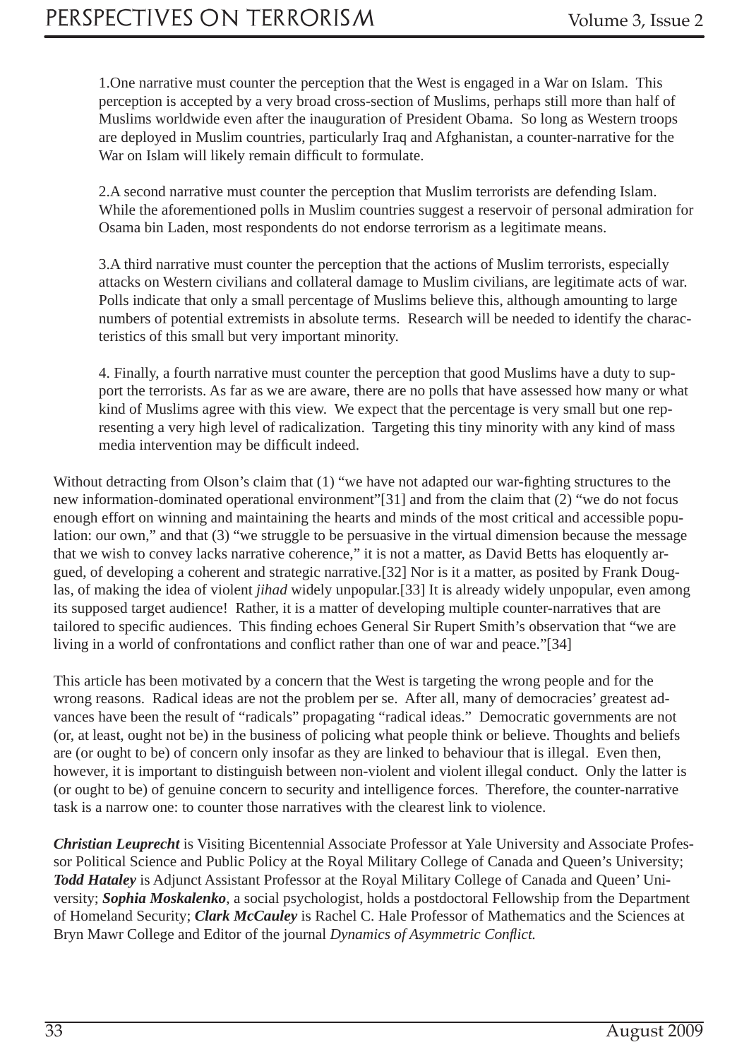1. One narrative must counter the perception that the West is engaged in a War on Islam. This perception is accepted by a very broad cross-section of Muslims, perhaps still more than half of Muslims worldwide even after the inauguration of President Obama. So long as Western troops are deployed in Muslim countries, particularly Iraq and Afghanistan, a counter-narrative for the War on Islam will likely remain difficult to formulate.

2. A second narrative must counter the perception that Muslim terrorists are defending Islam. While the aforementioned polls in Muslim countries suggest a reservoir of personal admiration for Osama bin Laden, most respondents do not endorse terrorism as a legitimate means.

3. A third narrative must counter the perception that the actions of Muslim terrorists, especially attacks on Western civilians and collateral damage to Muslim civilians, are legitimate acts of war. Polls indicate that only a small percentage of Muslims believe this, although amounting to large numbers of potential extremists in absolute terms. Research will be needed to identify the characteristics of this small but very important minority.

4. Finally, a fourth narrative must counter the perception that good Muslims have a duty to support the terrorists. As far as we are aware, there are no polls that have assessed how many or what kind of Muslims agree with this view. We expect that the percentage is very small but one representing a very high level of radicalization. Targeting this tiny minority with any kind of mass media intervention may be difficult indeed.

Without detracting from Olson's claim that (1) "we have not adapted our war-fighting structures to the new information-dominated operational environment"[31] and from the claim that (2) "we do not focus enough effort on winning and maintaining the hearts and minds of the most critical and accessible population: our own," and that (3) "we struggle to be persuasive in the virtual dimension because the message that we wish to convey lacks narrative coherence," it is not a matter, as David Betts has eloquently argued, of developing a coherent and strategic narrative.[32] Nor is it a matter, as posited by Frank Douglas, of making the idea of violent *jihad* widely unpopular.[33] It is already widely unpopular, even among its supposed target audience! Rather, it is a matter of developing multiple counter-narratives that are tailored to specific audiences. This finding echoes General Sir Rupert Smith's observation that "we are living in a world of confrontations and conflict rather than one of war and peace."[34]

This article has been motivated by a concern that the West is targeting the wrong people and for the wrong reasons. Radical ideas are not the problem per se. After all, many of democracies' greatest advances have been the result of "radicals" propagating "radical ideas." Democratic governments are not (or, at least, ought not be) in the business of policing what people think or believe. Thoughts and beliefs are (or ought to be) of concern only insofar as they are linked to behaviour that is illegal. Even then, however, it is important to distinguish between non-violent and violent illegal conduct. Only the latter is (or ought to be) of genuine concern to security and intelligence forces. Therefore, the counter-narrative task is a narrow one: to counter those narratives with the clearest link to violence.

***Christian Leuprecht*** is Visiting Bicentennial Associate Professor at Yale University and Associate Professor Political Science and Public Policy at the Royal Military College of Canada and Queen's University; ***Todd Hataley*** is Adjunct Assistant Professor at the Royal Military College of Canada and Queen' University; ***Sophia Moskalenko***, a social psychologist, holds a postdoctoral Fellowship from the Department of Homeland Security; ***Clark McCauley*** is Rachel C. Hale Professor of Mathematics and the Sciences at Bryn Mawr College and Editor of the journal *Dynamics of Asymmetric Conflict.*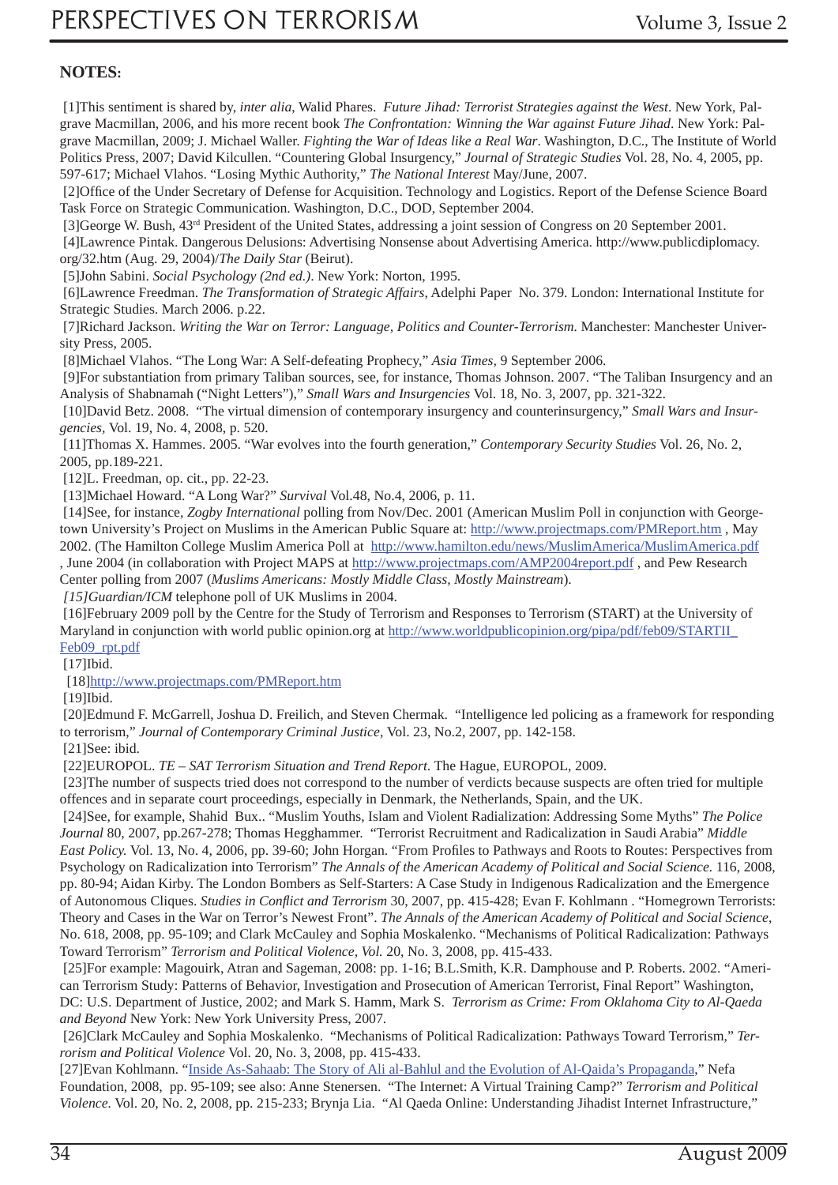**NOTES:**

[1]This sentiment is shared by, *inter alia*, Walid Phares. *Future Jihad: Terrorist Strategies against the West*. New York, Palgrave Macmillan, 2006, and his more recent book *The Confrontation: Winning the War against Future Jihad*. New York: Palgrave Macmillan, 2009; J. Michael Waller. *Fighting the War of Ideas like a Real War*. Washington, D.C., The Institute of World Politics Press, 2007; David Kilcullen. "Countering Global Insurgency," *Journal of Strategic Studies* Vol. 28, No. 4, 2005, pp. 597-617; Michael Vlahos. "Losing Mythic Authority," *The National Interest* May/June, 2007.

[2]Office of the Under Secretary of Defense for Acquisition. Technology and Logistics. Report of the Defense Science Board Task Force on Strategic Communication. Washington, D.C., DOD, September 2004.

[3]George W. Bush, 43rd President of the United States, addressing a joint session of Congress on 20 September 2001.

[4]Lawrence Pintak. Dangerous Delusions: Advertising Nonsense about Advertising America. http://www.publicdiplomacy.org/32.htm (Aug. 29, 2004)/*The Daily Star* (Beirut).

[5]John Sabini. *Social Psychology (2nd ed.)*. New York: Norton, 1995.

[6]Lawrence Freedman. *The Transformation of Strategic Affairs*, Adelphi Paper No. 379. London: International Institute for Strategic Studies. March 2006. p.22.

[7]Richard Jackson. *Writing the War on Terror: Language, Politics and Counter-Terrorism.* Manchester: Manchester University Press, 2005.

[8]Michael Vlahos. "The Long War: A Self-defeating Prophecy," *Asia Times*, 9 September 2006.

[9]For substantiation from primary Taliban sources, see, for instance, Thomas Johnson. 2007. "The Taliban Insurgency and an Analysis of Shabnamah ("Night Letters")," *Small Wars and Insurgencies* Vol. 18, No. 3, 2007, pp. 321-322.

[10]David Betz. 2008. "The virtual dimension of contemporary insurgency and counterinsurgency," *Small Wars and Insurgencies*, Vol. 19, No. 4, 2008, p. 520.

[11]Thomas X. Hammes. 2005. "War evolves into the fourth generation," *Contemporary Security Studies* Vol. 26, No. 2, 2005, pp.189-221.

[12]L. Freedman, op. cit., pp. 22-23.

[13]Michael Howard. "A Long War?" *Survival* Vol.48, No.4, 2006, p. 11.

[14]See, for instance, *Zogby International* polling from Nov/Dec. 2001 (American Muslim Poll in conjunction with Georgetown University's Project on Muslims in the American Public Square at: http://www.projectmaps.com/PMReport.htm , May 2002. (The Hamilton College Muslim America Poll at http://www.hamilton.edu/news/MuslimAmerica/MuslimAmerica.pdf , June 2004 (in collaboration with Project MAPS at http://www.projectmaps.com/AMP2004report.pdf , and Pew Research Center polling from 2007 (*Muslims Americans: Mostly Middle Class, Mostly Mainstream*).

*[15]Guardian/ICM* telephone poll of UK Muslims in 2004.

[16]February 2009 poll by the Centre for the Study of Terrorism and Responses to Terrorism (START) at the University of Maryland in conjunction with world public opinion.org at http://www.worldpublicopinion.org/pipa/pdf/feb09/STARTII_Feb09_rpt.pdf

[17]Ibid.

[18]http://www.projectmaps.com/PMReport.htm

[19]Ibid.

[20]Edmund F. McGarrell, Joshua D. Freilich, and Steven Chermak. "Intelligence led policing as a framework for responding to terrorism," *Journal of Contemporary Criminal Justice*, Vol. 23, No.2, 2007, pp. 142-158.

[21]See: ibid.

[22]EUROPOL. *TE – SAT Terrorism Situation and Trend Report*. The Hague, EUROPOL, 2009.

[23]The number of suspects tried does not correspond to the number of verdicts because suspects are often tried for multiple offences and in separate court proceedings, especially in Denmark, the Netherlands, Spain, and the UK.

[24]See, for example, Shahid Bux.. "Muslim Youths, Islam and Violent Radialization: Addressing Some Myths" *The Police Journal* 80, 2007, pp.267-278; Thomas Hegghammer. "Terrorist Recruitment and Radicalization in Saudi Arabia" *Middle East Policy.* Vol. 13, No. 4, 2006, pp. 39-60; John Horgan. "From Profiles to Pathways and Roots to Routes: Perspectives from Psychology on Radicalization into Terrorism" *The Annals of the American Academy of Political and Social Science.* 116, 2008, pp. 80-94; Aidan Kirby. The London Bombers as Self-Starters: A Case Study in Indigenous Radicalization and the Emergence of Autonomous Cliques. *Studies in Conflict and Terrorism* 30, 2007, pp. 415-428; Evan F. Kohlmann . "Homegrown Terrorists: Theory and Cases in the War on Terror's Newest Front". *The Annals of the American Academy of Political and Social Science,* No. 618, 2008, pp. 95-109; and Clark McCauley and Sophia Moskalenko. "Mechanisms of Political Radicalization: Pathways Toward Terrorism" *Terrorism and Political Violence, Vol.* 20, No. 3, 2008, pp. 415-433.

[25]For example: Magouirk, Atran and Sageman, 2008: pp. 1-16; B.L.Smith, K.R. Damphouse and P. Roberts. 2002. "American Terrorism Study: Patterns of Behavior, Investigation and Prosecution of American Terrorist, Final Report" Washington, DC: U.S. Department of Justice, 2002; and Mark S. Hamm, Mark S. *Terrorism as Crime: From Oklahoma City to Al-Qaeda and Beyond* New York: New York University Press, 2007.

[26]Clark McCauley and Sophia Moskalenko. "Mechanisms of Political Radicalization: Pathways Toward Terrorism," *Terrorism and Political Violence* Vol. 20, No. 3, 2008, pp. 415-433.

[27]Evan Kohlmann. "Inside As-Sahaab: The Story of Ali al-Bahlul and the Evolution of Al-Qaida's Propaganda," Nefa Foundation, 2008, pp. 95-109; see also: Anne Stenersen. "The Internet: A Virtual Training Camp?" *Terrorism and Political Violence*. Vol. 20, No. 2, 2008, pp. 215-233; Brynja Lia. "Al Qaeda Online: Understanding Jihadist Internet Infrastructure,"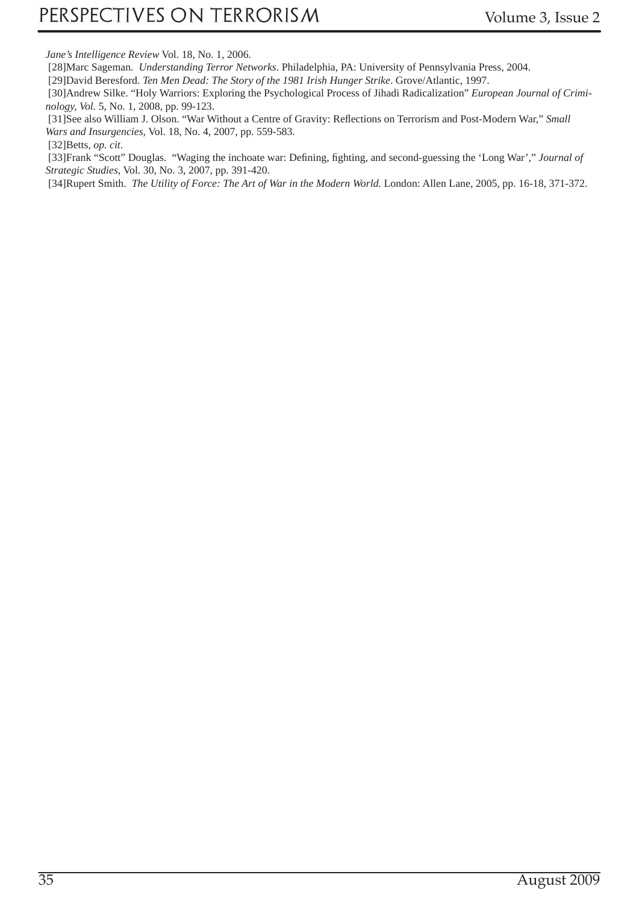*Jane's Intelligence Review* Vol. 18, No. 1, 2006.

[28]Marc Sageman. *Understanding Terror Networks*. Philadelphia, PA: University of Pennsylvania Press, 2004.

[29]David Beresford. *Ten Men Dead: The Story of the 1981 Irish Hunger Strike*. Grove/Atlantic, 1997.

[30]Andrew Silke. "Holy Warriors: Exploring the Psychological Process of Jihadi Radicalization" *European Journal of Criminology, Vol.* 5, No. 1, 2008, pp. 99-123.

[31]See also William J. Olson. "War Without a Centre of Gravity: Reflections on Terrorism and Post-Modern War," *Small Wars and Insurgencies*, Vol. 18, No. 4, 2007, pp. 559-583.

[32]Betts, *op. cit*.

[33]Frank "Scott" Douglas. "Waging the inchoate war: Defining, fighting, and second-guessing the 'Long War'," *Journal of Strategic Studies*, Vol. 30, No. 3, 2007, pp. 391-420.

[34]Rupert Smith. *The Utility of Force: The Art of War in the Modern World.* London: Allen Lane, 2005, pp. 16-18, 371-372.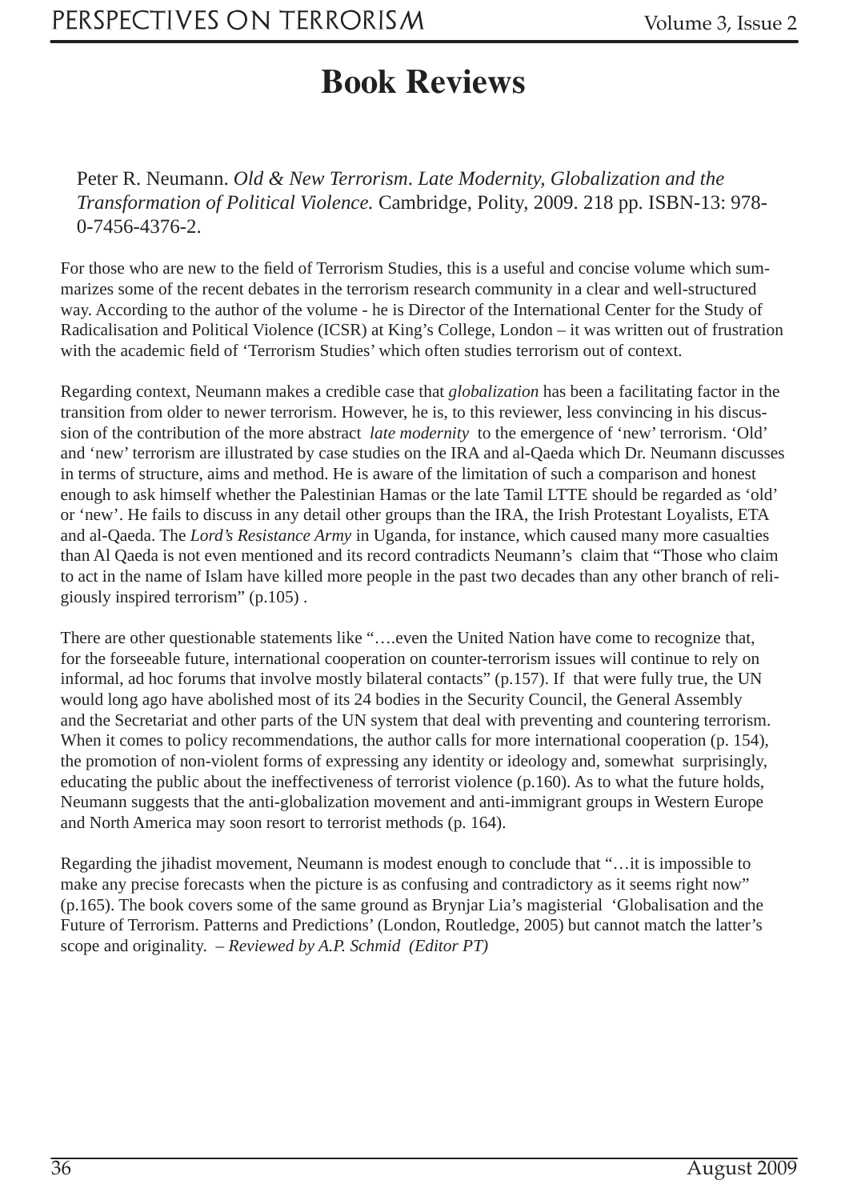# Book Reviews

Peter R. Neumann. *Old & New Terrorism. Late Modernity, Globalization and the Transformation of Political Violence.* Cambridge, Polity, 2009. 218 pp. ISBN-13: 978-0-7456-4376-2.

For those who are new to the field of Terrorism Studies, this is a useful and concise volume which summarizes some of the recent debates in the terrorism research community in a clear and well-structured way. According to the author of the volume - he is Director of the International Center for the Study of Radicalisation and Political Violence (ICSR) at King's College, London – it was written out of frustration with the academic field of 'Terrorism Studies' which often studies terrorism out of context.

Regarding context, Neumann makes a credible case that *globalization* has been a facilitating factor in the transition from older to newer terrorism. However, he is, to this reviewer, less convincing in his discussion of the contribution of the more abstract *late modernity* to the emergence of 'new' terrorism. 'Old' and 'new' terrorism are illustrated by case studies on the IRA and al-Qaeda which Dr. Neumann discusses in terms of structure, aims and method. He is aware of the limitation of such a comparison and honest enough to ask himself whether the Palestinian Hamas or the late Tamil LTTE should be regarded as 'old' or 'new'. He fails to discuss in any detail other groups than the IRA, the Irish Protestant Loyalists, ETA and al-Qaeda. The *Lord's Resistance Army* in Uganda, for instance, which caused many more casualties than Al Qaeda is not even mentioned and its record contradicts Neumann's claim that "Those who claim to act in the name of Islam have killed more people in the past two decades than any other branch of religiously inspired terrorism" (p.105) .

There are other questionable statements like "….even the United Nation have come to recognize that, for the forseeable future, international cooperation on counter-terrorism issues will continue to rely on informal, ad hoc forums that involve mostly bilateral contacts" (p.157). If that were fully true, the UN would long ago have abolished most of its 24 bodies in the Security Council, the General Assembly and the Secretariat and other parts of the UN system that deal with preventing and countering terrorism. When it comes to policy recommendations, the author calls for more international cooperation (p. 154), the promotion of non-violent forms of expressing any identity or ideology and, somewhat surprisingly, educating the public about the ineffectiveness of terrorist violence (p.160). As to what the future holds, Neumann suggests that the anti-globalization movement and anti-immigrant groups in Western Europe and North America may soon resort to terrorist methods (p. 164).

Regarding the jihadist movement, Neumann is modest enough to conclude that "…it is impossible to make any precise forecasts when the picture is as confusing and contradictory as it seems right now" (p.165). The book covers some of the same ground as Brynjar Lia's magisterial 'Globalisation and the Future of Terrorism. Patterns and Predictions' (London, Routledge, 2005) but cannot match the latter's scope and originality. *– Reviewed by A.P. Schmid (Editor PT)*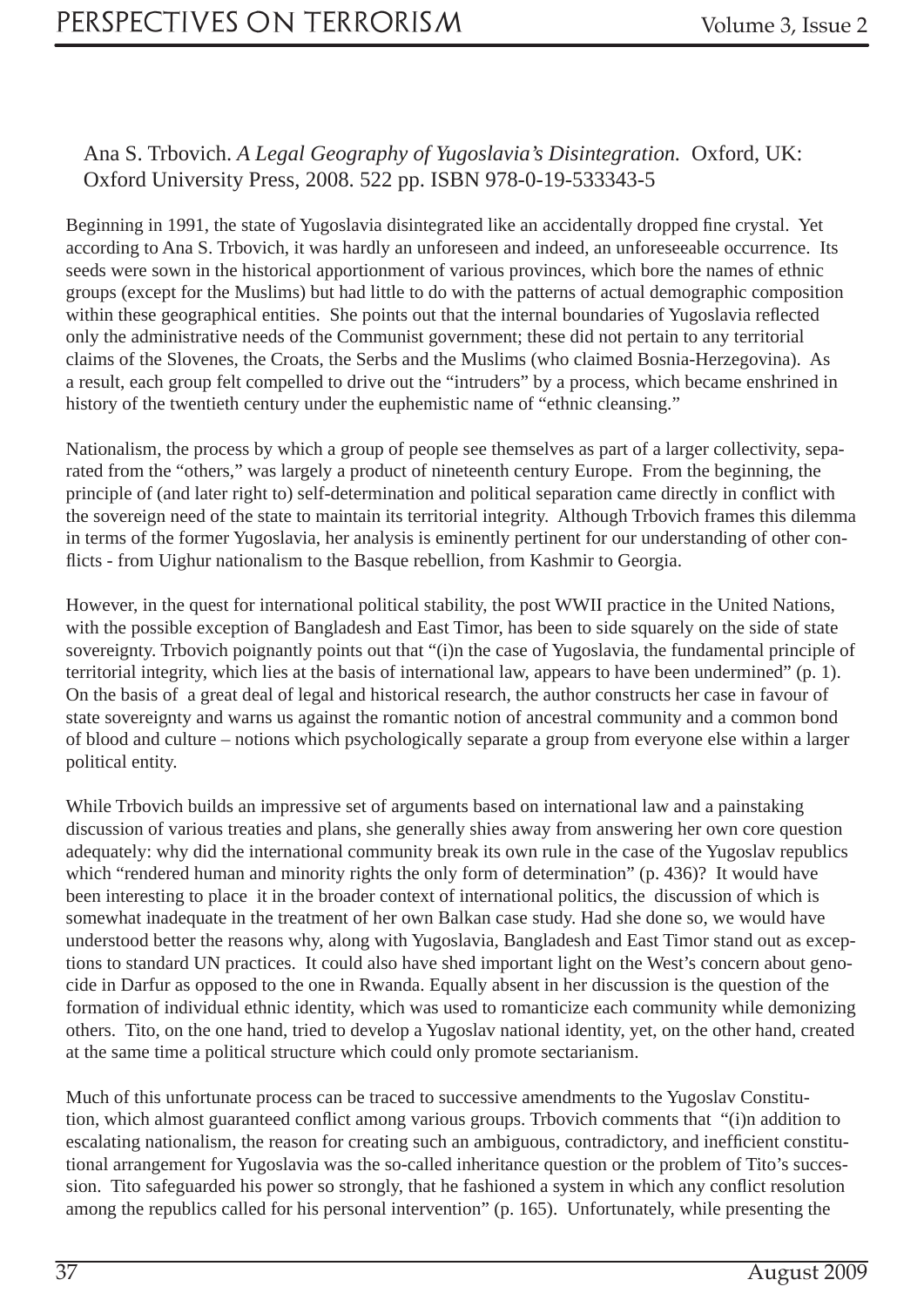Ana S. Trbovich. *A Legal Geography of Yugoslavia's Disintegration.* Oxford, UK: Oxford University Press, 2008. 522 pp. ISBN 978-0-19-533343-5

Beginning in 1991, the state of Yugoslavia disintegrated like an accidentally dropped fine crystal. Yet according to Ana S. Trbovich, it was hardly an unforeseen and indeed, an unforeseeable occurrence. Its seeds were sown in the historical apportionment of various provinces, which bore the names of ethnic groups (except for the Muslims) but had little to do with the patterns of actual demographic composition within these geographical entities. She points out that the internal boundaries of Yugoslavia reflected only the administrative needs of the Communist government; these did not pertain to any territorial claims of the Slovenes, the Croats, the Serbs and the Muslims (who claimed Bosnia-Herzegovina). As a result, each group felt compelled to drive out the "intruders" by a process, which became enshrined in history of the twentieth century under the euphemistic name of "ethnic cleansing."

Nationalism, the process by which a group of people see themselves as part of a larger collectivity, separated from the "others," was largely a product of nineteenth century Europe. From the beginning, the principle of (and later right to) self-determination and political separation came directly in conflict with the sovereign need of the state to maintain its territorial integrity. Although Trbovich frames this dilemma in terms of the former Yugoslavia, her analysis is eminently pertinent for our understanding of other conflicts - from Uighur nationalism to the Basque rebellion, from Kashmir to Georgia.

However, in the quest for international political stability, the post WWII practice in the United Nations, with the possible exception of Bangladesh and East Timor, has been to side squarely on the side of state sovereignty. Trbovich poignantly points out that "(i)n the case of Yugoslavia, the fundamental principle of territorial integrity, which lies at the basis of international law, appears to have been undermined" (p. 1). On the basis of a great deal of legal and historical research, the author constructs her case in favour of state sovereignty and warns us against the romantic notion of ancestral community and a common bond of blood and culture – notions which psychologically separate a group from everyone else within a larger political entity.

While Trbovich builds an impressive set of arguments based on international law and a painstaking discussion of various treaties and plans, she generally shies away from answering her own core question adequately: why did the international community break its own rule in the case of the Yugoslav republics which "rendered human and minority rights the only form of determination" (p. 436)? It would have been interesting to place it in the broader context of international politics, the discussion of which is somewhat inadequate in the treatment of her own Balkan case study. Had she done so, we would have understood better the reasons why, along with Yugoslavia, Bangladesh and East Timor stand out as exceptions to standard UN practices. It could also have shed important light on the West's concern about genocide in Darfur as opposed to the one in Rwanda. Equally absent in her discussion is the question of the formation of individual ethnic identity, which was used to romanticize each community while demonizing others. Tito, on the one hand, tried to develop a Yugoslav national identity, yet, on the other hand, created at the same time a political structure which could only promote sectarianism.

Much of this unfortunate process can be traced to successive amendments to the Yugoslav Constitution, which almost guaranteed conflict among various groups. Trbovich comments that "(i)n addition to escalating nationalism, the reason for creating such an ambiguous, contradictory, and inefficient constitutional arrangement for Yugoslavia was the so-called inheritance question or the problem of Tito's succession. Tito safeguarded his power so strongly, that he fashioned a system in which any conflict resolution among the republics called for his personal intervention" (p. 165). Unfortunately, while presenting the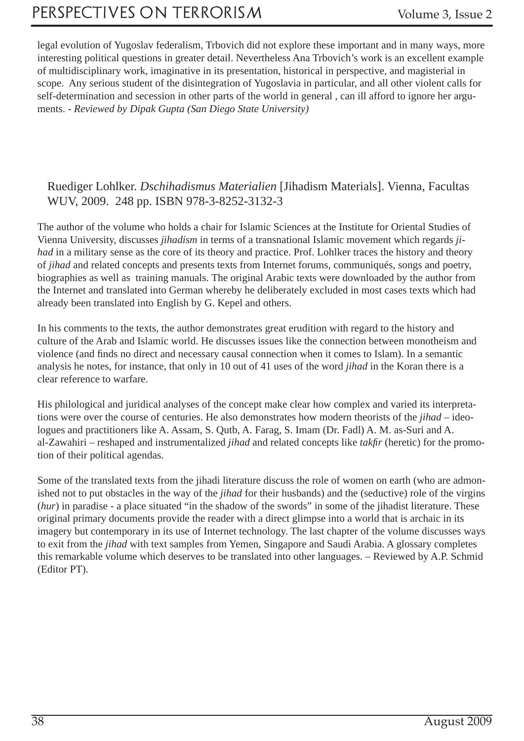legal evolution of Yugoslav federalism, Trbovich did not explore these important and in many ways, more interesting political questions in greater detail. Nevertheless Ana Trbovich's work is an excellent example of multidisciplinary work, imaginative in its presentation, historical in perspective, and magisterial in scope. Any serious student of the disintegration of Yugoslavia in particular, and all other violent calls for self-determination and secession in other parts of the world in general , can ill afford to ignore her arguments. - *Reviewed by Dipak Gupta (San Diego State University)*

## Ruediger Lohlker. *Dschihadismus Materialien* [Jihadism Materials]. Vienna, Facultas WUV, 2009. 248 pp. ISBN 978-3-8252-3132-3

The author of the volume who holds a chair for Islamic Sciences at the Institute for Oriental Studies of Vienna University, discusses *jihadism* in terms of a transnational Islamic movement which regards *jihad* in a military sense as the core of its theory and practice. Prof. Lohlker traces the history and theory of *jihad* and related concepts and presents texts from Internet forums, communiqués, songs and poetry, biographies as well as training manuals. The original Arabic texts were downloaded by the author from the Internet and translated into German whereby he deliberately excluded in most cases texts which had already been translated into English by G. Kepel and others.

In his comments to the texts, the author demonstrates great erudition with regard to the history and culture of the Arab and Islamic world. He discusses issues like the connection between monotheism and violence (and finds no direct and necessary causal connection when it comes to Islam). In a semantic analysis he notes, for instance, that only in 10 out of 41 uses of the word *jihad* in the Koran there is a clear reference to warfare.

His philological and juridical analyses of the concept make clear how complex and varied its interpretations were over the course of centuries. He also demonstrates how modern theorists of the *jihad* – ideologues and practitioners like A. Assam, S. Qutb, A. Farag, S. Imam (Dr. Fadl) A. M. as-Suri and A. al-Zawahiri – reshaped and instrumentalized *jihad* and related concepts like *takfir* (heretic) for the promotion of their political agendas.

Some of the translated texts from the jihadi literature discuss the role of women on earth (who are admonished not to put obstacles in the way of the *jihad* for their husbands) and the (seductive) role of the virgins (*hur*) in paradise - a place situated "in the shadow of the swords" in some of the jihadist literature. These original primary documents provide the reader with a direct glimpse into a world that is archaic in its imagery but contemporary in its use of Internet technology. The last chapter of the volume discusses ways to exit from the *jihad* with text samples from Yemen, Singapore and Saudi Arabia. A glossary completes this remarkable volume which deserves to be translated into other languages. – Reviewed by A.P. Schmid (Editor PT).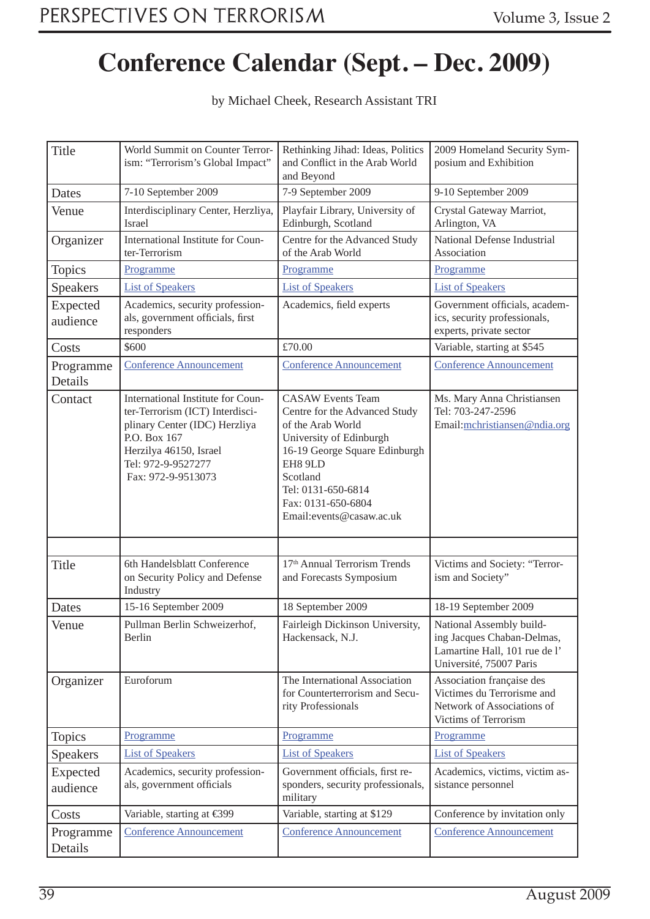# Conference Calendar (Sept. – Dec. 2009)

by Michael Cheek, Research Assistant TRI

| Title | World Summit on Counter Terrorism: "Terrorism's Global Impact" | Rethinking Jihad: Ideas, Politics and Conflict in the Arab World and Beyond | 2009 Homeland Security Symposium and Exhibition |
|---|---|---|---|
| Dates | 7-10 September 2009 | 7-9 September 2009 | 9-10 September 2009 |
| Venue | Interdisciplinary Center, Herzliya, Israel | Playfair Library, University of Edinburgh, Scotland | Crystal Gateway Marriot, Arlington, VA |
| Organizer | International Institute for Counter-Terrorism | Centre for the Advanced Study of the Arab World | National Defense Industrial Association |
| Topics | Programme | Programme | Programme |
| Speakers | List of Speakers | List of Speakers | List of Speakers |
| Expected audience | Academics, security professionals, government officials, first responders | Academics, field experts | Government officials, academics, security professionals, experts, private sector |
| Costs | $600 | £70.00 | Variable, starting at $545 |
| Programme Details | Conference Announcement | Conference Announcement | Conference Announcement |
| Contact | International Institute for Counter-Terrorism (ICT) Interdisciplinary Center (IDC) Herzliya P.O. Box 167 Herzilya 46150, Israel Tel: 972-9-9527277 Fax: 972-9-9513073 | CASAW Events Team Centre for the Advanced Study of the Arab World University of Edinburgh 16-19 George Square Edinburgh EH8 9LD Scotland Tel: 0131-650-6814 Fax: 0131-650-6804 Email:events@casaw.ac.uk | Ms. Mary Anna Christiansen Tel: 703-247-2596 Email:mchristiansen@ndia.org |
| | | | |
| Title | 6th Handelsblatt Conference on Security Policy and Defense Industry | 17th Annual Terrorism Trends and Forecasts Symposium | Victims and Society: "Terrorism and Society" |
| Dates | 15-16 September 2009 | 18 September 2009 | 18-19 September 2009 |
| Venue | Pullman Berlin Schweizerhof, Berlin | Fairleigh Dickinson University, Hackensack, N.J. | National Assembly building Jacques Chaban-Delmas, Lamartine Hall, 101 rue de l' Université, 75007 Paris |
| Organizer | Euroforum | The International Association for Counterterrorism and Security Professionals | Association française des Victimes du Terrorisme and Network of Associations of Victims of Terrorism |
| Topics | Programme | Programme | Programme |
| Speakers | List of Speakers | List of Speakers | List of Speakers |
| Expected audience | Academics, security professionals, government officials | Government officials, first responders, security professionals, military | Academics, victims, victim assistance personnel |
| Costs | Variable, starting at €399 | Variable, starting at $129 | Conference by invitation only |
| Programme Details | Conference Announcement | Conference Announcement | Conference Announcement |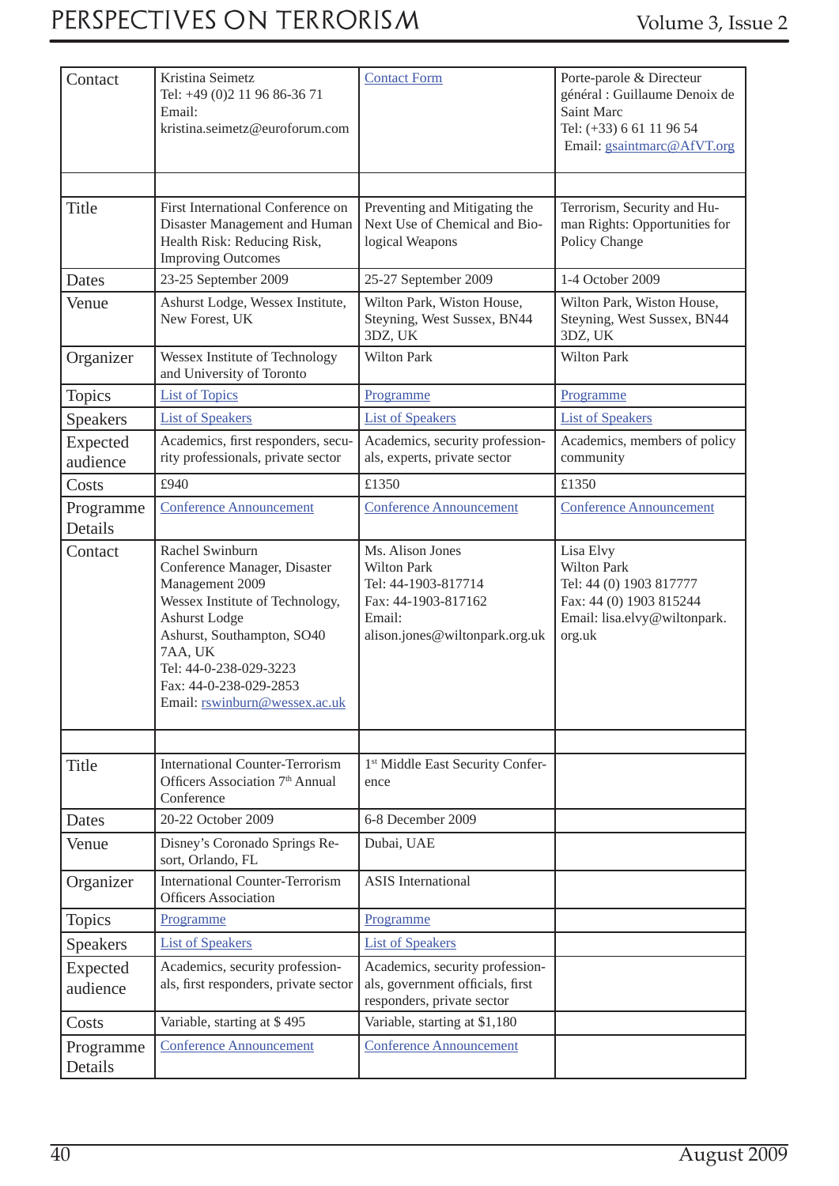| Contact | Kristina Seimetz<br>Tel: +49 (0)2 11 96 86-36 71<br>Email:<br>kristina.seimetz@euroforum.com | Contact Form | Porte-parole & Directeur général : Guillaume Denoix de Saint Marc<br>Tel: (+33) 6 61 11 96 54<br>Email: gsaintmarc@AfVT.org |
|---|---|---|---|
| | | | |
| Title | First International Conference on Disaster Management and Human Health Risk: Reducing Risk, Improving Outcomes | Preventing and Mitigating the Next Use of Chemical and Biological Weapons | Terrorism, Security and Human Rights: Opportunities for Policy Change |
| Dates | 23-25 September 2009 | 25-27 September 2009 | 1-4 October 2009 |
| Venue | Ashurst Lodge, Wessex Institute, New Forest, UK | Wilton Park, Wiston House, Steyning, West Sussex, BN44 3DZ, UK | Wilton Park, Wiston House, Steyning, West Sussex, BN44 3DZ, UK |
| Organizer | Wessex Institute of Technology and University of Toronto | Wilton Park | Wilton Park |
| Topics | List of Topics | Programme | Programme |
| Speakers | List of Speakers | List of Speakers | List of Speakers |
| Expected audience | Academics, first responders, security professionals, private sector | Academics, security professionals, experts, private sector | Academics, members of policy community |
| Costs | £940 | £1350 | £1350 |
| Programme Details | Conference Announcement | Conference Announcement | Conference Announcement |
| Contact | Rachel Swinburn<br>Conference Manager, Disaster Management 2009<br>Wessex Institute of Technology, Ashurst Lodge<br>Ashurst, Southampton, SO40 7AA, UK<br>Tel: 44-0-238-029-3223<br>Fax: 44-0-238-029-2853<br>Email: rswinburn@wessex.ac.uk | Ms. Alison Jones<br>Wilton Park<br>Tel: 44-1903-817714<br>Fax: 44-1903-817162<br>Email:<br>alison.jones@wiltonpark.org.uk | Lisa Elvy<br>Wilton Park<br>Tel: 44 (0) 1903 817777<br>Fax: 44 (0) 1903 815244<br>Email: lisa.elvy@wiltonpark.org.uk |
| | | | |
| Title | International Counter-Terrorism Officers Association 7th Annual Conference | 1st Middle East Security Conference | |
| Dates | 20-22 October 2009 | 6-8 December 2009 | |
| Venue | Disney's Coronado Springs Resort, Orlando, FL | Dubai, UAE | |
| Organizer | International Counter-Terrorism Officers Association | ASIS International | |
| Topics | Programme | Programme | |
| Speakers | List of Speakers | List of Speakers | |
| Expected audience | Academics, security professionals, first responders, private sector | Academics, security professionals, government officials, first responders, private sector | |
| Costs | Variable, starting at $ 495 | Variable, starting at $1,180 | |
| Programme Details | Conference Announcement | Conference Announcement | |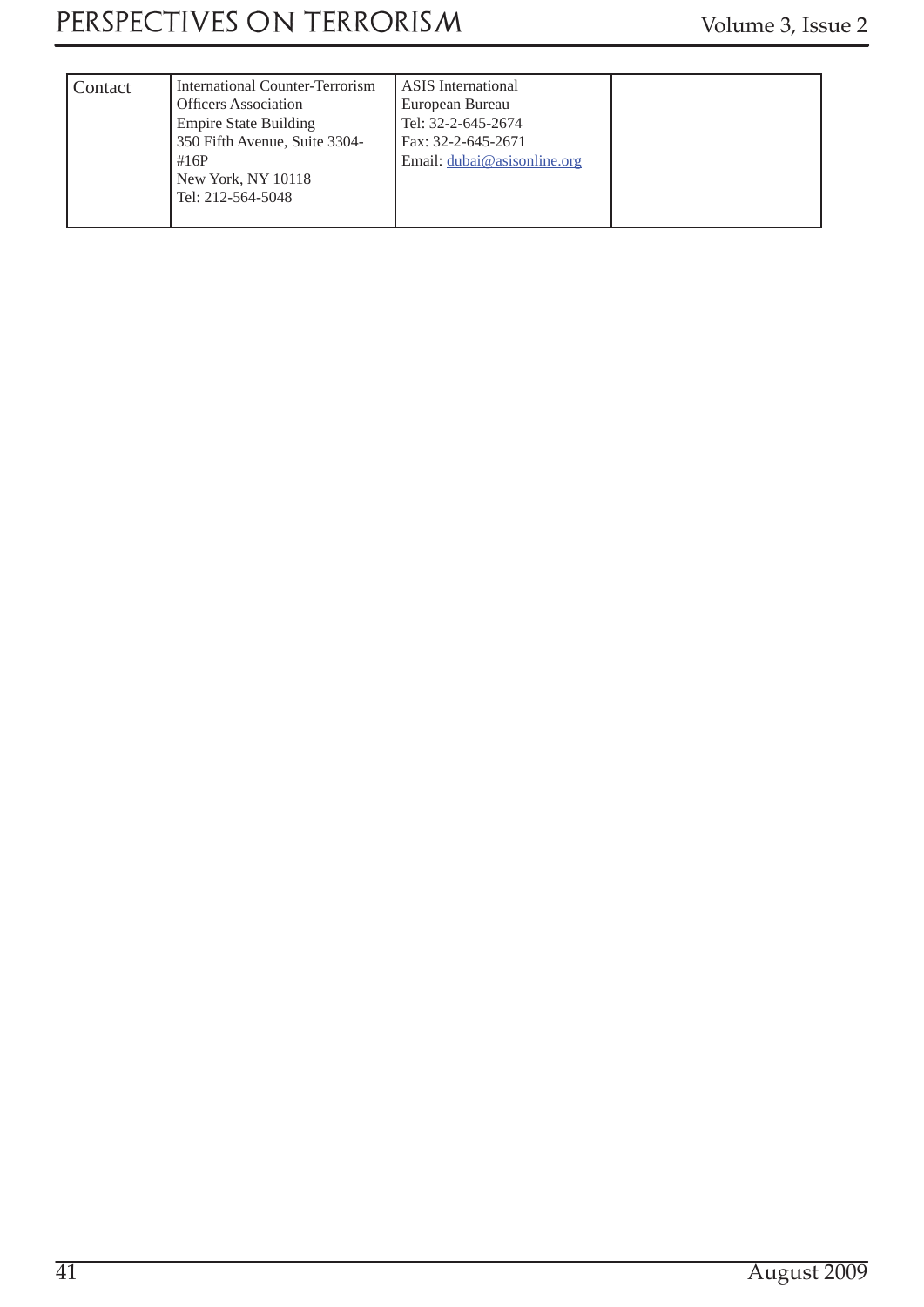| Contact | International Counter-Terrorism Officers Association<br>Empire State Building<br>350 Fifth Avenue, Suite 3304-#16P<br>New York, NY 10118<br>Tel: 212-564-5048 | ASIS International<br>European Bureau<br>Tel: 32-2-645-2674<br>Fax: 32-2-645-2671<br>Email: dubai@asisonline.org | |
|---|---|---|---|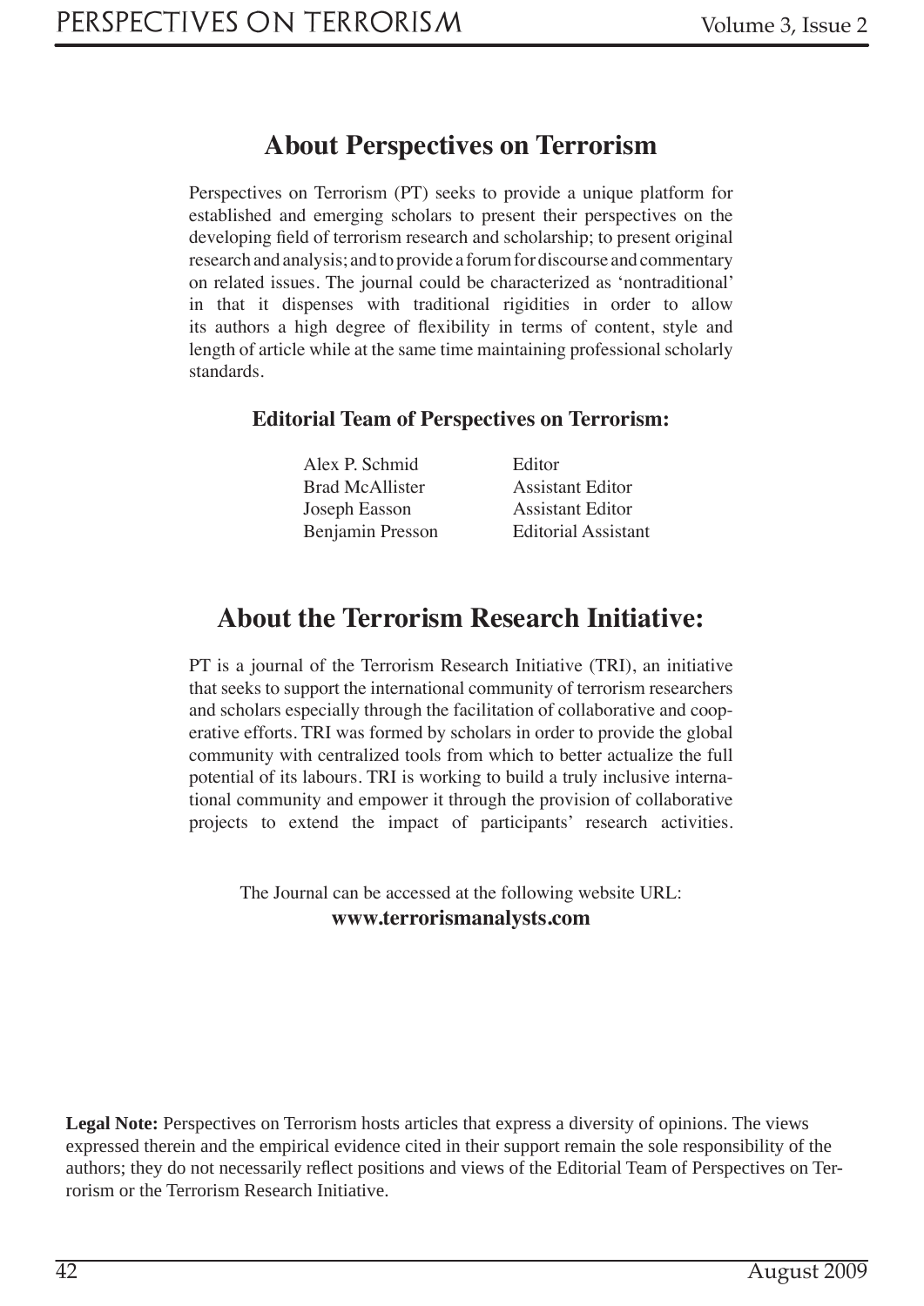## About Perspectives on Terrorism

Perspectives on Terrorism (PT) seeks to provide a unique platform for established and emerging scholars to present their perspectives on the developing field of terrorism research and scholarship; to present original research and analysis; and to provide a forum for discourse and commentary on related issues. The journal could be characterized as 'nontraditional' in that it dispenses with traditional rigidities in order to allow its authors a high degree of flexibility in terms of content, style and length of article while at the same time maintaining professional scholarly standards.

### Editorial Team of Perspectives on Terrorism:

| | |
|---|---|
| Alex P. Schmid | Editor |
| Brad McAllister | Assistant Editor |
| Joseph Easson | Assistant Editor |
| Benjamin Presson | Editorial Assistant |

## About the Terrorism Research Initiative:

PT is a journal of the Terrorism Research Initiative (TRI), an initiative that seeks to support the international community of terrorism researchers and scholars especially through the facilitation of collaborative and cooperative efforts. TRI was formed by scholars in order to provide the global community with centralized tools from which to better actualize the full potential of its labours. TRI is working to build a truly inclusive international community and empower it through the provision of collaborative projects to extend the impact of participants' research activities.

The Journal can be accessed at the following website URL:
**www.terrorismanalysts.com**

**Legal Note:** Perspectives on Terrorism hosts articles that express a diversity of opinions. The views expressed therein and the empirical evidence cited in their support remain the sole responsibility of the authors; they do not necessarily reflect positions and views of the Editorial Team of Perspectives on Terrorism or the Terrorism Research Initiative.